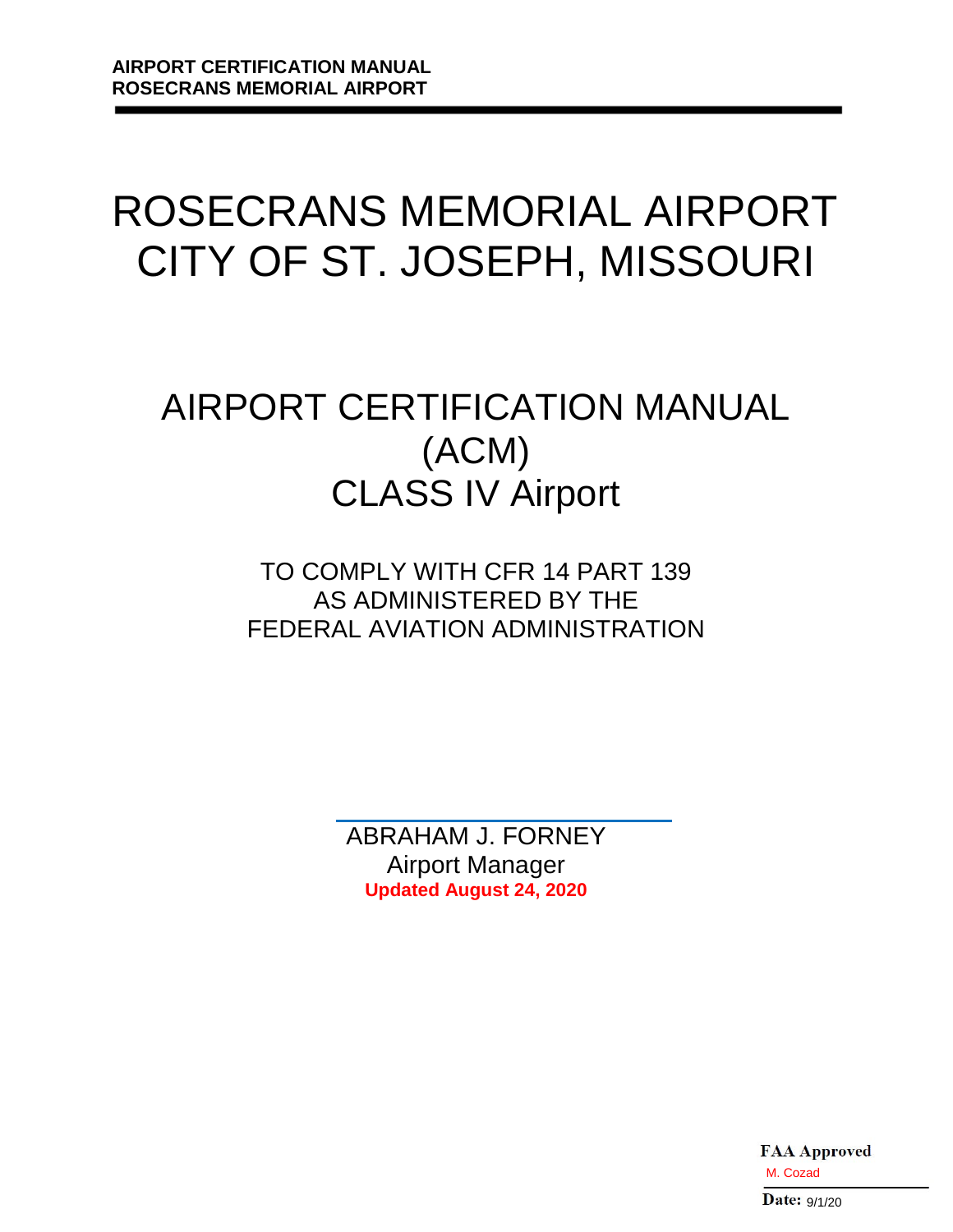# ROSECRANS MEMORIAL AIRPORT
# CITY OF ST. JOSEPH, MISSOURI

## AIRPORT CERTIFICATION MANUAL (ACM)
## CLASS IV Airport

TO COMPLY WITH CFR 14 PART 139
AS ADMINISTERED BY THE
FEDERAL AVIATION ADMINISTRATION

ABRAHAM J. FORNEY
Airport Manager
**Updated August 24, 2020**

**FAA Approved**
M. Cozad
**Date:** 9/1/20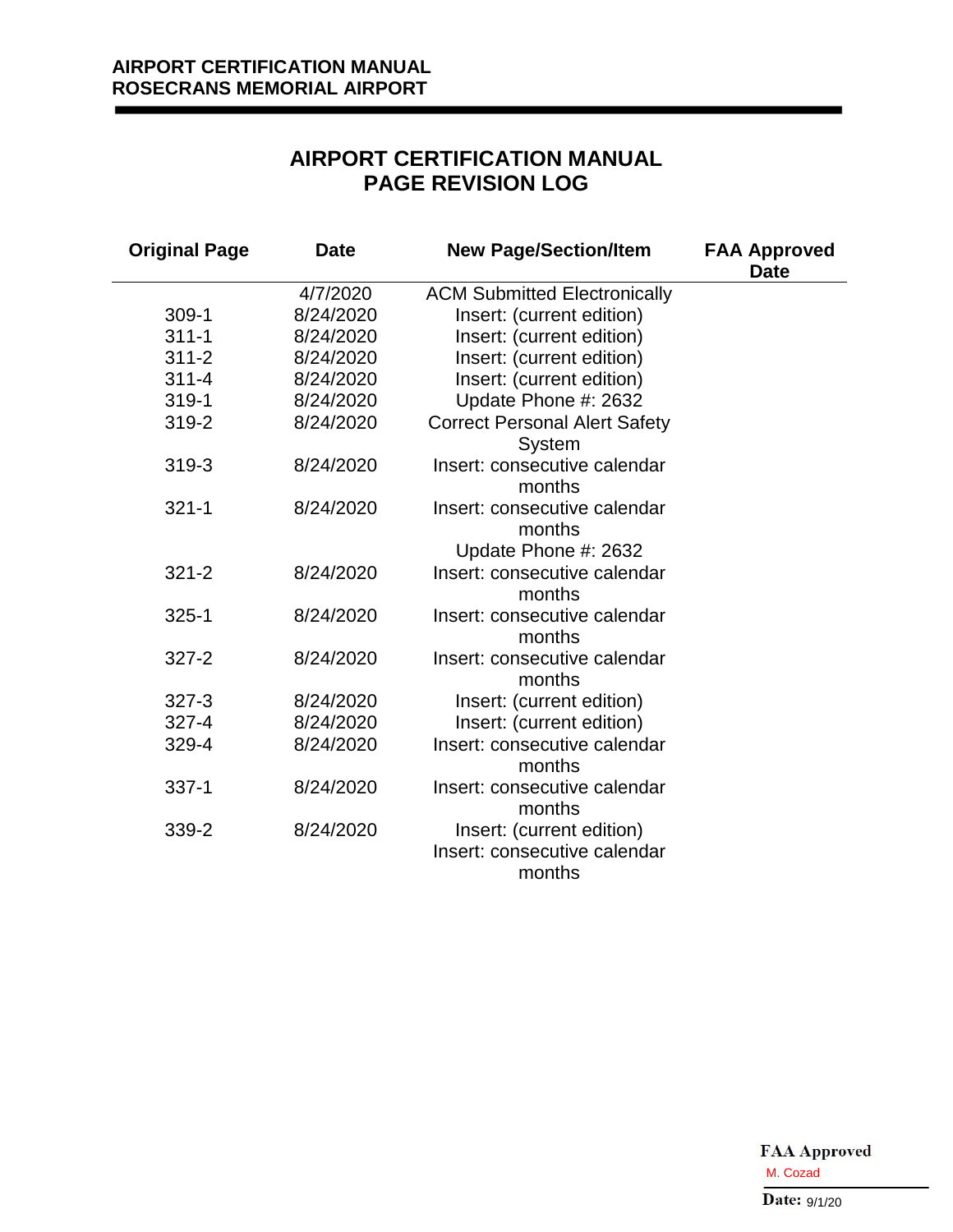# AIRPORT CERTIFICATION MANUAL
# PAGE REVISION LOG

| Original Page | Date | New Page/Section/Item | FAA Approved Date |
|---|---|---|---|
| | 4/7/2020 | ACM Submitted Electronically | |
| 309-1 | 8/24/2020 | Insert: (current edition) | |
| 311-1 | 8/24/2020 | Insert: (current edition) | |
| 311-2 | 8/24/2020 | Insert: (current edition) | |
| 311-4 | 8/24/2020 | Insert: (current edition) | |
| 319-1 | 8/24/2020 | Update Phone #: 2632 | |
| 319-2 | 8/24/2020 | Correct Personal Alert Safety System | |
| 319-3 | 8/24/2020 | Insert: consecutive calendar months | |
| 321-1 | 8/24/2020 | Insert: consecutive calendar months<br>Update Phone #: 2632 | |
| 321-2 | 8/24/2020 | Insert: consecutive calendar months | |
| 325-1 | 8/24/2020 | Insert: consecutive calendar months | |
| 327-2 | 8/24/2020 | Insert: consecutive calendar months | |
| 327-3 | 8/24/2020 | Insert: (current edition) | |
| 327-4 | 8/24/2020 | Insert: (current edition) | |
| 329-4 | 8/24/2020 | Insert: consecutive calendar months | |
| 337-1 | 8/24/2020 | Insert: consecutive calendar months | |
| 339-2 | 8/24/2020 | Insert: (current edition)<br>Insert: consecutive calendar months | |

FAA Approved
M. Cozad
Date: 9/1/20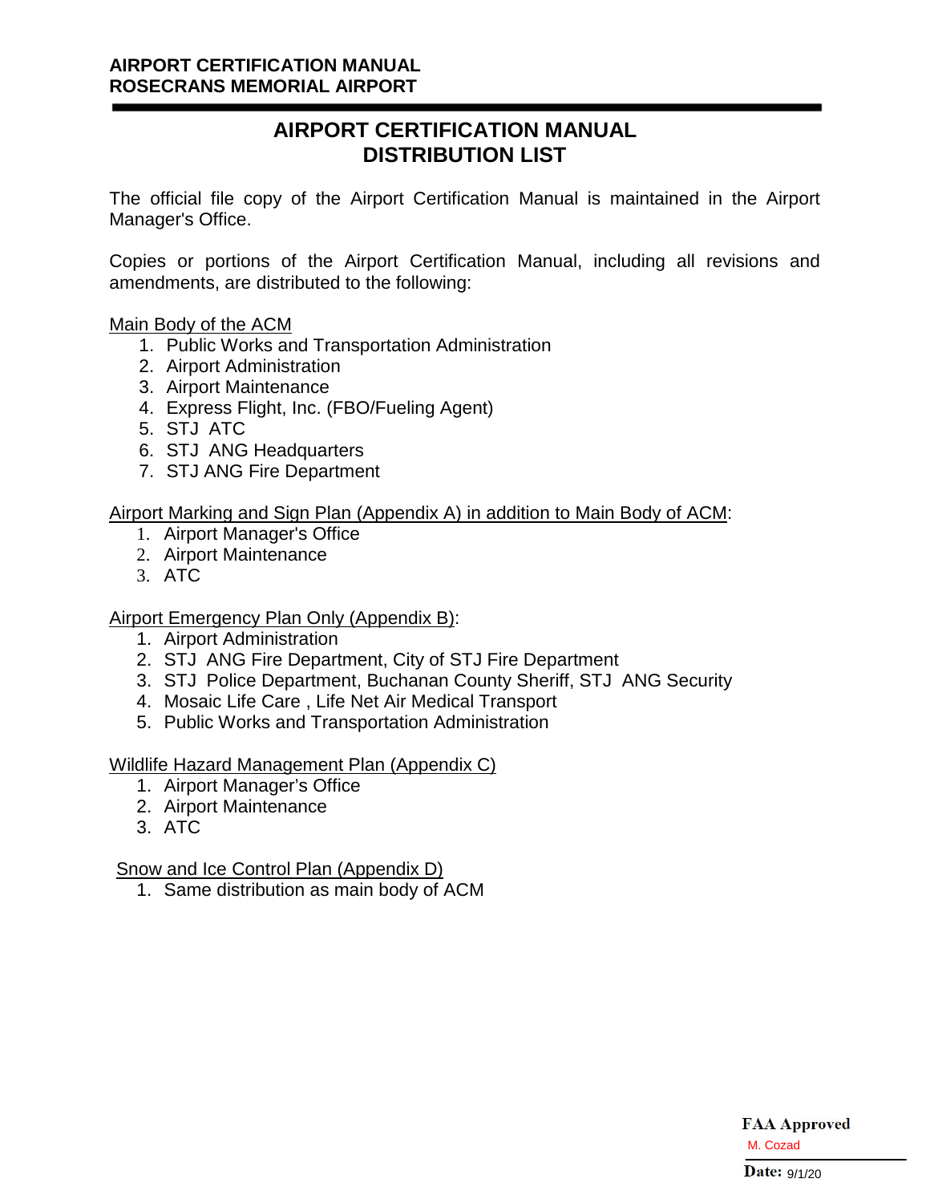# AIRPORT CERTIFICATION MANUAL
# DISTRIBUTION LIST

The official file copy of the Airport Certification Manual is maintained in the Airport Manager's Office.

Copies or portions of the Airport Certification Manual, including all revisions and amendments, are distributed to the following:

Main Body of the ACM

1. Public Works and Transportation Administration
2. Airport Administration
3. Airport Maintenance
4. Express Flight, Inc. (FBO/Fueling Agent)
5. STJ ATC
6. STJ ANG Headquarters
7. STJ ANG Fire Department

Airport Marking and Sign Plan (Appendix A) in addition to Main Body of ACM:

1. Airport Manager's Office
2. Airport Maintenance
3. ATC

Airport Emergency Plan Only (Appendix B):

1. Airport Administration
2. STJ ANG Fire Department, City of STJ Fire Department
3. STJ Police Department, Buchanan County Sheriff, STJ ANG Security
4. Mosaic Life Care , Life Net Air Medical Transport
5. Public Works and Transportation Administration

Wildlife Hazard Management Plan (Appendix C)

1. Airport Manager's Office
2. Airport Maintenance
3. ATC

Snow and Ice Control Plan (Appendix D)

1. Same distribution as main body of ACM

**FAA Approved**
M. Cozad
**Date:** 9/1/20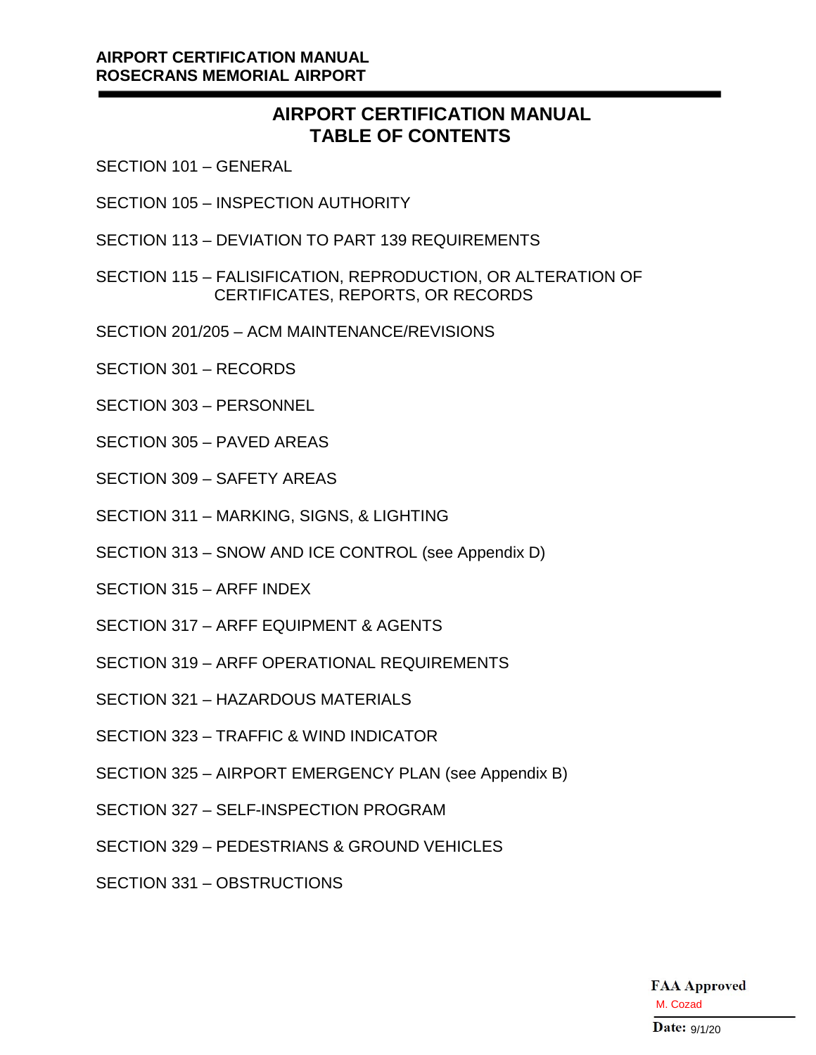# AIRPORT CERTIFICATION MANUAL
# TABLE OF CONTENTS

SECTION 101 – GENERAL

SECTION 105 – INSPECTION AUTHORITY

SECTION 113 – DEVIATION TO PART 139 REQUIREMENTS

SECTION 115 – FALISIFICATION, REPRODUCTION, OR ALTERATION OF CERTIFICATES, REPORTS, OR RECORDS

SECTION 201/205 – ACM MAINTENANCE/REVISIONS

SECTION 301 – RECORDS

SECTION 303 – PERSONNEL

SECTION 305 – PAVED AREAS

SECTION 309 – SAFETY AREAS

SECTION 311 – MARKING, SIGNS, & LIGHTING

SECTION 313 – SNOW AND ICE CONTROL (see Appendix D)

SECTION 315 – ARFF INDEX

SECTION 317 – ARFF EQUIPMENT & AGENTS

SECTION 319 – ARFF OPERATIONAL REQUIREMENTS

SECTION 321 – HAZARDOUS MATERIALS

SECTION 323 – TRAFFIC & WIND INDICATOR

SECTION 325 – AIRPORT EMERGENCY PLAN (see Appendix B)

SECTION 327 – SELF-INSPECTION PROGRAM

SECTION 329 – PEDESTRIANS & GROUND VEHICLES

SECTION 331 – OBSTRUCTIONS

**FAA Approved**
M. Cozad
**Date:** 9/1/20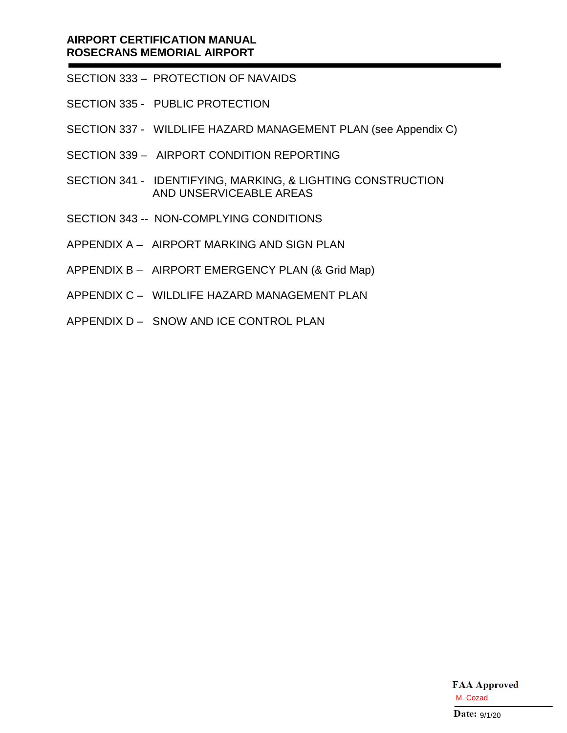SECTION 333 – PROTECTION OF NAVAIDS

SECTION 335 - PUBLIC PROTECTION

SECTION 337 - WILDLIFE HAZARD MANAGEMENT PLAN (see Appendix C)

SECTION 339 – AIRPORT CONDITION REPORTING

SECTION 341 - IDENTIFYING, MARKING, & LIGHTING CONSTRUCTION AND UNSERVICEABLE AREAS

SECTION 343 -- NON-COMPLYING CONDITIONS

APPENDIX A – AIRPORT MARKING AND SIGN PLAN

APPENDIX B – AIRPORT EMERGENCY PLAN (& Grid Map)

APPENDIX C – WILDLIFE HAZARD MANAGEMENT PLAN

APPENDIX D – SNOW AND ICE CONTROL PLAN

**FAA Approved**
M. Cozad
**Date:** 9/1/20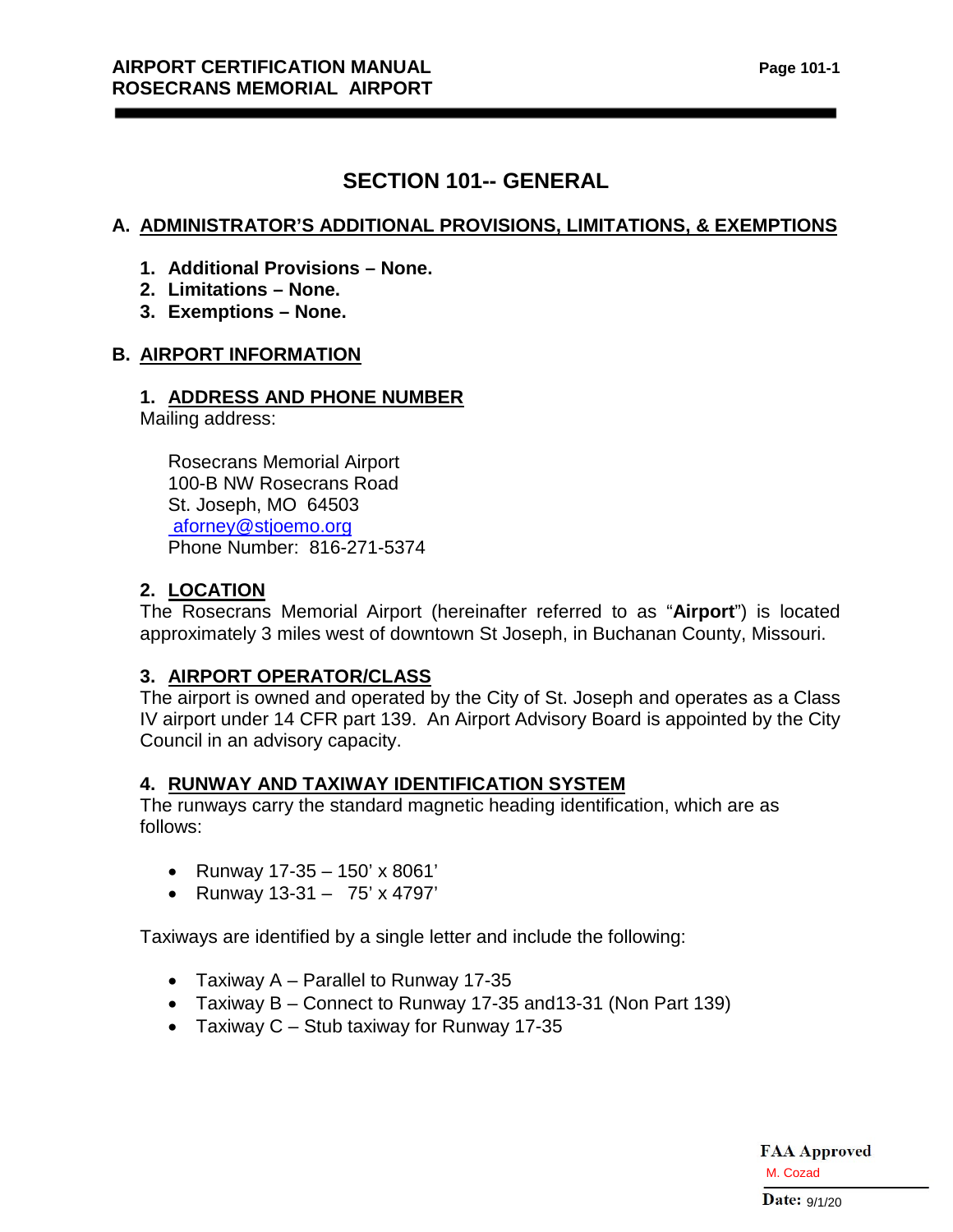# SECTION 101-- GENERAL

## A. ADMINISTRATOR'S ADDITIONAL PROVISIONS, LIMITATIONS, & EXEMPTIONS

1. **Additional Provisions – None.**
2. **Limitations – None.**
3. **Exemptions – None.**

## B. AIRPORT INFORMATION

### 1. ADDRESS AND PHONE NUMBER

Mailing address:

Rosecrans Memorial Airport
100-B NW Rosecrans Road
St. Joseph, MO 64503
aforney@stjoemo.org
Phone Number: 816-271-5374

### 2. LOCATION

The Rosecrans Memorial Airport (hereinafter referred to as "**Airport**") is located approximately 3 miles west of downtown St Joseph, in Buchanan County, Missouri.

### 3. AIRPORT OPERATOR/CLASS

The airport is owned and operated by the City of St. Joseph and operates as a Class IV airport under 14 CFR part 139. An Airport Advisory Board is appointed by the City Council in an advisory capacity.

### 4. RUNWAY AND TAXIWAY IDENTIFICATION SYSTEM

The runways carry the standard magnetic heading identification, which are as follows:

- Runway 17-35 – 150' x 8061'
- Runway 13-31 – 75' x 4797'

Taxiways are identified by a single letter and include the following:

- Taxiway A – Parallel to Runway 17-35
- Taxiway B – Connect to Runway 17-35 and13-31 (Non Part 139)
- Taxiway C – Stub taxiway for Runway 17-35

**FAA Approved**
M. Cozad
**Date:** 9/1/20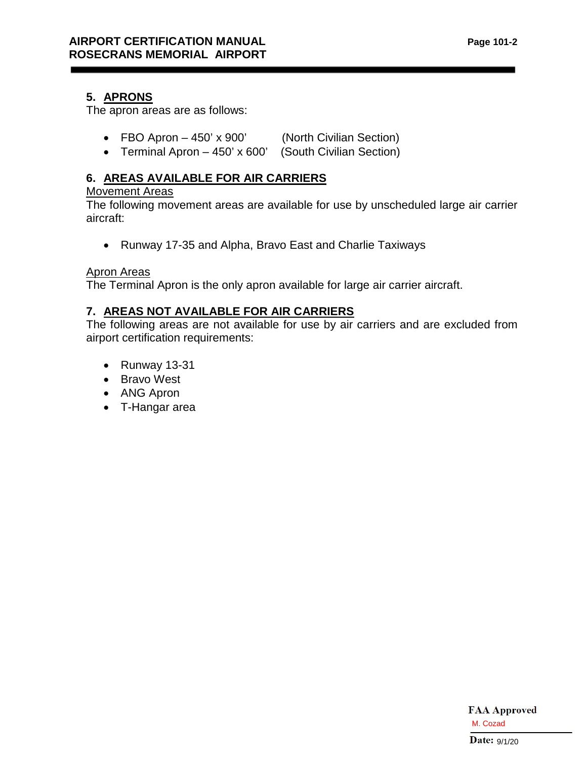## 5. APRONS

The apron areas are as follows:

- FBO Apron – 450' x 900' (North Civilian Section)
- Terminal Apron – 450' x 600' (South Civilian Section)

## 6. AREAS AVAILABLE FOR AIR CARRIERS

Movement Areas

The following movement areas are available for use by unscheduled large air carrier aircraft:

- Runway 17-35 and Alpha, Bravo East and Charlie Taxiways

Apron Areas

The Terminal Apron is the only apron available for large air carrier aircraft.

## 7. AREAS NOT AVAILABLE FOR AIR CARRIERS

The following areas are not available for use by air carriers and are excluded from airport certification requirements:

- Runway 13-31
- Bravo West
- ANG Apron
- T-Hangar area

FAA Approved
M. Cozad
Date: 9/1/20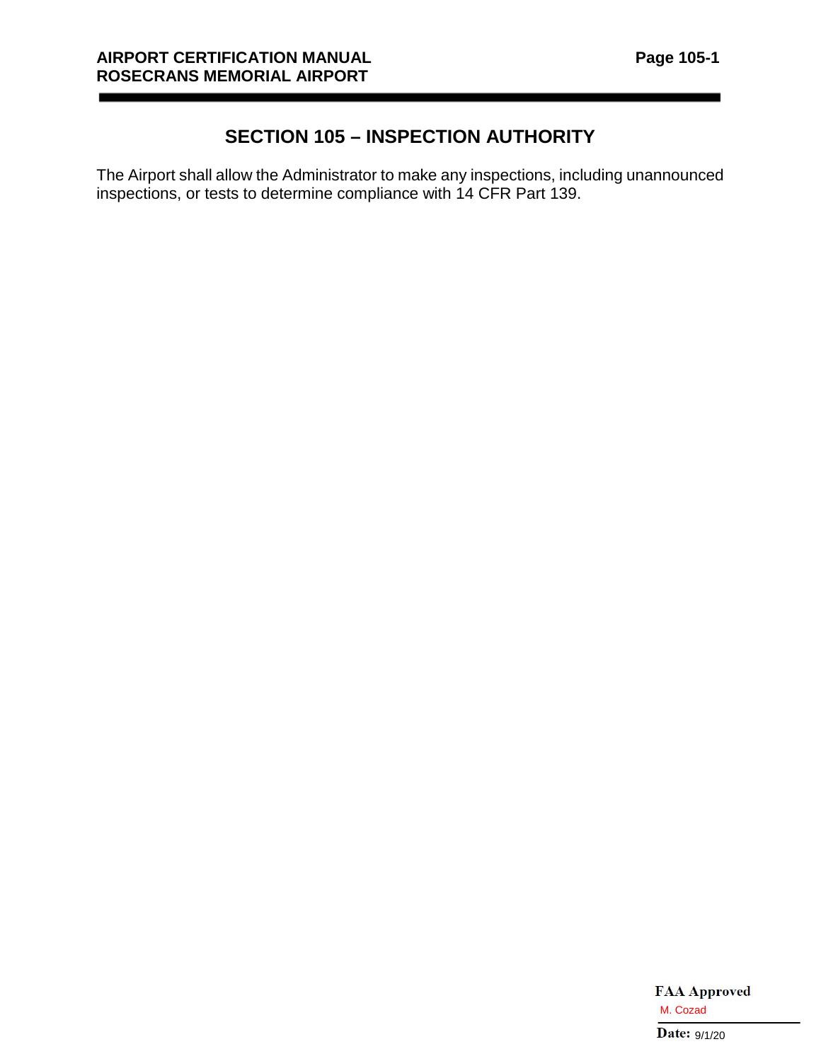# SECTION 105 – INSPECTION AUTHORITY

The Airport shall allow the Administrator to make any inspections, including unannounced inspections, or tests to determine compliance with 14 CFR Part 139.

**FAA Approved**
M. Cozad
**Date:** 9/1/20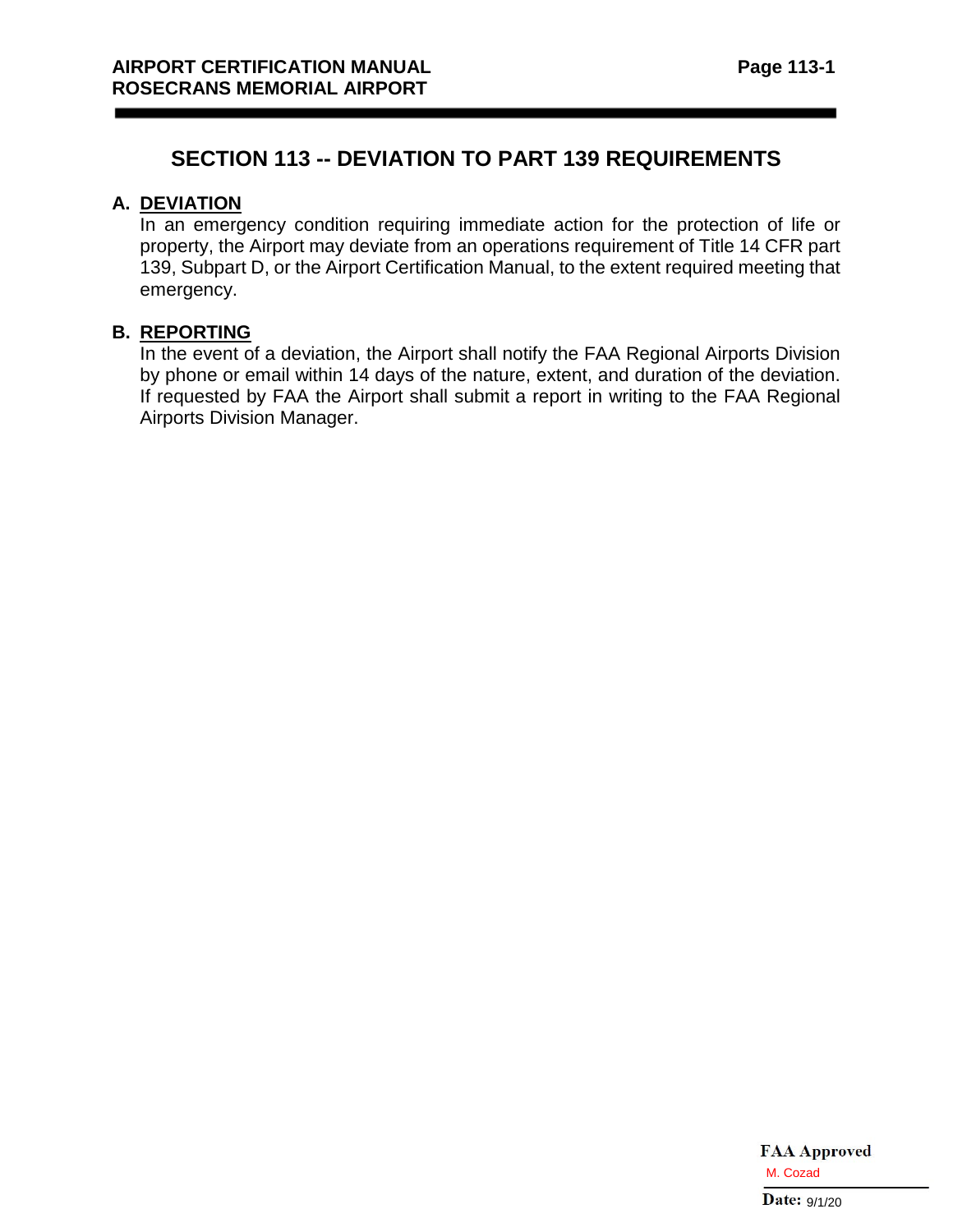# SECTION 113 -- DEVIATION TO PART 139 REQUIREMENTS

## A. DEVIATION

In an emergency condition requiring immediate action for the protection of life or property, the Airport may deviate from an operations requirement of Title 14 CFR part 139, Subpart D, or the Airport Certification Manual, to the extent required meeting that emergency.

## B. REPORTING

In the event of a deviation, the Airport shall notify the FAA Regional Airports Division by phone or email within 14 days of the nature, extent, and duration of the deviation. If requested by FAA the Airport shall submit a report in writing to the FAA Regional Airports Division Manager.

**FAA Approved**
M. Cozad
**Date:** 9/1/20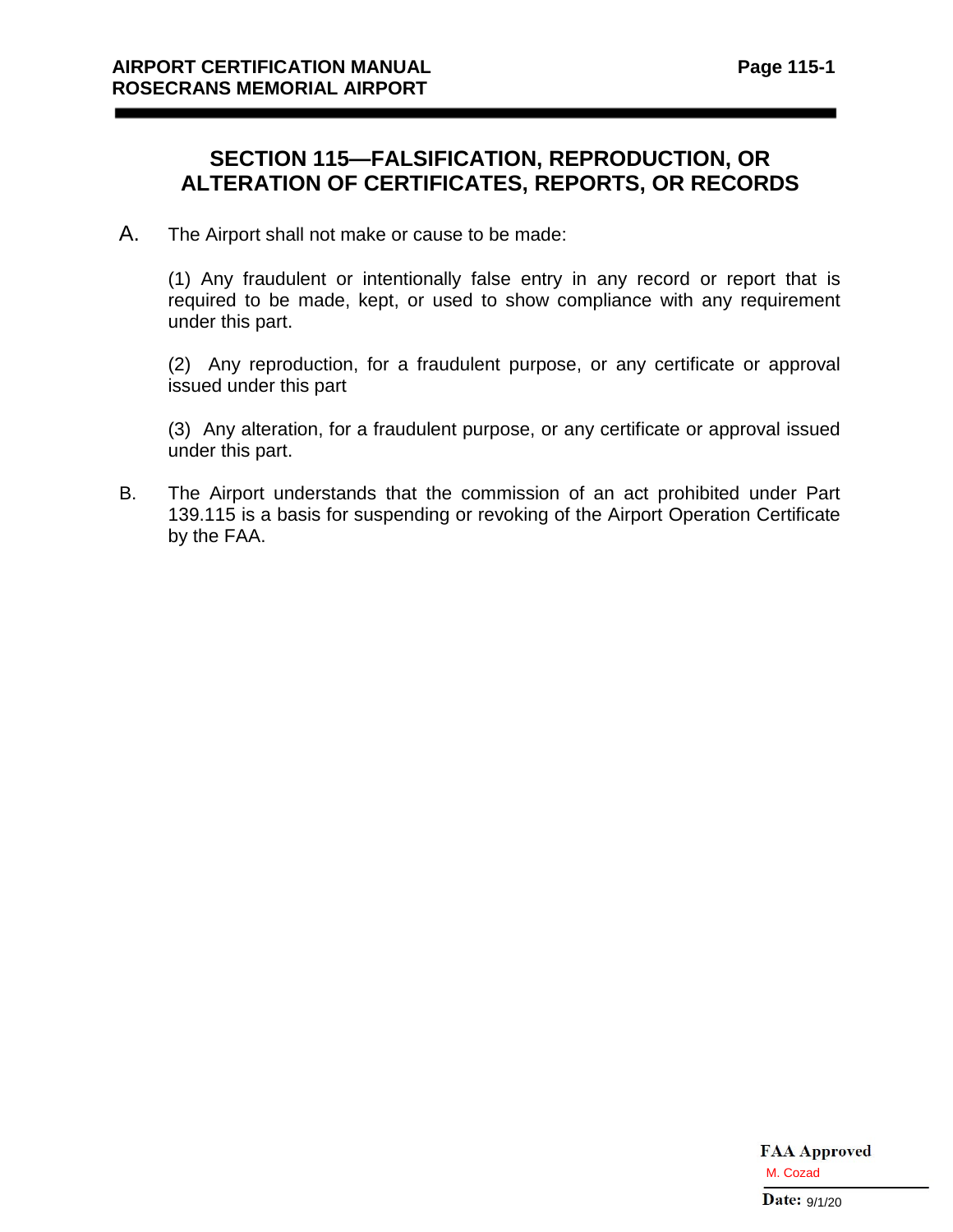# SECTION 115—FALSIFICATION, REPRODUCTION, OR ALTERATION OF CERTIFICATES, REPORTS, OR RECORDS

A. The Airport shall not make or cause to be made:

(1) Any fraudulent or intentionally false entry in any record or report that is required to be made, kept, or used to show compliance with any requirement under this part.

(2) Any reproduction, for a fraudulent purpose, or any certificate or approval issued under this part

(3) Any alteration, for a fraudulent purpose, or any certificate or approval issued under this part.

B. The Airport understands that the commission of an act prohibited under Part 139.115 is a basis for suspending or revoking of the Airport Operation Certificate by the FAA.

**FAA Approved**
M. Cozad

**Date:** 9/1/20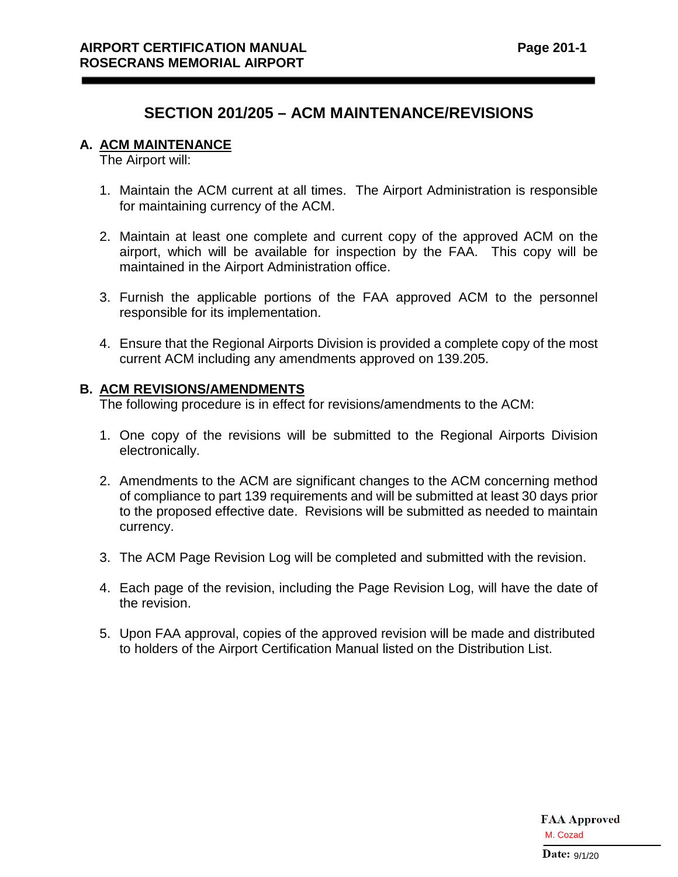# SECTION 201/205 – ACM MAINTENANCE/REVISIONS

## A. ACM MAINTENANCE

The Airport will:

1. Maintain the ACM current at all times. The Airport Administration is responsible for maintaining currency of the ACM.

2. Maintain at least one complete and current copy of the approved ACM on the airport, which will be available for inspection by the FAA. This copy will be maintained in the Airport Administration office.

3. Furnish the applicable portions of the FAA approved ACM to the personnel responsible for its implementation.

4. Ensure that the Regional Airports Division is provided a complete copy of the most current ACM including any amendments approved on 139.205.

## B. ACM REVISIONS/AMENDMENTS

The following procedure is in effect for revisions/amendments to the ACM:

1. One copy of the revisions will be submitted to the Regional Airports Division electronically.

2. Amendments to the ACM are significant changes to the ACM concerning method of compliance to part 139 requirements and will be submitted at least 30 days prior to the proposed effective date. Revisions will be submitted as needed to maintain currency.

3. The ACM Page Revision Log will be completed and submitted with the revision.

4. Each page of the revision, including the Page Revision Log, will have the date of the revision.

5. Upon FAA approval, copies of the approved revision will be made and distributed to holders of the Airport Certification Manual listed on the Distribution List.

**FAA Approved**
M. Cozad
**Date:** 9/1/20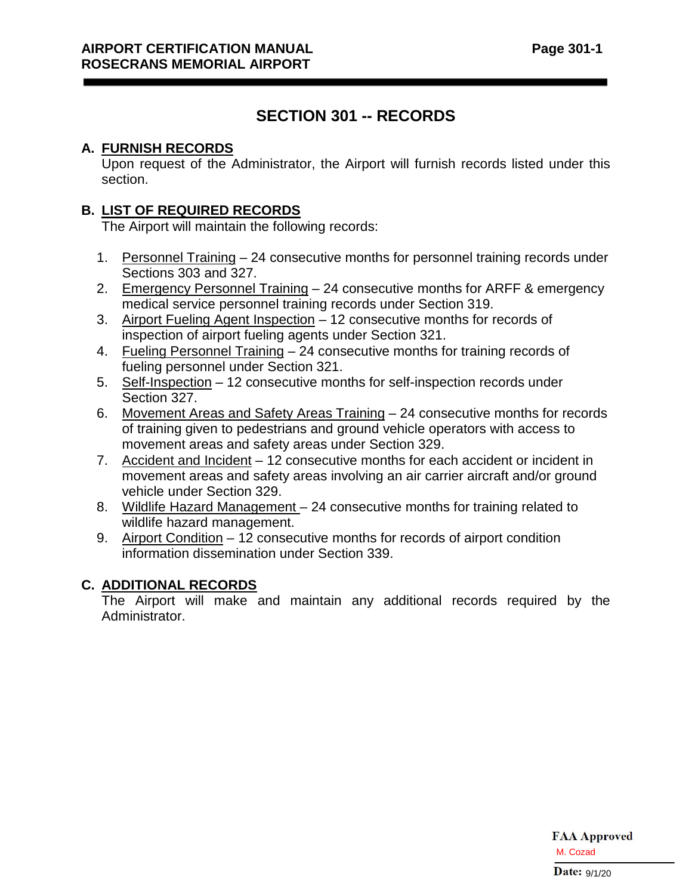# SECTION 301 -- RECORDS

## A. FURNISH RECORDS

Upon request of the Administrator, the Airport will furnish records listed under this section.

## B. LIST OF REQUIRED RECORDS

The Airport will maintain the following records:

1. Personnel Training – 24 consecutive months for personnel training records under Sections 303 and 327.
2. Emergency Personnel Training – 24 consecutive months for ARFF & emergency medical service personnel training records under Section 319.
3. Airport Fueling Agent Inspection – 12 consecutive months for records of inspection of airport fueling agents under Section 321.
4. Fueling Personnel Training – 24 consecutive months for training records of fueling personnel under Section 321.
5. Self-Inspection – 12 consecutive months for self-inspection records under Section 327.
6. Movement Areas and Safety Areas Training – 24 consecutive months for records of training given to pedestrians and ground vehicle operators with access to movement areas and safety areas under Section 329.
7. Accident and Incident – 12 consecutive months for each accident or incident in movement areas and safety areas involving an air carrier aircraft and/or ground vehicle under Section 329.
8. Wildlife Hazard Management – 24 consecutive months for training related to wildlife hazard management.
9. Airport Condition – 12 consecutive months for records of airport condition information dissemination under Section 339.

## C. ADDITIONAL RECORDS

The Airport will make and maintain any additional records required by the Administrator.

FAA Approved
M. Cozad
Date: 9/1/20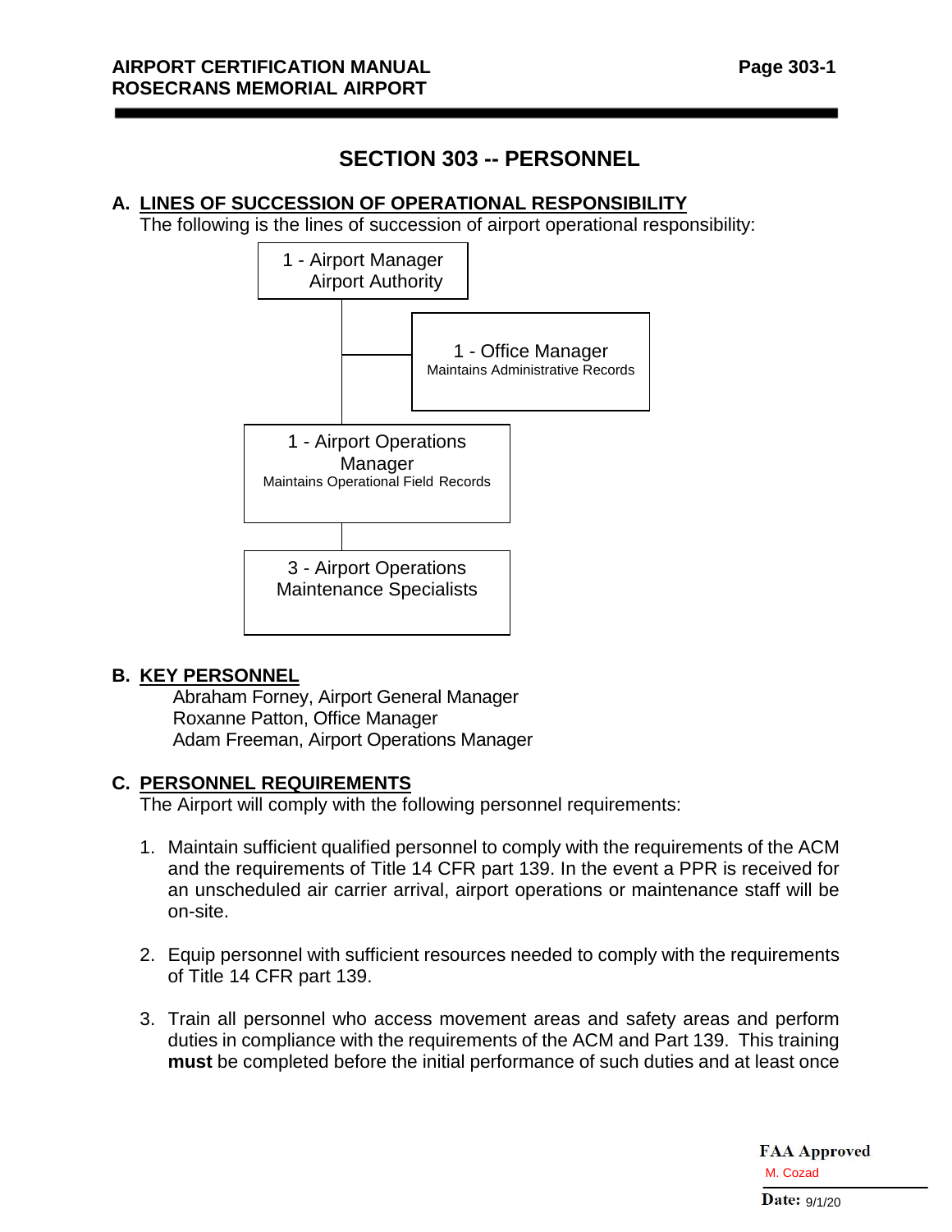# SECTION 303 -- PERSONNEL

## A. LINES OF SUCCESSION OF OPERATIONAL RESPONSIBILITY

The following is the lines of succession of airport operational responsibility:

- 1 - Airport Manager
  Airport Authority
  - 1 - Office Manager
    Maintains Administrative Records
  - 1 - Airport Operations Manager
    Maintains Operational Field Records
    - 3 - Airport Operations Maintenance Specialists

## B. KEY PERSONNEL

Abraham Forney, Airport General Manager
Roxanne Patton, Office Manager
Adam Freeman, Airport Operations Manager

## C. PERSONNEL REQUIREMENTS

The Airport will comply with the following personnel requirements:

1. Maintain sufficient qualified personnel to comply with the requirements of the ACM and the requirements of Title 14 CFR part 139. In the event a PPR is received for an unscheduled air carrier arrival, airport operations or maintenance staff will be on-site.

2. Equip personnel with sufficient resources needed to comply with the requirements of Title 14 CFR part 139.

3. Train all personnel who access movement areas and safety areas and perform duties in compliance with the requirements of the ACM and Part 139. This training **must** be completed before the initial performance of such duties and at least once

FAA Approved
M. Cozad
Date: 9/1/20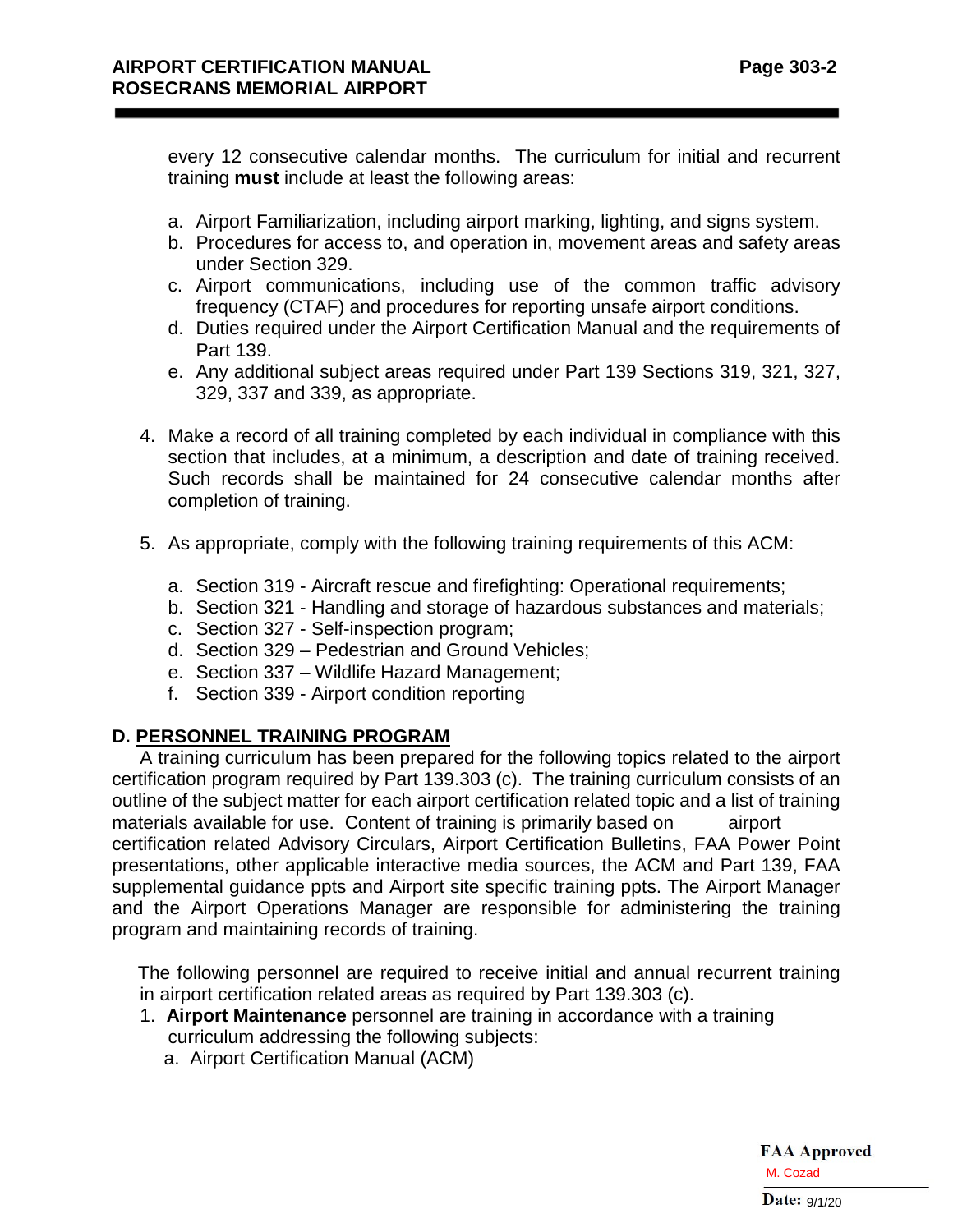every 12 consecutive calendar months. The curriculum for initial and recurrent training **must** include at least the following areas:

a. Airport Familiarization, including airport marking, lighting, and signs system.
b. Procedures for access to, and operation in, movement areas and safety areas under Section 329.
c. Airport communications, including use of the common traffic advisory frequency (CTAF) and procedures for reporting unsafe airport conditions.
d. Duties required under the Airport Certification Manual and the requirements of Part 139.
e. Any additional subject areas required under Part 139 Sections 319, 321, 327, 329, 337 and 339, as appropriate.

4. Make a record of all training completed by each individual in compliance with this section that includes, at a minimum, a description and date of training received. Such records shall be maintained for 24 consecutive calendar months after completion of training.

5. As appropriate, comply with the following training requirements of this ACM:

   a. Section 319 - Aircraft rescue and firefighting: Operational requirements;
   b. Section 321 - Handling and storage of hazardous substances and materials;
   c. Section 327 - Self-inspection program;
   d. Section 329 – Pedestrian and Ground Vehicles;
   e. Section 337 – Wildlife Hazard Management;
   f. Section 339 - Airport condition reporting

## D. PERSONNEL TRAINING PROGRAM

A training curriculum has been prepared for the following topics related to the airport certification program required by Part 139.303 (c). The training curriculum consists of an outline of the subject matter for each airport certification related topic and a list of training materials available for use. Content of training is primarily based on airport certification related Advisory Circulars, Airport Certification Bulletins, FAA Power Point presentations, other applicable interactive media sources, the ACM and Part 139, FAA supplemental guidance ppts and Airport site specific training ppts. The Airport Manager and the Airport Operations Manager are responsible for administering the training program and maintaining records of training.

The following personnel are required to receive initial and annual recurrent training in airport certification related areas as required by Part 139.303 (c).

1. **Airport Maintenance** personnel are training in accordance with a training curriculum addressing the following subjects:
   a. Airport Certification Manual (ACM)

FAA Approved
M. Cozad
Date: 9/1/20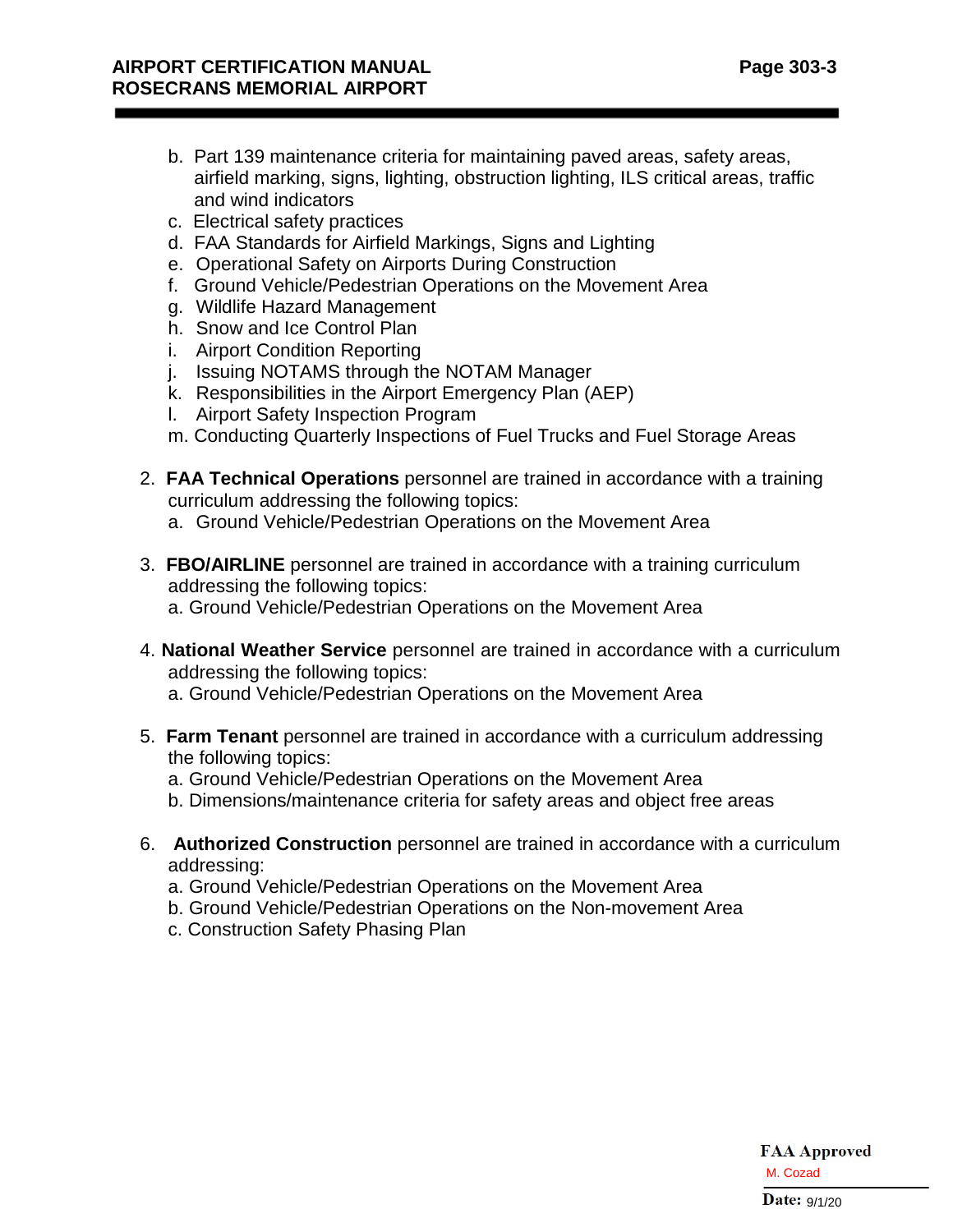b. Part 139 maintenance criteria for maintaining paved areas, safety areas, airfield marking, signs, lighting, obstruction lighting, ILS critical areas, traffic and wind indicators
c. Electrical safety practices
d. FAA Standards for Airfield Markings, Signs and Lighting
e. Operational Safety on Airports During Construction
f. Ground Vehicle/Pedestrian Operations on the Movement Area
g. Wildlife Hazard Management
h. Snow and Ice Control Plan
i. Airport Condition Reporting
j. Issuing NOTAMS through the NOTAM Manager
k. Responsibilities in the Airport Emergency Plan (AEP)
l. Airport Safety Inspection Program
m. Conducting Quarterly Inspections of Fuel Trucks and Fuel Storage Areas

2. **FAA Technical Operations** personnel are trained in accordance with a training curriculum addressing the following topics:
   a. Ground Vehicle/Pedestrian Operations on the Movement Area

3. **FBO/AIRLINE** personnel are trained in accordance with a training curriculum addressing the following topics:
   a. Ground Vehicle/Pedestrian Operations on the Movement Area

4. **National Weather Service** personnel are trained in accordance with a curriculum addressing the following topics:
   a. Ground Vehicle/Pedestrian Operations on the Movement Area

5. **Farm Tenant** personnel are trained in accordance with a curriculum addressing the following topics:
   a. Ground Vehicle/Pedestrian Operations on the Movement Area
   b. Dimensions/maintenance criteria for safety areas and object free areas

6. **Authorized Construction** personnel are trained in accordance with a curriculum addressing:
   a. Ground Vehicle/Pedestrian Operations on the Movement Area
   b. Ground Vehicle/Pedestrian Operations on the Non-movement Area
   c. Construction Safety Phasing Plan

**FAA Approved**
M. Cozad
**Date:** 9/1/20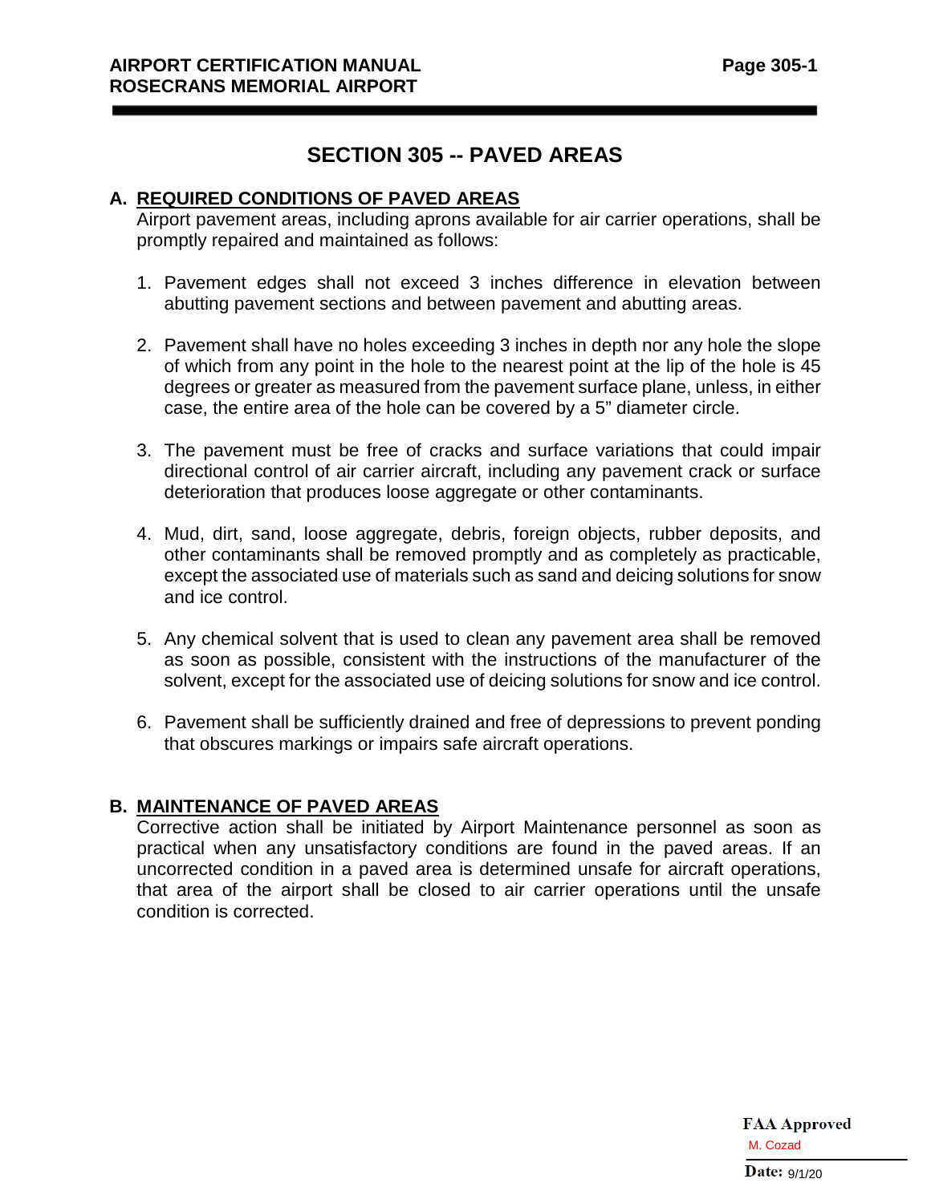# SECTION 305 -- PAVED AREAS

## A. REQUIRED CONDITIONS OF PAVED AREAS

Airport pavement areas, including aprons available for air carrier operations, shall be promptly repaired and maintained as follows:

1. Pavement edges shall not exceed 3 inches difference in elevation between abutting pavement sections and between pavement and abutting areas.

2. Pavement shall have no holes exceeding 3 inches in depth nor any hole the slope of which from any point in the hole to the nearest point at the lip of the hole is 45 degrees or greater as measured from the pavement surface plane, unless, in either case, the entire area of the hole can be covered by a 5" diameter circle.

3. The pavement must be free of cracks and surface variations that could impair directional control of air carrier aircraft, including any pavement crack or surface deterioration that produces loose aggregate or other contaminants.

4. Mud, dirt, sand, loose aggregate, debris, foreign objects, rubber deposits, and other contaminants shall be removed promptly and as completely as practicable, except the associated use of materials such as sand and deicing solutions for snow and ice control.

5. Any chemical solvent that is used to clean any pavement area shall be removed as soon as possible, consistent with the instructions of the manufacturer of the solvent, except for the associated use of deicing solutions for snow and ice control.

6. Pavement shall be sufficiently drained and free of depressions to prevent ponding that obscures markings or impairs safe aircraft operations.

## B. MAINTENANCE OF PAVED AREAS

Corrective action shall be initiated by Airport Maintenance personnel as soon as practical when any unsatisfactory conditions are found in the paved areas. If an uncorrected condition in a paved area is determined unsafe for aircraft operations, that area of the airport shall be closed to air carrier operations until the unsafe condition is corrected.

**FAA Approved**
M. Cozad
**Date:** 9/1/20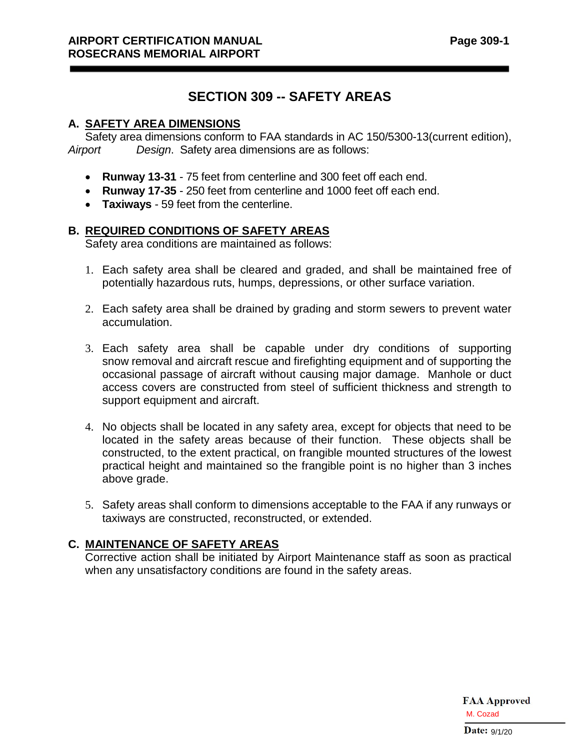# SECTION 309 -- SAFETY AREAS

## A. SAFETY AREA DIMENSIONS

Safety area dimensions conform to FAA standards in AC 150/5300-13(current edition), *Airport Design*. Safety area dimensions are as follows:

- **Runway 13-31** - 75 feet from centerline and 300 feet off each end.
- **Runway 17-35** - 250 feet from centerline and 1000 feet off each end.
- **Taxiways** - 59 feet from the centerline.

## B. REQUIRED CONDITIONS OF SAFETY AREAS

Safety area conditions are maintained as follows:

1. Each safety area shall be cleared and graded, and shall be maintained free of potentially hazardous ruts, humps, depressions, or other surface variation.

2. Each safety area shall be drained by grading and storm sewers to prevent water accumulation.

3. Each safety area shall be capable under dry conditions of supporting snow removal and aircraft rescue and firefighting equipment and of supporting the occasional passage of aircraft without causing major damage. Manhole or duct access covers are constructed from steel of sufficient thickness and strength to support equipment and aircraft.

4. No objects shall be located in any safety area, except for objects that need to be located in the safety areas because of their function. These objects shall be constructed, to the extent practical, on frangible mounted structures of the lowest practical height and maintained so the frangible point is no higher than 3 inches above grade.

5. Safety areas shall conform to dimensions acceptable to the FAA if any runways or taxiways are constructed, reconstructed, or extended.

## C. MAINTENANCE OF SAFETY AREAS

Corrective action shall be initiated by Airport Maintenance staff as soon as practical when any unsatisfactory conditions are found in the safety areas.

**FAA Approved**
M. Cozad
**Date:** 9/1/20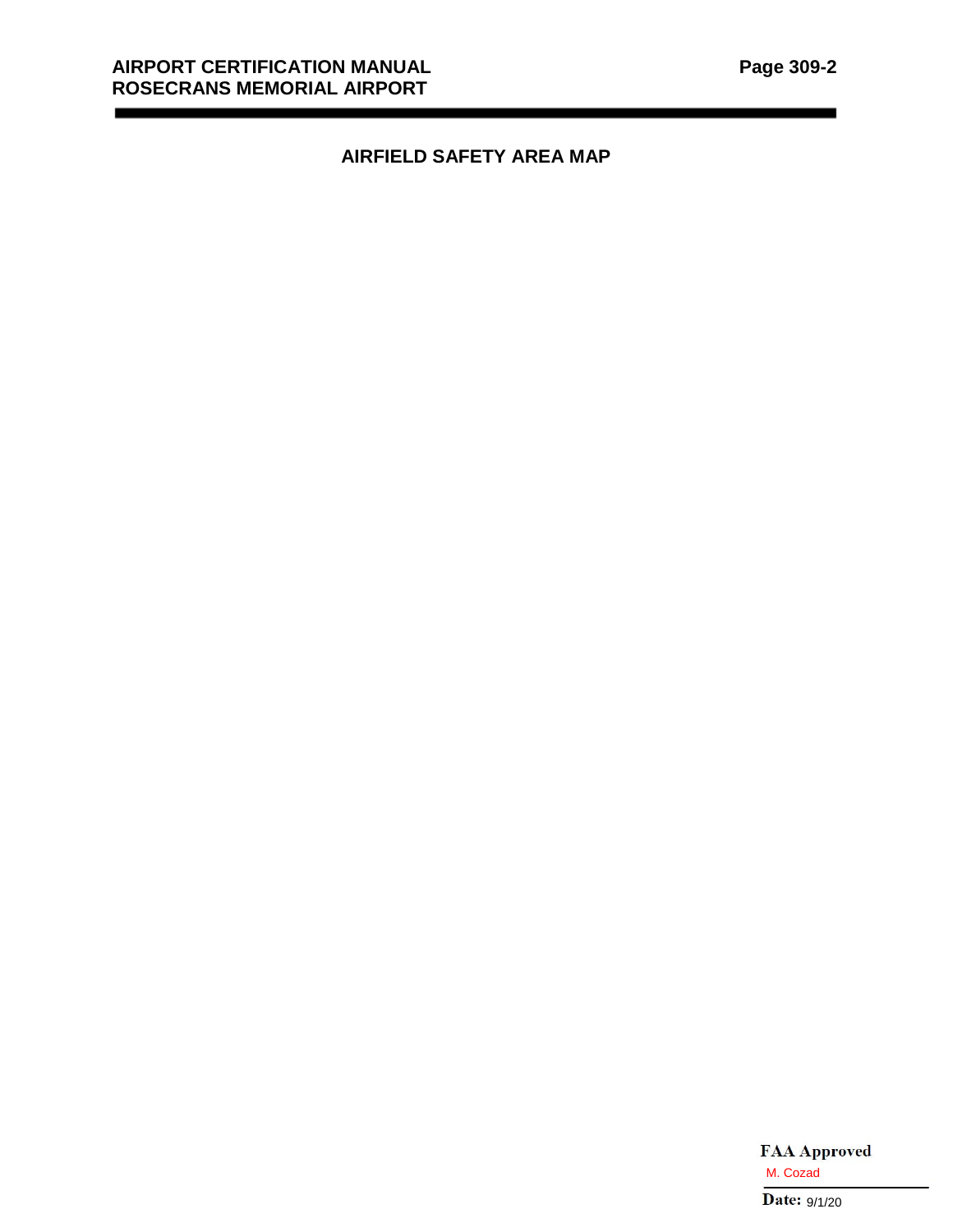## AIRFIELD SAFETY AREA MAP

**FAA Approved**
M. Cozad

**Date:** 9/1/20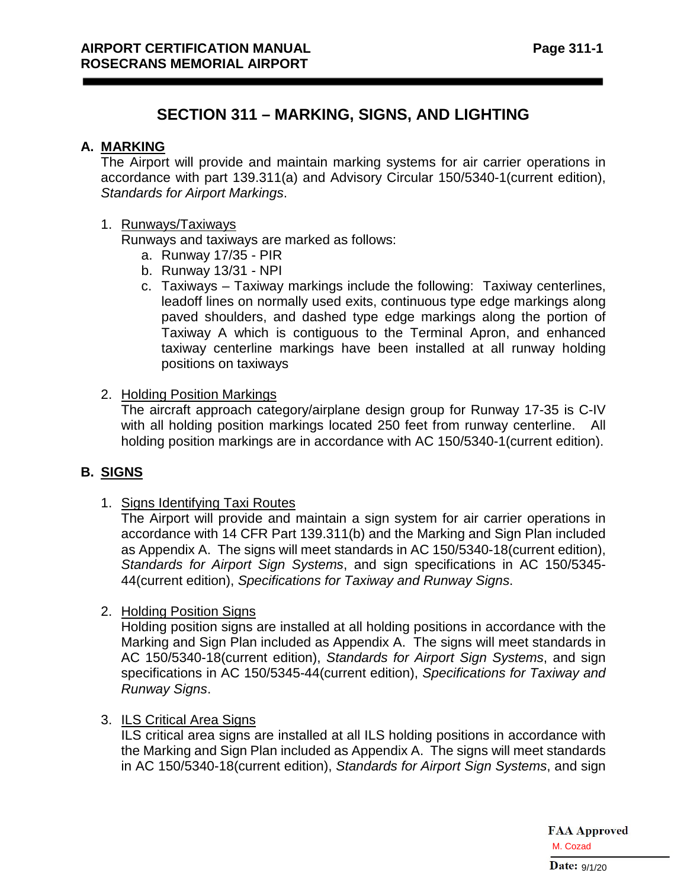# SECTION 311 – MARKING, SIGNS, AND LIGHTING

## A. MARKING

The Airport will provide and maintain marking systems for air carrier operations in accordance with part 139.311(a) and Advisory Circular 150/5340-1(current edition), *Standards for Airport Markings*.

1. Runways/Taxiways

   Runways and taxiways are marked as follows:

   a. Runway 17/35 - PIR
   b. Runway 13/31 - NPI
   c. Taxiways – Taxiway markings include the following: Taxiway centerlines, leadoff lines on normally used exits, continuous type edge markings along paved shoulders, and dashed type edge markings along the portion of Taxiway A which is contiguous to the Terminal Apron, and enhanced taxiway centerline markings have been installed at all runway holding positions on taxiways

2. Holding Position Markings

   The aircraft approach category/airplane design group for Runway 17-35 is C-IV with all holding position markings located 250 feet from runway centerline. All holding position markings are in accordance with AC 150/5340-1(current edition).

## B. SIGNS

1. Signs Identifying Taxi Routes

   The Airport will provide and maintain a sign system for air carrier operations in accordance with 14 CFR Part 139.311(b) and the Marking and Sign Plan included as Appendix A. The signs will meet standards in AC 150/5340-18(current edition), *Standards for Airport Sign Systems*, and sign specifications in AC 150/5345-44(current edition), *Specifications for Taxiway and Runway Signs*.

2. Holding Position Signs

   Holding position signs are installed at all holding positions in accordance with the Marking and Sign Plan included as Appendix A. The signs will meet standards in AC 150/5340-18(current edition), *Standards for Airport Sign Systems*, and sign specifications in AC 150/5345-44(current edition), *Specifications for Taxiway and Runway Signs*.

3. ILS Critical Area Signs

   ILS critical area signs are installed at all ILS holding positions in accordance with the Marking and Sign Plan included as Appendix A. The signs will meet standards in AC 150/5340-18(current edition), *Standards for Airport Sign Systems*, and sign

FAA Approved
M. Cozad
Date: 9/1/20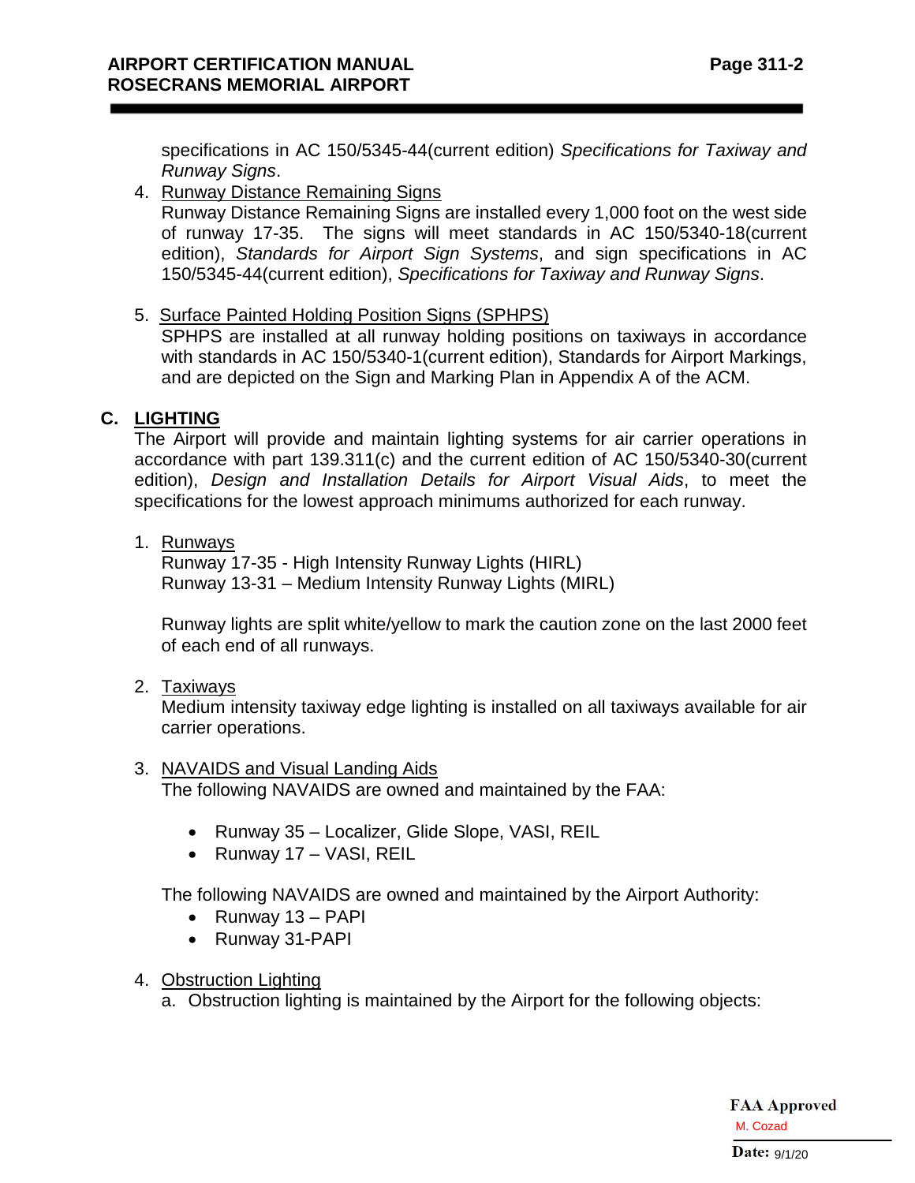specifications in AC 150/5345-44(current edition) *Specifications for Taxiway and Runway Signs*.

4. Runway Distance Remaining Signs
   Runway Distance Remaining Signs are installed every 1,000 foot on the west side of runway 17-35. The signs will meet standards in AC 150/5340-18(current edition), *Standards for Airport Sign Systems*, and sign specifications in AC 150/5345-44(current edition), *Specifications for Taxiway and Runway Signs*.

5. Surface Painted Holding Position Signs (SPHPS)
   SPHPS are installed at all runway holding positions on taxiways in accordance with standards in AC 150/5340-1(current edition), Standards for Airport Markings, and are depicted on the Sign and Marking Plan in Appendix A of the ACM.

## C. LIGHTING

The Airport will provide and maintain lighting systems for air carrier operations in accordance with part 139.311(c) and the current edition of AC 150/5340-30(current edition), *Design and Installation Details for Airport Visual Aids*, to meet the specifications for the lowest approach minimums authorized for each runway.

1. Runways
   Runway 17-35 - High Intensity Runway Lights (HIRL)
   Runway 13-31 – Medium Intensity Runway Lights (MIRL)

   Runway lights are split white/yellow to mark the caution zone on the last 2000 feet of each end of all runways.

2. Taxiways
   Medium intensity taxiway edge lighting is installed on all taxiways available for air carrier operations.

3. NAVAIDS and Visual Landing Aids
   The following NAVAIDS are owned and maintained by the FAA:

   - Runway 35 – Localizer, Glide Slope, VASI, REIL
   - Runway 17 – VASI, REIL

   The following NAVAIDS are owned and maintained by the Airport Authority:

   - Runway 13 – PAPI
   - Runway 31-PAPI

4. Obstruction Lighting
   a. Obstruction lighting is maintained by the Airport for the following objects:

FAA Approved
M. Cozad
Date: 9/1/20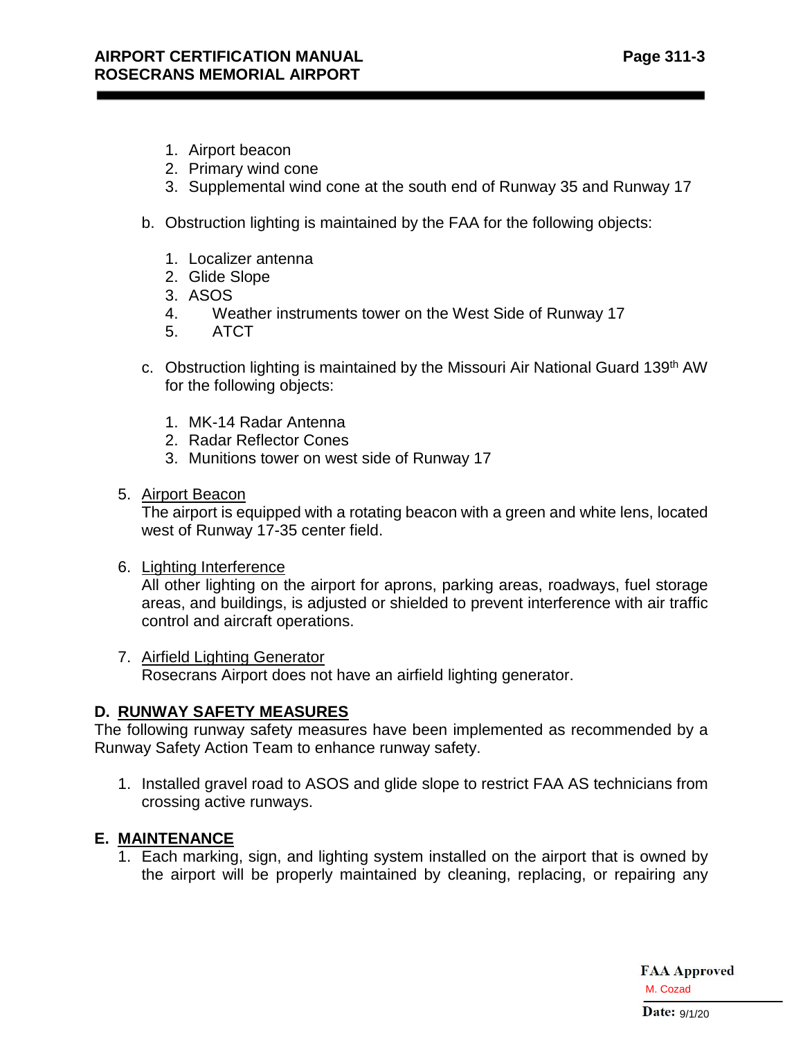1. Airport beacon
2. Primary wind cone
3. Supplemental wind cone at the south end of Runway 35 and Runway 17

b. Obstruction lighting is maintained by the FAA for the following objects:

1. Localizer antenna
2. Glide Slope
3. ASOS
4. Weather instruments tower on the West Side of Runway 17
5. ATCT

c. Obstruction lighting is maintained by the Missouri Air National Guard 139th AW for the following objects:

1. MK-14 Radar Antenna
2. Radar Reflector Cones
3. Munitions tower on west side of Runway 17

5. Airport Beacon
   The airport is equipped with a rotating beacon with a green and white lens, located west of Runway 17-35 center field.

6. Lighting Interference
   All other lighting on the airport for aprons, parking areas, roadways, fuel storage areas, and buildings, is adjusted or shielded to prevent interference with air traffic control and aircraft operations.

7. Airfield Lighting Generator
   Rosecrans Airport does not have an airfield lighting generator.

## D. RUNWAY SAFETY MEASURES

The following runway safety measures have been implemented as recommended by a Runway Safety Action Team to enhance runway safety.

1. Installed gravel road to ASOS and glide slope to restrict FAA AS technicians from crossing active runways.

## E. MAINTENANCE

1. Each marking, sign, and lighting system installed on the airport that is owned by the airport will be properly maintained by cleaning, replacing, or repairing any

FAA Approved
M. Cozad
Date: 9/1/20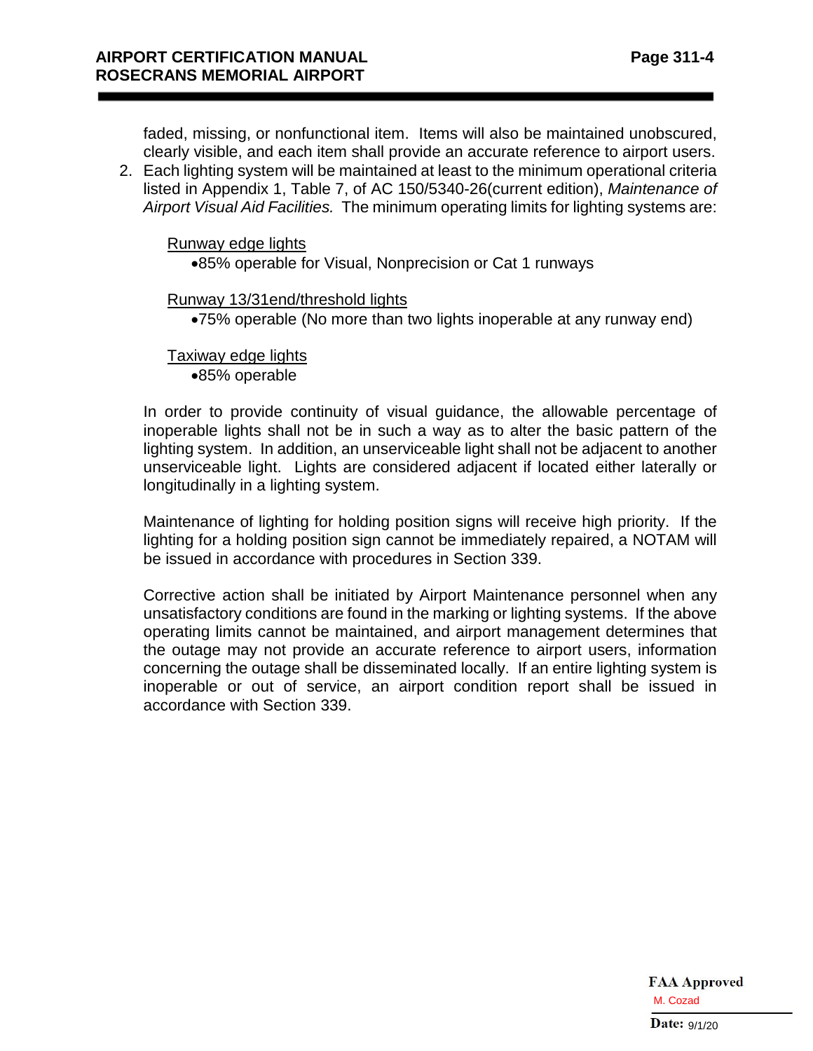faded, missing, or nonfunctional item. Items will also be maintained unobscured, clearly visible, and each item shall provide an accurate reference to airport users.

2. Each lighting system will be maintained at least to the minimum operational criteria listed in Appendix 1, Table 7, of AC 150/5340-26(current edition), *Maintenance of Airport Visual Aid Facilities.* The minimum operating limits for lighting systems are:

   Runway edge lights
   - 85% operable for Visual, Nonprecision or Cat 1 runways

   Runway 13/31end/threshold lights
   - 75% operable (No more than two lights inoperable at any runway end)

   Taxiway edge lights
   - 85% operable

   In order to provide continuity of visual guidance, the allowable percentage of inoperable lights shall not be in such a way as to alter the basic pattern of the lighting system. In addition, an unserviceable light shall not be adjacent to another unserviceable light. Lights are considered adjacent if located either laterally or longitudinally in a lighting system.

   Maintenance of lighting for holding position signs will receive high priority. If the lighting for a holding position sign cannot be immediately repaired, a NOTAM will be issued in accordance with procedures in Section 339.

   Corrective action shall be initiated by Airport Maintenance personnel when any unsatisfactory conditions are found in the marking or lighting systems. If the above operating limits cannot be maintained, and airport management determines that the outage may not provide an accurate reference to airport users, information concerning the outage shall be disseminated locally. If an entire lighting system is inoperable or out of service, an airport condition report shall be issued in accordance with Section 339.

**FAA Approved**
M. Cozad
**Date:** 9/1/20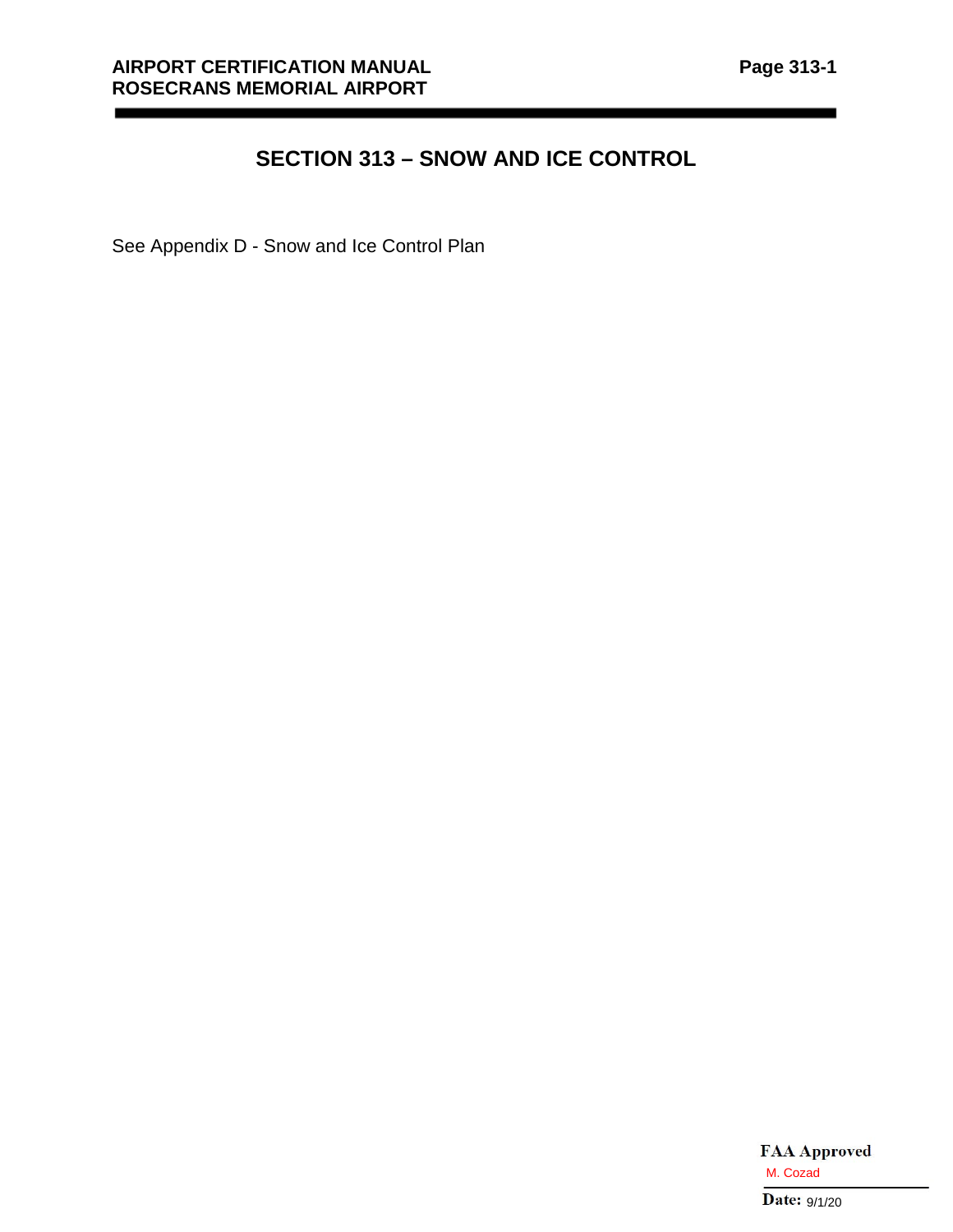# SECTION 313 – SNOW AND ICE CONTROL

See Appendix D - Snow and Ice Control Plan

**FAA Approved**
M. Cozad
**Date:** 9/1/20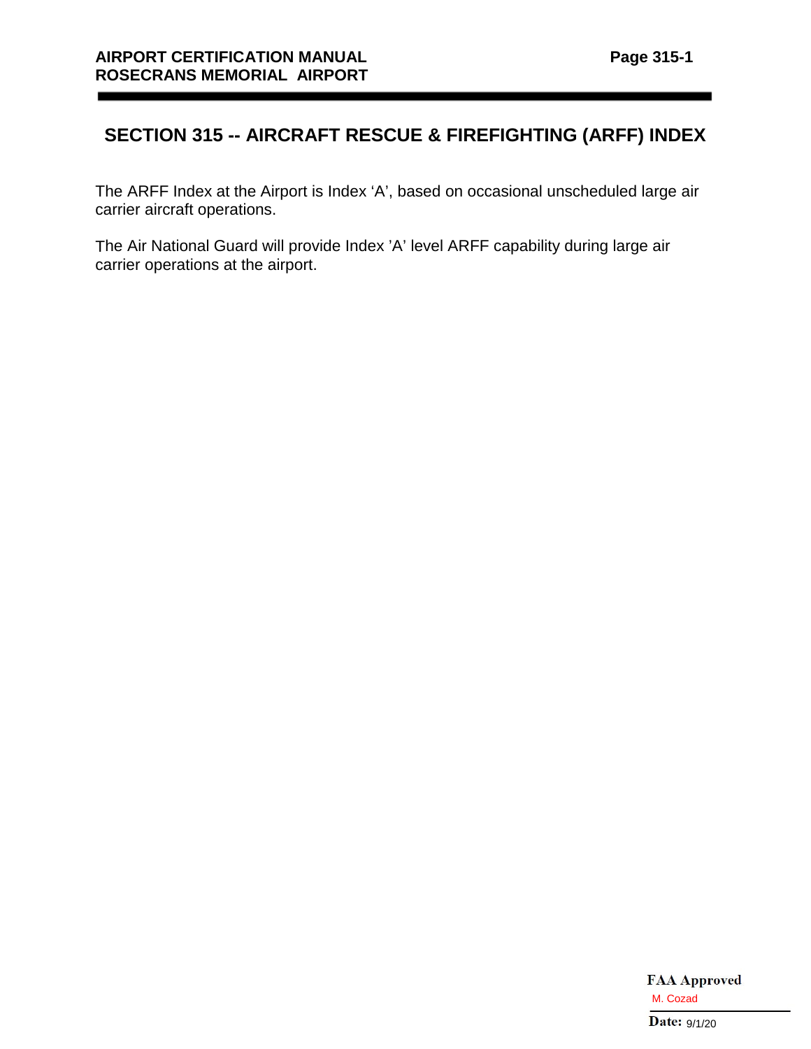# SECTION 315 -- AIRCRAFT RESCUE & FIREFIGHTING (ARFF) INDEX

The ARFF Index at the Airport is Index ‘A’, based on occasional unscheduled large air carrier aircraft operations.

The Air National Guard will provide Index ’A’ level ARFF capability during large air carrier operations at the airport.

**FAA Approved**
M. Cozad
**Date:** 9/1/20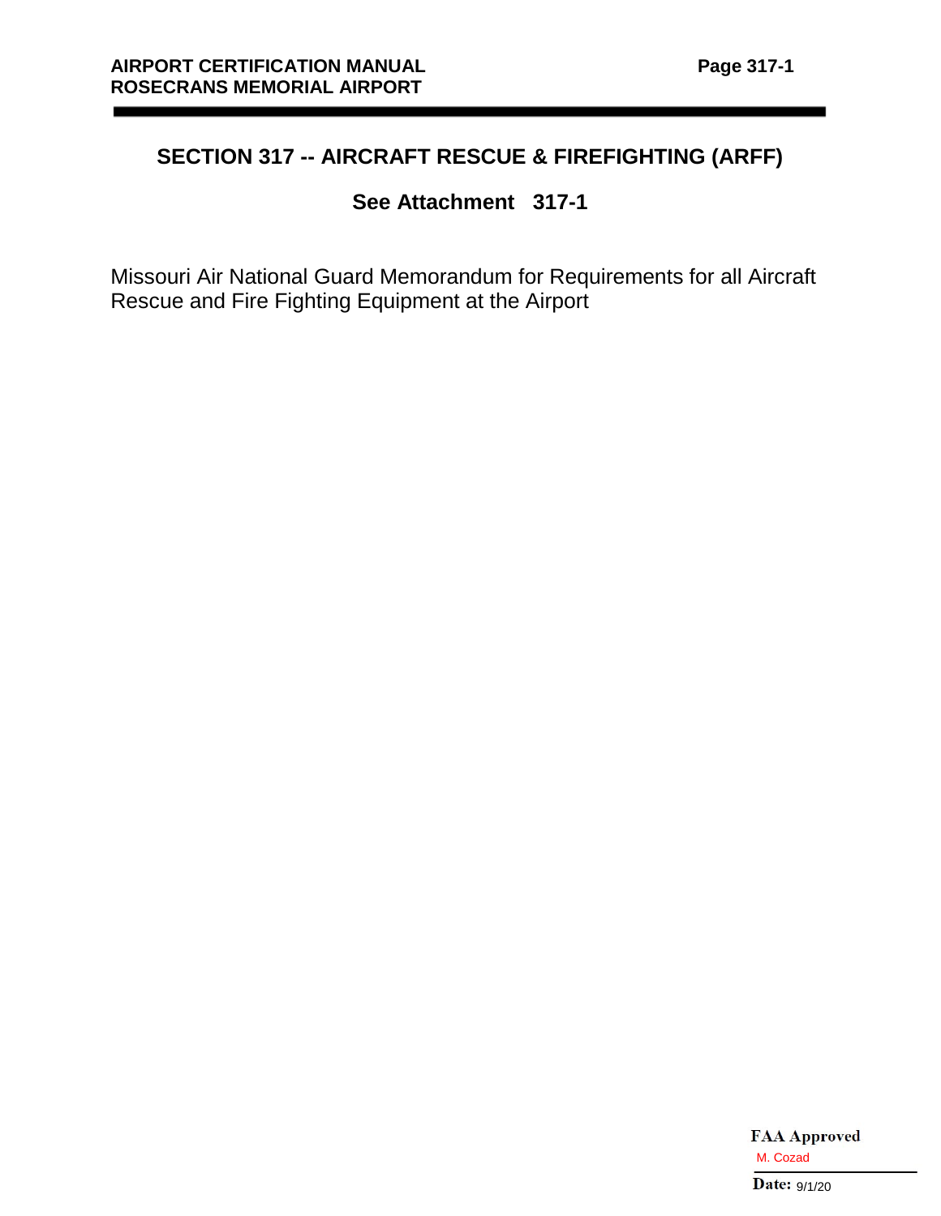## SECTION 317 -- AIRCRAFT RESCUE & FIREFIGHTING (ARFF)

### See Attachment 317-1

Missouri Air National Guard Memorandum for Requirements for all Aircraft Rescue and Fire Fighting Equipment at the Airport

**FAA Approved**
M. Cozad
**Date:** 9/1/20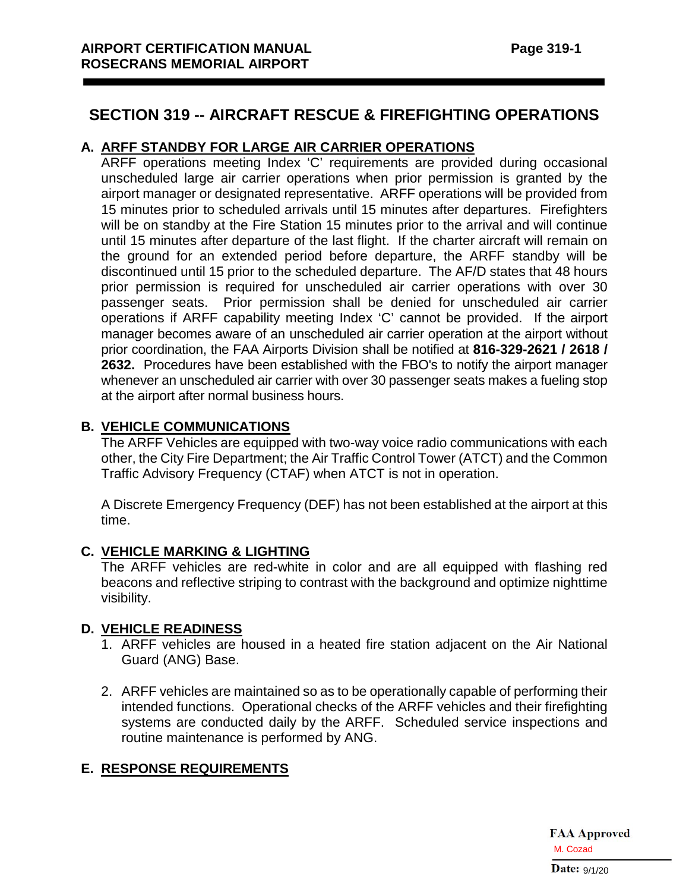# SECTION 319 -- AIRCRAFT RESCUE & FIREFIGHTING OPERATIONS

## A. ARFF STANDBY FOR LARGE AIR CARRIER OPERATIONS

ARFF operations meeting Index 'C' requirements are provided during occasional unscheduled large air carrier operations when prior permission is granted by the airport manager or designated representative. ARFF operations will be provided from 15 minutes prior to scheduled arrivals until 15 minutes after departures. Firefighters will be on standby at the Fire Station 15 minutes prior to the arrival and will continue until 15 minutes after departure of the last flight. If the charter aircraft will remain on the ground for an extended period before departure, the ARFF standby will be discontinued until 15 prior to the scheduled departure. The AF/D states that 48 hours prior permission is required for unscheduled air carrier operations with over 30 passenger seats. Prior permission shall be denied for unscheduled air carrier operations if ARFF capability meeting Index 'C' cannot be provided. If the airport manager becomes aware of an unscheduled air carrier operation at the airport without prior coordination, the FAA Airports Division shall be notified at **816-329-2621 / 2618 / 2632.** Procedures have been established with the FBO's to notify the airport manager whenever an unscheduled air carrier with over 30 passenger seats makes a fueling stop at the airport after normal business hours.

## B. VEHICLE COMMUNICATIONS

The ARFF Vehicles are equipped with two-way voice radio communications with each other, the City Fire Department; the Air Traffic Control Tower (ATCT) and the Common Traffic Advisory Frequency (CTAF) when ATCT is not in operation.

A Discrete Emergency Frequency (DEF) has not been established at the airport at this time.

## C. VEHICLE MARKING & LIGHTING

The ARFF vehicles are red-white in color and are all equipped with flashing red beacons and reflective striping to contrast with the background and optimize nighttime visibility.

## D. VEHICLE READINESS

1. ARFF vehicles are housed in a heated fire station adjacent on the Air National Guard (ANG) Base.

2. ARFF vehicles are maintained so as to be operationally capable of performing their intended functions. Operational checks of the ARFF vehicles and their firefighting systems are conducted daily by the ARFF. Scheduled service inspections and routine maintenance is performed by ANG.

## E. RESPONSE REQUIREMENTS

FAA Approved
M. Cozad
Date: 9/1/20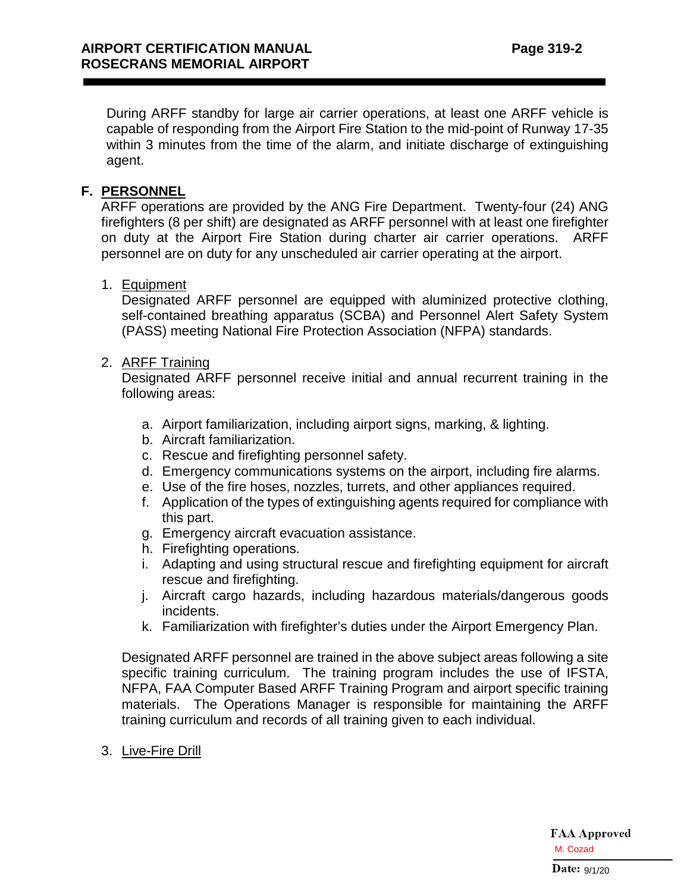During ARFF standby for large air carrier operations, at least one ARFF vehicle is capable of responding from the Airport Fire Station to the mid-point of Runway 17-35 within 3 minutes from the time of the alarm, and initiate discharge of extinguishing agent.

## F. PERSONNEL

ARFF operations are provided by the ANG Fire Department. Twenty-four (24) ANG firefighters (8 per shift) are designated as ARFF personnel with at least one firefighter on duty at the Airport Fire Station during charter air carrier operations. ARFF personnel are on duty for any unscheduled air carrier operating at the airport.

1. Equipment

   Designated ARFF personnel are equipped with aluminized protective clothing, self-contained breathing apparatus (SCBA) and Personnel Alert Safety System (PASS) meeting National Fire Protection Association (NFPA) standards.

2. ARFF Training

   Designated ARFF personnel receive initial and annual recurrent training in the following areas:

   a. Airport familiarization, including airport signs, marking, & lighting.
   b. Aircraft familiarization.
   c. Rescue and firefighting personnel safety.
   d. Emergency communications systems on the airport, including fire alarms.
   e. Use of the fire hoses, nozzles, turrets, and other appliances required.
   f. Application of the types of extinguishing agents required for compliance with this part.
   g. Emergency aircraft evacuation assistance.
   h. Firefighting operations.
   i. Adapting and using structural rescue and firefighting equipment for aircraft rescue and firefighting.
   j. Aircraft cargo hazards, including hazardous materials/dangerous goods incidents.
   k. Familiarization with firefighter's duties under the Airport Emergency Plan.

   Designated ARFF personnel are trained in the above subject areas following a site specific training curriculum. The training program includes the use of IFSTA, NFPA, FAA Computer Based ARFF Training Program and airport specific training materials. The Operations Manager is responsible for maintaining the ARFF training curriculum and records of all training given to each individual.

3. Live-Fire Drill

FAA Approved
M. Cozad
Date: 9/1/20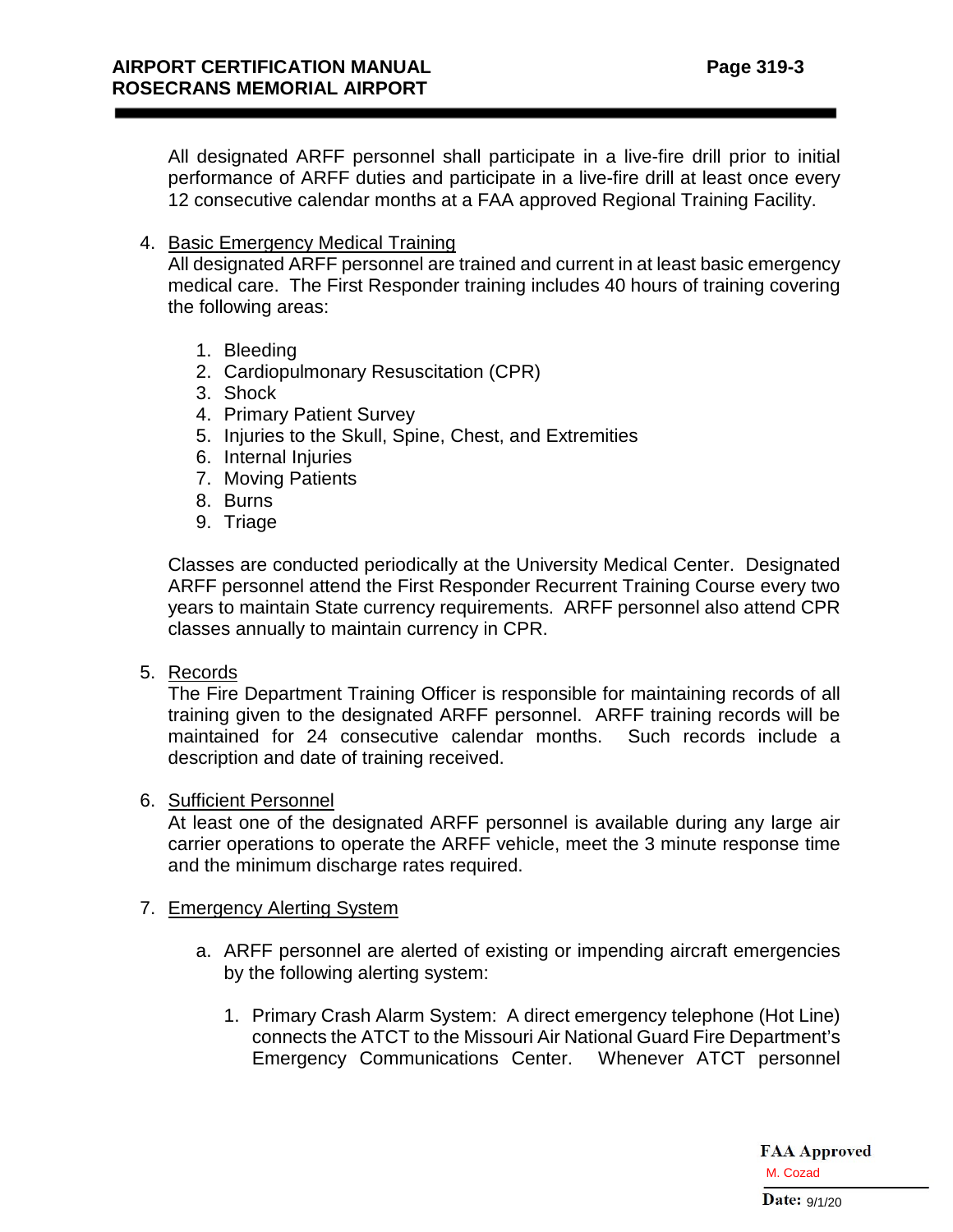All designated ARFF personnel shall participate in a live-fire drill prior to initial performance of ARFF duties and participate in a live-fire drill at least once every 12 consecutive calendar months at a FAA approved Regional Training Facility.

4. Basic Emergency Medical Training
   All designated ARFF personnel are trained and current in at least basic emergency medical care. The First Responder training includes 40 hours of training covering the following areas:

   1. Bleeding
   2. Cardiopulmonary Resuscitation (CPR)
   3. Shock
   4. Primary Patient Survey
   5. Injuries to the Skull, Spine, Chest, and Extremities
   6. Internal Injuries
   7. Moving Patients
   8. Burns
   9. Triage

   Classes are conducted periodically at the University Medical Center. Designated ARFF personnel attend the First Responder Recurrent Training Course every two years to maintain State currency requirements. ARFF personnel also attend CPR classes annually to maintain currency in CPR.

5. Records
   The Fire Department Training Officer is responsible for maintaining records of all training given to the designated ARFF personnel. ARFF training records will be maintained for 24 consecutive calendar months. Such records include a description and date of training received.

6. Sufficient Personnel
   At least one of the designated ARFF personnel is available during any large air carrier operations to operate the ARFF vehicle, meet the 3 minute response time and the minimum discharge rates required.

7. Emergency Alerting System

   a. ARFF personnel are alerted of existing or impending aircraft emergencies by the following alerting system:

      1. Primary Crash Alarm System: A direct emergency telephone (Hot Line) connects the ATCT to the Missouri Air National Guard Fire Department's Emergency Communications Center. Whenever ATCT personnel

FAA Approved
M. Cozad
Date: 9/1/20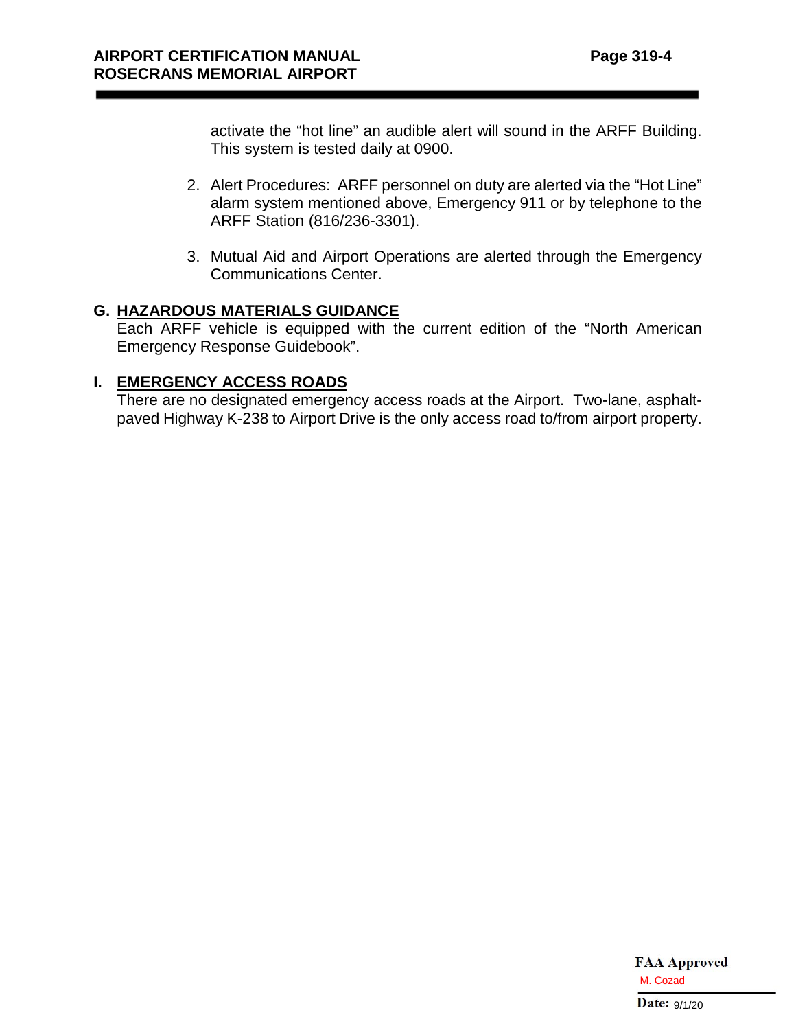activate the "hot line" an audible alert will sound in the ARFF Building. This system is tested daily at 0900.

2. Alert Procedures: ARFF personnel on duty are alerted via the "Hot Line" alarm system mentioned above, Emergency 911 or by telephone to the ARFF Station (816/236-3301).

3. Mutual Aid and Airport Operations are alerted through the Emergency Communications Center.

## G. HAZARDOUS MATERIALS GUIDANCE

Each ARFF vehicle is equipped with the current edition of the "North American Emergency Response Guidebook".

## I. EMERGENCY ACCESS ROADS

There are no designated emergency access roads at the Airport. Two-lane, asphalt-paved Highway K-238 to Airport Drive is the only access road to/from airport property.

**FAA Approved**
M. Cozad
**Date:** 9/1/20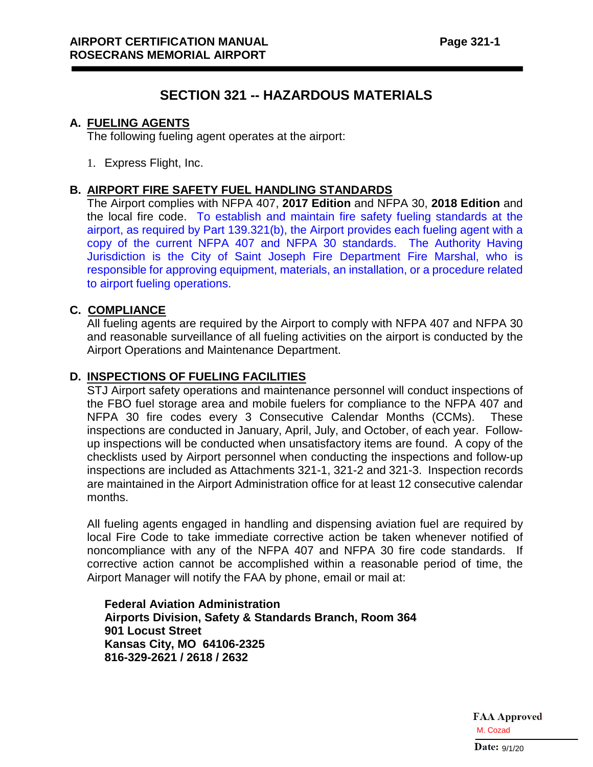# SECTION 321 -- HAZARDOUS MATERIALS

## A. FUELING AGENTS

The following fueling agent operates at the airport:

1. Express Flight, Inc.

## B. AIRPORT FIRE SAFETY FUEL HANDLING STANDARDS

The Airport complies with NFPA 407, **2017 Edition** and NFPA 30, **2018 Edition** and the local fire code. To establish and maintain fire safety fueling standards at the airport, as required by Part 139.321(b), the Airport provides each fueling agent with a copy of the current NFPA 407 and NFPA 30 standards. The Authority Having Jurisdiction is the City of Saint Joseph Fire Department Fire Marshal, who is responsible for approving equipment, materials, an installation, or a procedure related to airport fueling operations.

## C. COMPLIANCE

All fueling agents are required by the Airport to comply with NFPA 407 and NFPA 30 and reasonable surveillance of all fueling activities on the airport is conducted by the Airport Operations and Maintenance Department.

## D. INSPECTIONS OF FUELING FACILITIES

STJ Airport safety operations and maintenance personnel will conduct inspections of the FBO fuel storage area and mobile fuelers for compliance to the NFPA 407 and NFPA 30 fire codes every 3 Consecutive Calendar Months (CCMs). These inspections are conducted in January, April, July, and October, of each year. Follow-up inspections will be conducted when unsatisfactory items are found. A copy of the checklists used by Airport personnel when conducting the inspections and follow-up inspections are included as Attachments 321-1, 321-2 and 321-3. Inspection records are maintained in the Airport Administration office for at least 12 consecutive calendar months.

All fueling agents engaged in handling and dispensing aviation fuel are required by local Fire Code to take immediate corrective action be taken whenever notified of noncompliance with any of the NFPA 407 and NFPA 30 fire code standards. If corrective action cannot be accomplished within a reasonable period of time, the Airport Manager will notify the FAA by phone, email or mail at:

**Federal Aviation Administration**
**Airports Division, Safety & Standards Branch, Room 364**
**901 Locust Street**
**Kansas City, MO 64106-2325**
**816-329-2621 / 2618 / 2632**

**FAA Approved**
M. Cozad
**Date:** 9/1/20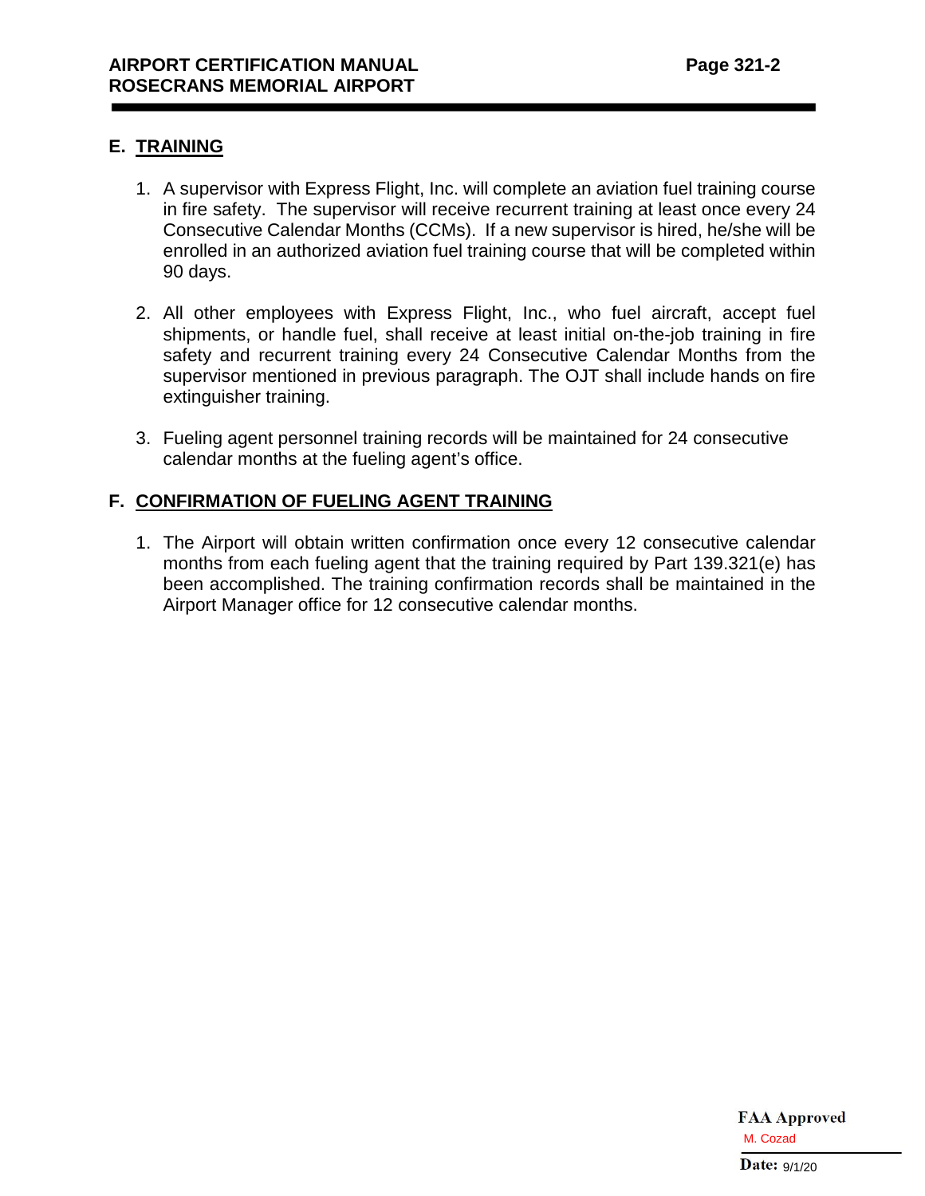## E. TRAINING

1. A supervisor with Express Flight, Inc. will complete an aviation fuel training course in fire safety. The supervisor will receive recurrent training at least once every 24 Consecutive Calendar Months (CCMs). If a new supervisor is hired, he/she will be enrolled in an authorized aviation fuel training course that will be completed within 90 days.

2. All other employees with Express Flight, Inc., who fuel aircraft, accept fuel shipments, or handle fuel, shall receive at least initial on-the-job training in fire safety and recurrent training every 24 Consecutive Calendar Months from the supervisor mentioned in previous paragraph. The OJT shall include hands on fire extinguisher training.

3. Fueling agent personnel training records will be maintained for 24 consecutive calendar months at the fueling agent's office.

## F. CONFIRMATION OF FUELING AGENT TRAINING

1. The Airport will obtain written confirmation once every 12 consecutive calendar months from each fueling agent that the training required by Part 139.321(e) has been accomplished. The training confirmation records shall be maintained in the Airport Manager office for 12 consecutive calendar months.

**FAA Approved**
M. Cozad
**Date:** 9/1/20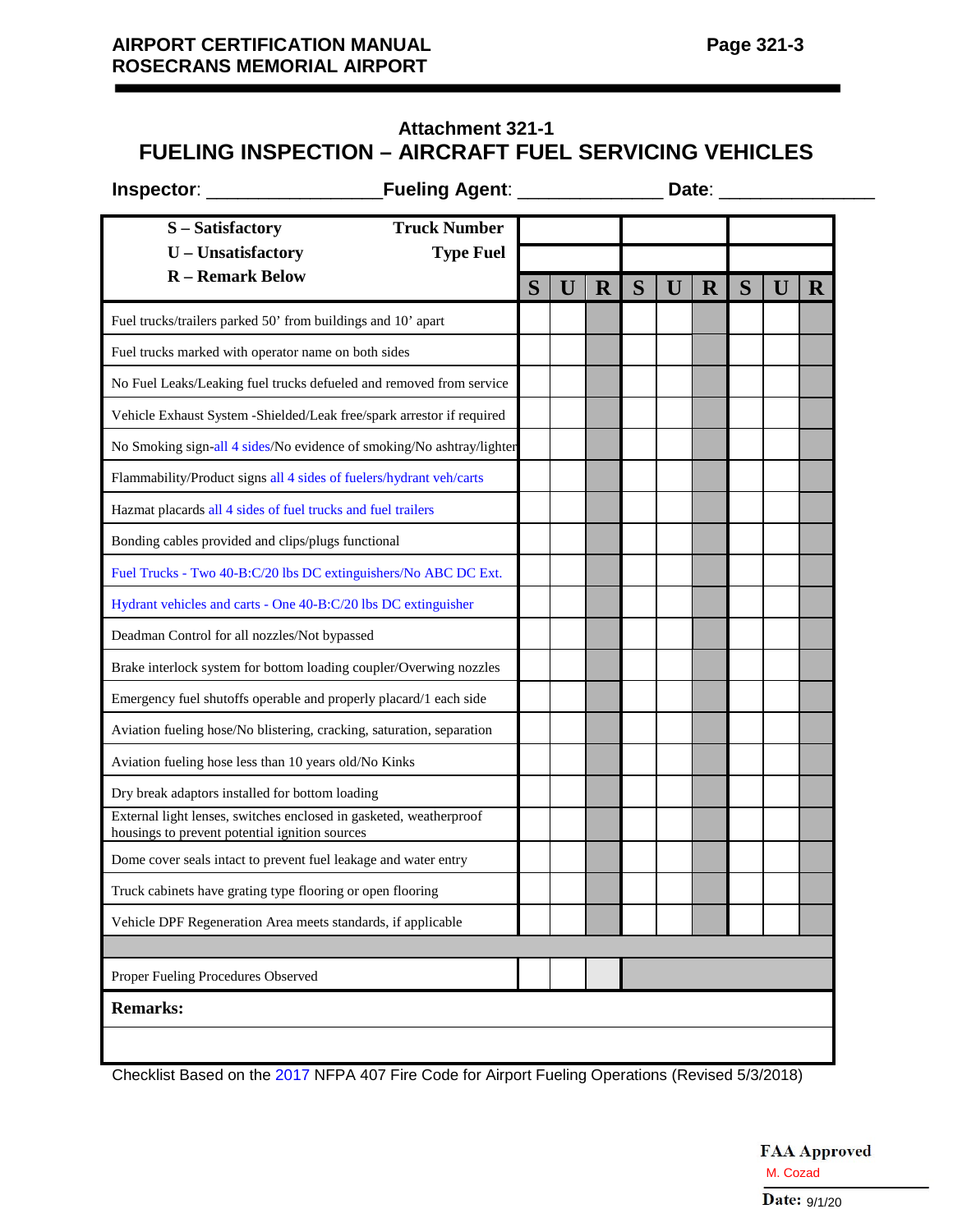## Attachment 321-1

# FUELING INSPECTION – AIRCRAFT FUEL SERVICING VEHICLES

**Inspector**: ________________ **Fueling Agent**: ______________ **Date**: _______________

| S – Satisfactory<br>U – Unsatisfactory<br>R – Remark Below | | | | | | | | | |
|---|---|---|---|---|---|---|---|---|---|
| **Truck Number** | | | | | | | | | |
| **Type Fuel** | | | | | | | | | |
| | **S** | **U** | **R** | **S** | **U** | **R** | **S** | **U** | **R** |
| Fuel trucks/trailers parked 50' from buildings and 10' apart | | | | | | | | | |
| Fuel trucks marked with operator name on both sides | | | | | | | | | |
| No Fuel Leaks/Leaking fuel trucks defueled and removed from service | | | | | | | | | |
| Vehicle Exhaust System -Shielded/Leak free/spark arrestor if required | | | | | | | | | |
| No Smoking sign-all 4 sides/No evidence of smoking/No ashtray/lighter | | | | | | | | | |
| Flammability/Product signs all 4 sides of fuelers/hydrant veh/carts | | | | | | | | | |
| Hazmat placards all 4 sides of fuel trucks and fuel trailers | | | | | | | | | |
| Bonding cables provided and clips/plugs functional | | | | | | | | | |
| Fuel Trucks - Two 40-B:C/20 lbs DC extinguishers/No ABC DC Ext. | | | | | | | | | |
| Hydrant vehicles and carts - One 40-B:C/20 lbs DC extinguisher | | | | | | | | | |
| Deadman Control for all nozzles/Not bypassed | | | | | | | | | |
| Brake interlock system for bottom loading coupler/Overwing nozzles | | | | | | | | | |
| Emergency fuel shutoffs operable and properly placard/1 each side | | | | | | | | | |
| Aviation fueling hose/No blistering, cracking, saturation, separation | | | | | | | | | |
| Aviation fueling hose less than 10 years old/No Kinks | | | | | | | | | |
| Dry break adaptors installed for bottom loading | | | | | | | | | |
| External light lenses, switches enclosed in gasketed, weatherproof housings to prevent potential ignition sources | | | | | | | | | |
| Dome cover seals intact to prevent fuel leakage and water entry | | | | | | | | | |
| Truck cabinets have grating type flooring or open flooring | | | | | | | | | |
| Vehicle DPF Regeneration Area meets standards, if applicable | | | | | | | | | |
| | | | | | | | | | |
| Proper Fueling Procedures Observed | | | | | | | | | |

**Remarks:**

Checklist Based on the 2017 NFPA 407 Fire Code for Airport Fueling Operations (Revised 5/3/2018)

**FAA Approved**
M. Cozad
**Date:** 9/1/20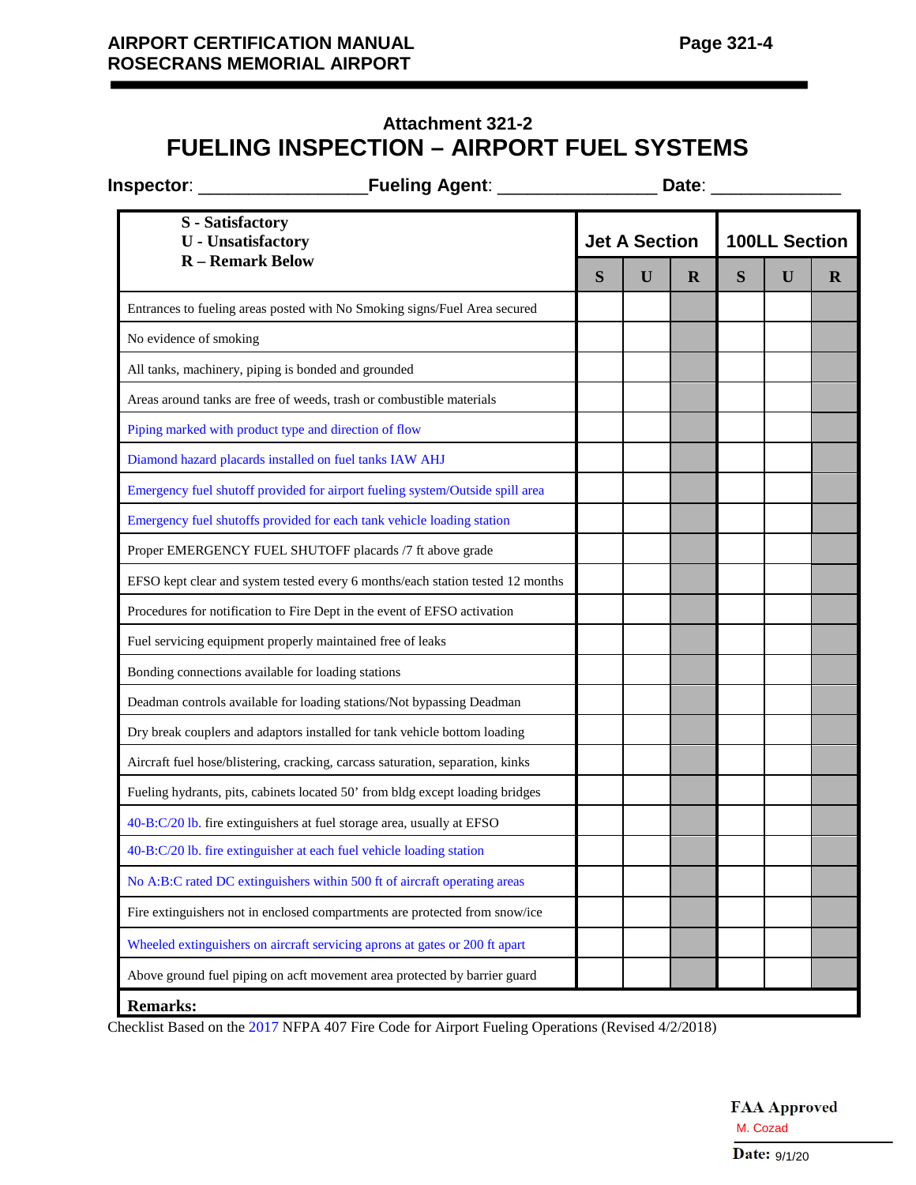## Attachment 321-2

# FUELING INSPECTION – AIRPORT FUEL SYSTEMS

**Inspector**: ________________ **Fueling Agent**: _______________ **Date**: _____________

| S - Satisfactory<br>U - Unsatisfactory<br>R – Remark Below | Jet A Section | | | 100LL Section | | |
|---|---|---|---|---|---|---|
| | S | U | R | S | U | R |
| Entrances to fueling areas posted with No Smoking signs/Fuel Area secured | | | | | | |
| No evidence of smoking | | | | | | |
| All tanks, machinery, piping is bonded and grounded | | | | | | |
| Areas around tanks are free of weeds, trash or combustible materials | | | | | | |
| Piping marked with product type and direction of flow | | | | | | |
| Diamond hazard placards installed on fuel tanks IAW AHJ | | | | | | |
| Emergency fuel shutoff provided for airport fueling system/Outside spill area | | | | | | |
| Emergency fuel shutoffs provided for each tank vehicle loading station | | | | | | |
| Proper EMERGENCY FUEL SHUTOFF placards /7 ft above grade | | | | | | |
| EFSO kept clear and system tested every 6 months/each station tested 12 months | | | | | | |
| Procedures for notification to Fire Dept in the event of EFSO activation | | | | | | |
| Fuel servicing equipment properly maintained free of leaks | | | | | | |
| Bonding connections available for loading stations | | | | | | |
| Deadman controls available for loading stations/Not bypassing Deadman | | | | | | |
| Dry break couplers and adaptors installed for tank vehicle bottom loading | | | | | | |
| Aircraft fuel hose/blistering, cracking, carcass saturation, separation, kinks | | | | | | |
| Fueling hydrants, pits, cabinets located 50' from bldg except loading bridges | | | | | | |
| 40-B:C/20 lb. fire extinguishers at fuel storage area, usually at EFSO | | | | | | |
| 40-B:C/20 lb. fire extinguisher at each fuel vehicle loading station | | | | | | |
| No A:B:C rated DC extinguishers within 500 ft of aircraft operating areas | | | | | | |
| Fire extinguishers not in enclosed compartments are protected from snow/ice | | | | | | |
| Wheeled extinguishers on aircraft servicing aprons at gates or 200 ft apart | | | | | | |
| Above ground fuel piping on acft movement area protected by barrier guard | | | | | | |

**Remarks:**

Checklist Based on the 2017 NFPA 407 Fire Code for Airport Fueling Operations (Revised 4/2/2018)

**FAA Approved**
M. Cozad
**Date:** 9/1/20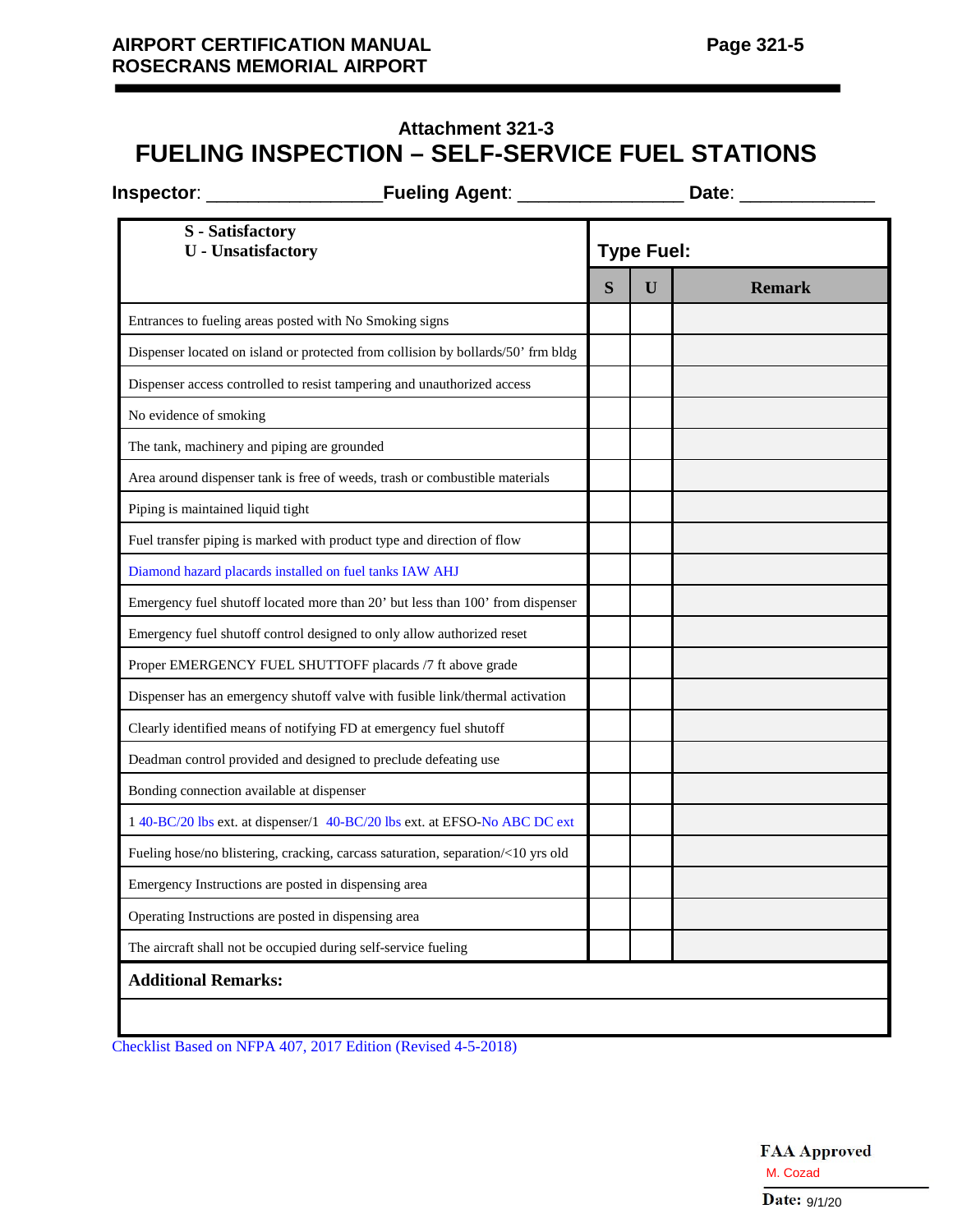## Attachment 321-3

# FUELING INSPECTION – SELF-SERVICE FUEL STATIONS

**Inspector**: ________________ **Fueling Agent**: ________________ **Date**: _____________

| S - Satisfactory<br>U - Unsatisfactory | Type Fuel: | | |
|---|---|---|---|
| | **S** | **U** | **Remark** |
| Entrances to fueling areas posted with No Smoking signs | | | |
| Dispenser located on island or protected from collision by bollards/50' frm bldg | | | |
| Dispenser access controlled to resist tampering and unauthorized access | | | |
| No evidence of smoking | | | |
| The tank, machinery and piping are grounded | | | |
| Area around dispenser tank is free of weeds, trash or combustible materials | | | |
| Piping is maintained liquid tight | | | |
| Fuel transfer piping is marked with product type and direction of flow | | | |
| Diamond hazard placards installed on fuel tanks IAW AHJ | | | |
| Emergency fuel shutoff located more than 20' but less than 100' from dispenser | | | |
| Emergency fuel shutoff control designed to only allow authorized reset | | | |
| Proper EMERGENCY FUEL SHUTTOFF placards /7 ft above grade | | | |
| Dispenser has an emergency shutoff valve with fusible link/thermal activation | | | |
| Clearly identified means of notifying FD at emergency fuel shutoff | | | |
| Deadman control provided and designed to preclude defeating use | | | |
| Bonding connection available at dispenser | | | |
| 1 40-BC/20 lbs ext. at dispenser/1 40-BC/20 lbs ext. at EFSO-No ABC DC ext | | | |
| Fueling hose/no blistering, cracking, carcass saturation, separation/<10 yrs old | | | |
| Emergency Instructions are posted in dispensing area | | | |
| Operating Instructions are posted in dispensing area | | | |
| The aircraft shall not be occupied during self-service fueling | | | |
| **Additional Remarks:** | | | |

Checklist Based on NFPA 407, 2017 Edition (Revised 4-5-2018)

**FAA Approved**
M. Cozad
**Date:** 9/1/20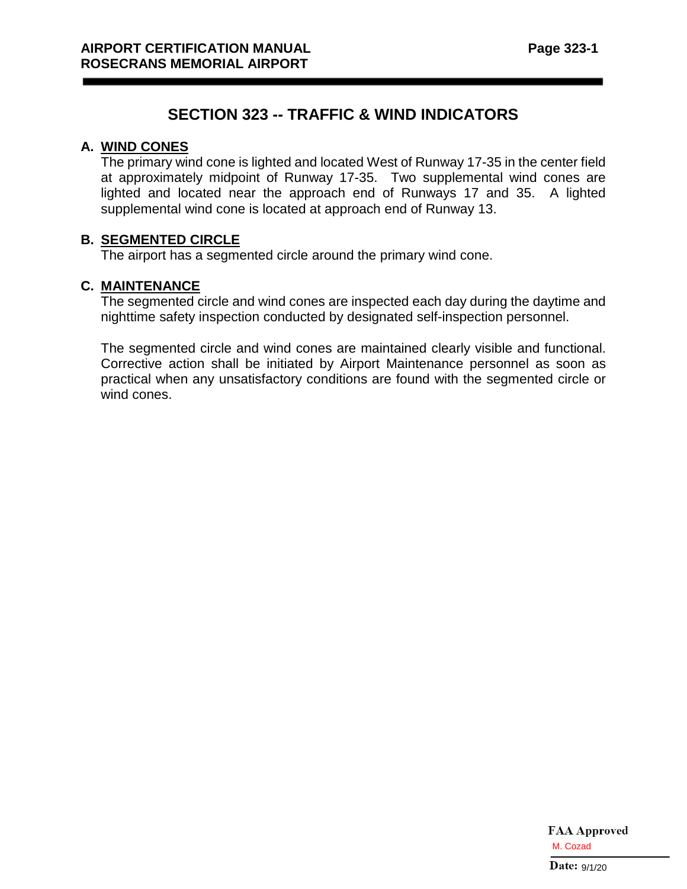# SECTION 323 -- TRAFFIC & WIND INDICATORS

## A. WIND CONES

The primary wind cone is lighted and located West of Runway 17-35 in the center field at approximately midpoint of Runway 17-35. Two supplemental wind cones are lighted and located near the approach end of Runways 17 and 35. A lighted supplemental wind cone is located at approach end of Runway 13.

## B. SEGMENTED CIRCLE

The airport has a segmented circle around the primary wind cone.

## C. MAINTENANCE

The segmented circle and wind cones are inspected each day during the daytime and nighttime safety inspection conducted by designated self-inspection personnel.

The segmented circle and wind cones are maintained clearly visible and functional. Corrective action shall be initiated by Airport Maintenance personnel as soon as practical when any unsatisfactory conditions are found with the segmented circle or wind cones.

**FAA Approved**
M. Cozad
**Date:** 9/1/20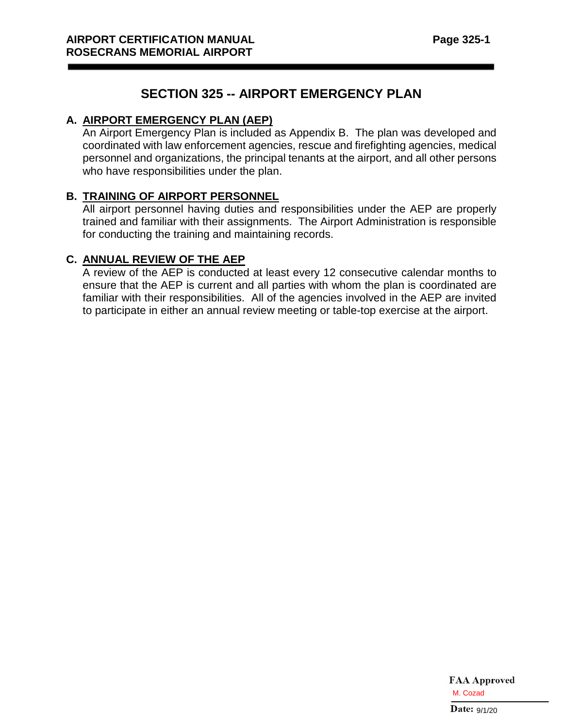# SECTION 325 -- AIRPORT EMERGENCY PLAN

## A. AIRPORT EMERGENCY PLAN (AEP)

An Airport Emergency Plan is included as Appendix B. The plan was developed and coordinated with law enforcement agencies, rescue and firefighting agencies, medical personnel and organizations, the principal tenants at the airport, and all other persons who have responsibilities under the plan.

## B. TRAINING OF AIRPORT PERSONNEL

All airport personnel having duties and responsibilities under the AEP are properly trained and familiar with their assignments. The Airport Administration is responsible for conducting the training and maintaining records.

## C. ANNUAL REVIEW OF THE AEP

A review of the AEP is conducted at least every 12 consecutive calendar months to ensure that the AEP is current and all parties with whom the plan is coordinated are familiar with their responsibilities. All of the agencies involved in the AEP are invited to participate in either an annual review meeting or table-top exercise at the airport.

**FAA Approved**
M. Cozad
**Date:** 9/1/20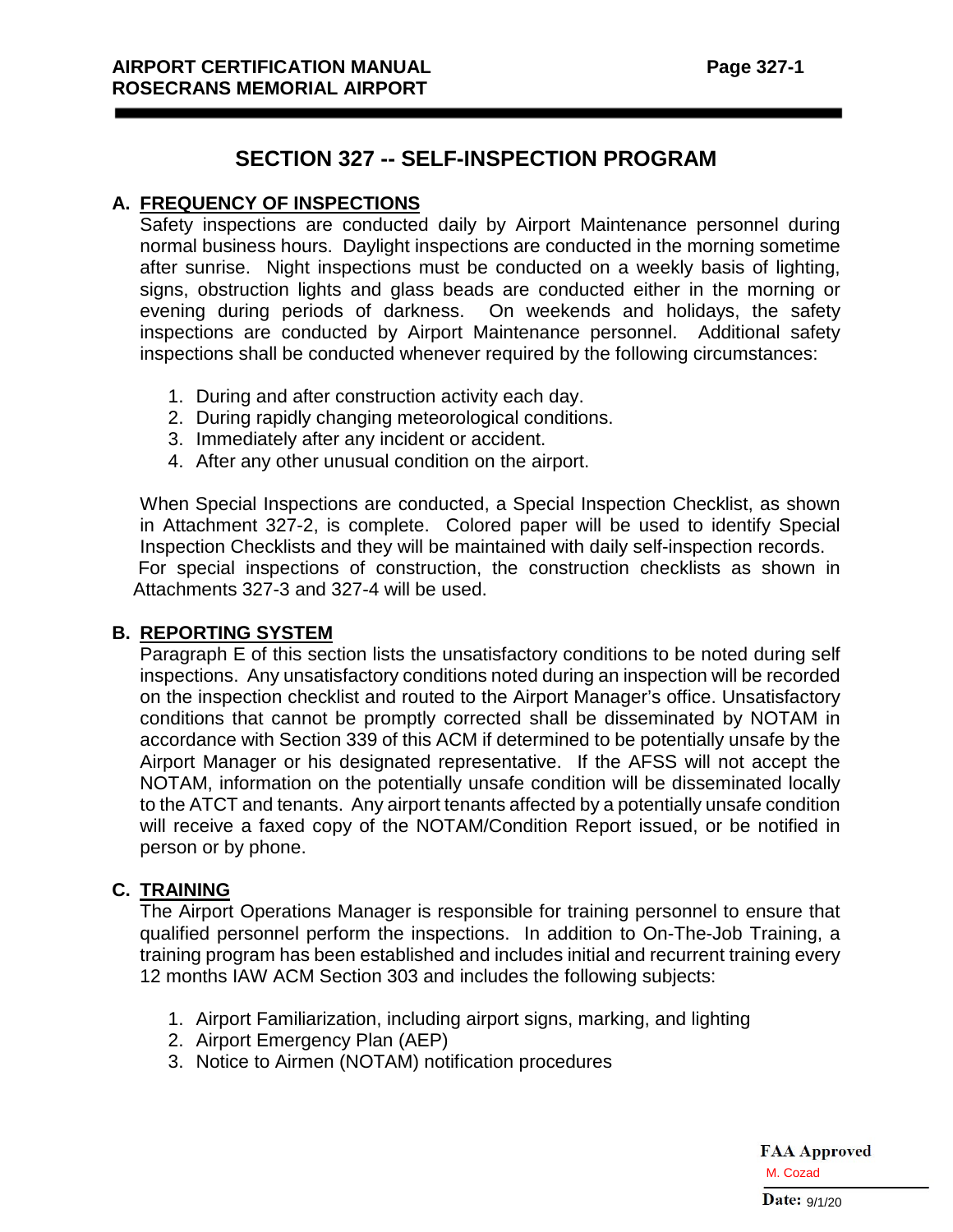# SECTION 327 -- SELF-INSPECTION PROGRAM

## A. FREQUENCY OF INSPECTIONS

Safety inspections are conducted daily by Airport Maintenance personnel during normal business hours. Daylight inspections are conducted in the morning sometime after sunrise. Night inspections must be conducted on a weekly basis of lighting, signs, obstruction lights and glass beads are conducted either in the morning or evening during periods of darkness. On weekends and holidays, the safety inspections are conducted by Airport Maintenance personnel. Additional safety inspections shall be conducted whenever required by the following circumstances:

1. During and after construction activity each day.
2. During rapidly changing meteorological conditions.
3. Immediately after any incident or accident.
4. After any other unusual condition on the airport.

When Special Inspections are conducted, a Special Inspection Checklist, as shown in Attachment 327-2, is complete. Colored paper will be used to identify Special Inspection Checklists and they will be maintained with daily self-inspection records. For special inspections of construction, the construction checklists as shown in Attachments 327-3 and 327-4 will be used.

## B. REPORTING SYSTEM

Paragraph E of this section lists the unsatisfactory conditions to be noted during self inspections. Any unsatisfactory conditions noted during an inspection will be recorded on the inspection checklist and routed to the Airport Manager's office. Unsatisfactory conditions that cannot be promptly corrected shall be disseminated by NOTAM in accordance with Section 339 of this ACM if determined to be potentially unsafe by the Airport Manager or his designated representative. If the AFSS will not accept the NOTAM, information on the potentially unsafe condition will be disseminated locally to the ATCT and tenants. Any airport tenants affected by a potentially unsafe condition will receive a faxed copy of the NOTAM/Condition Report issued, or be notified in person or by phone.

## C. TRAINING

The Airport Operations Manager is responsible for training personnel to ensure that qualified personnel perform the inspections. In addition to On-The-Job Training, a training program has been established and includes initial and recurrent training every 12 months IAW ACM Section 303 and includes the following subjects:

1. Airport Familiarization, including airport signs, marking, and lighting
2. Airport Emergency Plan (AEP)
3. Notice to Airmen (NOTAM) notification procedures

FAA Approved
M. Cozad
Date: 9/1/20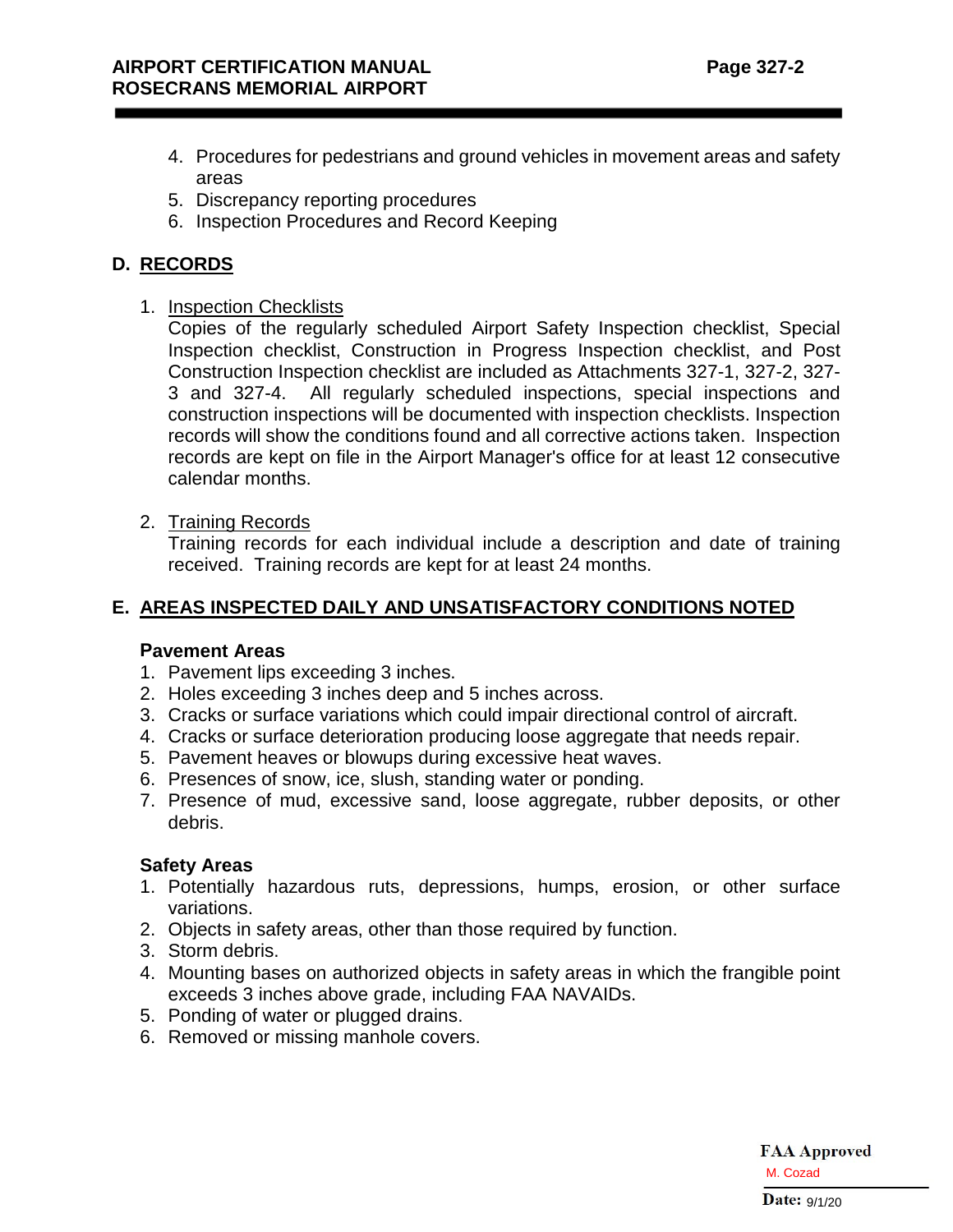4. Procedures for pedestrians and ground vehicles in movement areas and safety areas
5. Discrepancy reporting procedures
6. Inspection Procedures and Record Keeping

## D. RECORDS

1. Inspection Checklists

   Copies of the regularly scheduled Airport Safety Inspection checklist, Special Inspection checklist, Construction in Progress Inspection checklist, and Post Construction Inspection checklist are included as Attachments 327-1, 327-2, 327-3 and 327-4. All regularly scheduled inspections, special inspections and construction inspections will be documented with inspection checklists. Inspection records will show the conditions found and all corrective actions taken. Inspection records are kept on file in the Airport Manager's office for at least 12 consecutive calendar months.

2. Training Records

   Training records for each individual include a description and date of training received. Training records are kept for at least 24 months.

## E. AREAS INSPECTED DAILY AND UNSATISFACTORY CONDITIONS NOTED

**Pavement Areas**

1. Pavement lips exceeding 3 inches.
2. Holes exceeding 3 inches deep and 5 inches across.
3. Cracks or surface variations which could impair directional control of aircraft.
4. Cracks or surface deterioration producing loose aggregate that needs repair.
5. Pavement heaves or blowups during excessive heat waves.
6. Presences of snow, ice, slush, standing water or ponding.
7. Presence of mud, excessive sand, loose aggregate, rubber deposits, or other debris.

**Safety Areas**

1. Potentially hazardous ruts, depressions, humps, erosion, or other surface variations.
2. Objects in safety areas, other than those required by function.
3. Storm debris.
4. Mounting bases on authorized objects in safety areas in which the frangible point exceeds 3 inches above grade, including FAA NAVAIDs.
5. Ponding of water or plugged drains.
6. Removed or missing manhole covers.

**FAA Approved**
M. Cozad
**Date:** 9/1/20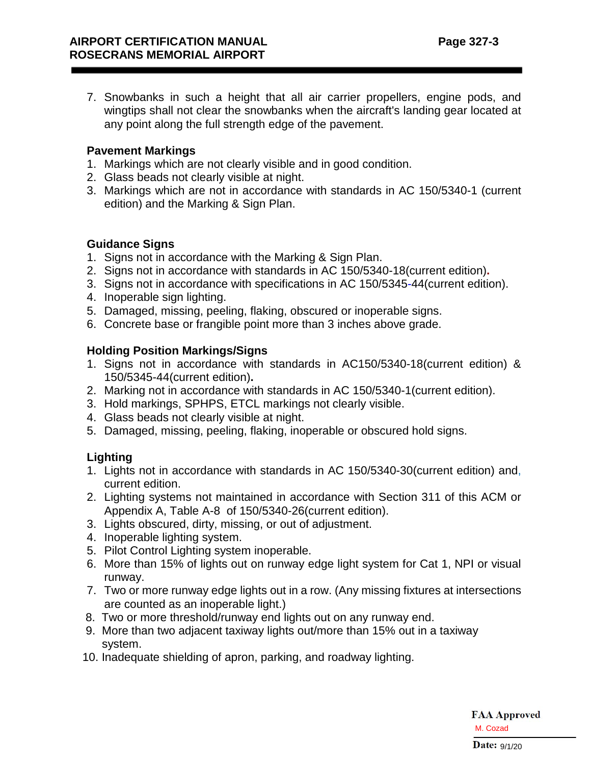7. Snowbanks in such a height that all air carrier propellers, engine pods, and wingtips shall not clear the snowbanks when the aircraft's landing gear located at any point along the full strength edge of the pavement.

**Pavement Markings**

1. Markings which are not clearly visible and in good condition.
2. Glass beads not clearly visible at night.
3. Markings which are not in accordance with standards in AC 150/5340-1 (current edition) and the Marking & Sign Plan.

**Guidance Signs**

1. Signs not in accordance with the Marking & Sign Plan.
2. Signs not in accordance with standards in AC 150/5340-18(current edition).
3. Signs not in accordance with specifications in AC 150/5345-44(current edition).
4. Inoperable sign lighting.
5. Damaged, missing, peeling, flaking, obscured or inoperable signs.
6. Concrete base or frangible point more than 3 inches above grade.

**Holding Position Markings/Signs**

1. Signs not in accordance with standards in AC150/5340-18(current edition) & 150/5345-44(current edition).
2. Marking not in accordance with standards in AC 150/5340-1(current edition).
3. Hold markings, SPHPS, ETCL markings not clearly visible.
4. Glass beads not clearly visible at night.
5. Damaged, missing, peeling, flaking, inoperable or obscured hold signs.

**Lighting**

1. Lights not in accordance with standards in AC 150/5340-30(current edition) and, current edition.
2. Lighting systems not maintained in accordance with Section 311 of this ACM or Appendix A, Table A-8 of 150/5340-26(current edition).
3. Lights obscured, dirty, missing, or out of adjustment.
4. Inoperable lighting system.
5. Pilot Control Lighting system inoperable.
6. More than 15% of lights out on runway edge light system for Cat 1, NPI or visual runway.
7. Two or more runway edge lights out in a row. (Any missing fixtures at intersections are counted as an inoperable light.)
8. Two or more threshold/runway end lights out on any runway end.
9. More than two adjacent taxiway lights out/more than 15% out in a taxiway system.
10. Inadequate shielding of apron, parking, and roadway lighting.

**FAA Approved**
M. Cozad
**Date:** 9/1/20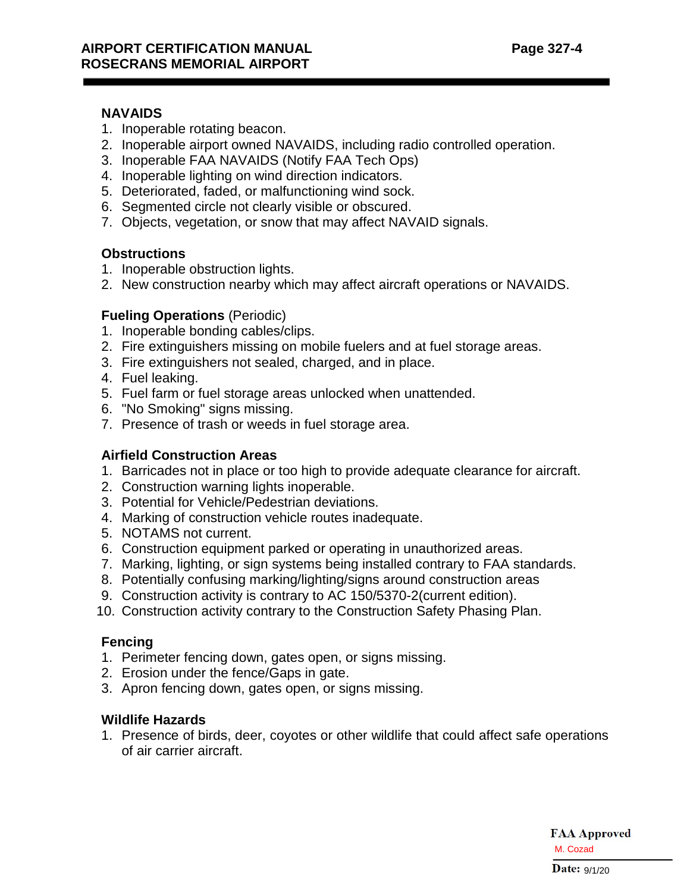**NAVAIDS**

1. Inoperable rotating beacon.
2. Inoperable airport owned NAVAIDS, including radio controlled operation.
3. Inoperable FAA NAVAIDS (Notify FAA Tech Ops)
4. Inoperable lighting on wind direction indicators.
5. Deteriorated, faded, or malfunctioning wind sock.
6. Segmented circle not clearly visible or obscured.
7. Objects, vegetation, or snow that may affect NAVAID signals.

**Obstructions**

1. Inoperable obstruction lights.
2. New construction nearby which may affect aircraft operations or NAVAIDS.

**Fueling Operations** (Periodic)

1. Inoperable bonding cables/clips.
2. Fire extinguishers missing on mobile fuelers and at fuel storage areas.
3. Fire extinguishers not sealed, charged, and in place.
4. Fuel leaking.
5. Fuel farm or fuel storage areas unlocked when unattended.
6. "No Smoking" signs missing.
7. Presence of trash or weeds in fuel storage area.

**Airfield Construction Areas**

1. Barricades not in place or too high to provide adequate clearance for aircraft.
2. Construction warning lights inoperable.
3. Potential for Vehicle/Pedestrian deviations.
4. Marking of construction vehicle routes inadequate.
5. NOTAMS not current.
6. Construction equipment parked or operating in unauthorized areas.
7. Marking, lighting, or sign systems being installed contrary to FAA standards.
8. Potentially confusing marking/lighting/signs around construction areas
9. Construction activity is contrary to AC 150/5370-2(current edition).
10. Construction activity contrary to the Construction Safety Phasing Plan.

**Fencing**

1. Perimeter fencing down, gates open, or signs missing.
2. Erosion under the fence/Gaps in gate.
3. Apron fencing down, gates open, or signs missing.

**Wildlife Hazards**

1. Presence of birds, deer, coyotes or other wildlife that could affect safe operations of air carrier aircraft.

FAA Approved
M. Cozad
Date: 9/1/20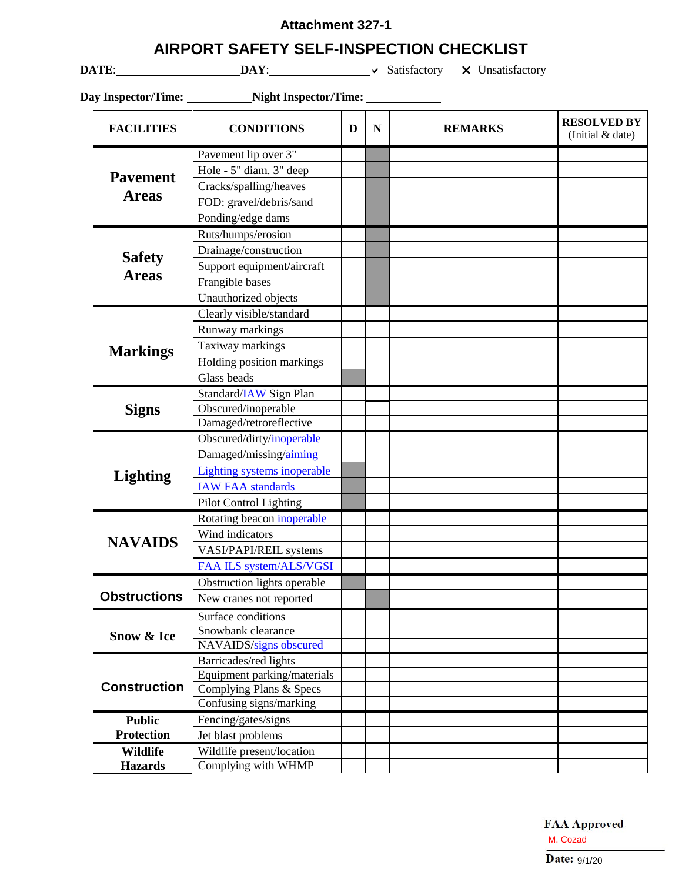# Attachment 327-1

## AIRPORT SAFETY SELF-INSPECTION CHECKLIST

**DATE**:\_\_\_\_\_\_\_\_\_\_\_\_\_\_\_\_\_\_\_\_ **DAY**:\_\_\_\_\_\_\_\_\_\_\_\_\_\_\_\_\_ ✔ Satisfactory ✕ Unsatisfactory

**Day Inspector/Time:** \_\_\_\_\_\_\_\_\_\_\_ **Night Inspector/Time:** \_\_\_\_\_\_\_\_\_\_\_\_

| FACILITIES | CONDITIONS | D | N | REMARKS | RESOLVED BY (Initial & date) |
|---|---|---|---|---|---|
| **Pavement Areas** | Pavement lip over 3" | | | | |
| | Hole - 5" diam. 3" deep | | | | |
| | Cracks/spalling/heaves | | | | |
| | FOD: gravel/debris/sand | | | | |
| | Ponding/edge dams | | | | |
| **Safety Areas** | Ruts/humps/erosion | | | | |
| | Drainage/construction | | | | |
| | Support equipment/aircraft | | | | |
| | Frangible bases | | | | |
| | Unauthorized objects | | | | |
| **Markings** | Clearly visible/standard | | | | |
| | Runway markings | | | | |
| | Taxiway markings | | | | |
| | Holding position markings | | | | |
| | Glass beads | | | | |
| **Signs** | Standard/IAW Sign Plan | | | | |
| | Obscured/inoperable | | | | |
| | Damaged/retroreflective | | | | |
| **Lighting** | Obscured/dirty/inoperable | | | | |
| | Damaged/missing/aiming | | | | |
| | Lighting systems inoperable | | | | |
| | IAW FAA standards | | | | |
| | Pilot Control Lighting | | | | |
| **NAVAIDS** | Rotating beacon inoperable | | | | |
| | Wind indicators | | | | |
| | VASI/PAPI/REIL systems | | | | |
| | FAA ILS system/ALS/VGSI | | | | |
| **Obstructions** | Obstruction lights operable | | | | |
| | New cranes not reported | | | | |
| **Snow & Ice** | Surface conditions | | | | |
| | Snowbank clearance | | | | |
| | NAVAIDS/signs obscured | | | | |
| **Construction** | Barricades/red lights | | | | |
| | Equipment parking/materials | | | | |
| | Complying Plans & Specs | | | | |
| | Confusing signs/marking | | | | |
| **Public Protection** | Fencing/gates/signs | | | | |
| | Jet blast problems | | | | |
| **Wildlife Hazards** | Wildlife present/location | | | | |
| | Complying with WHMP | | | | |

**FAA Approved**
M. Cozad
**Date:** 9/1/20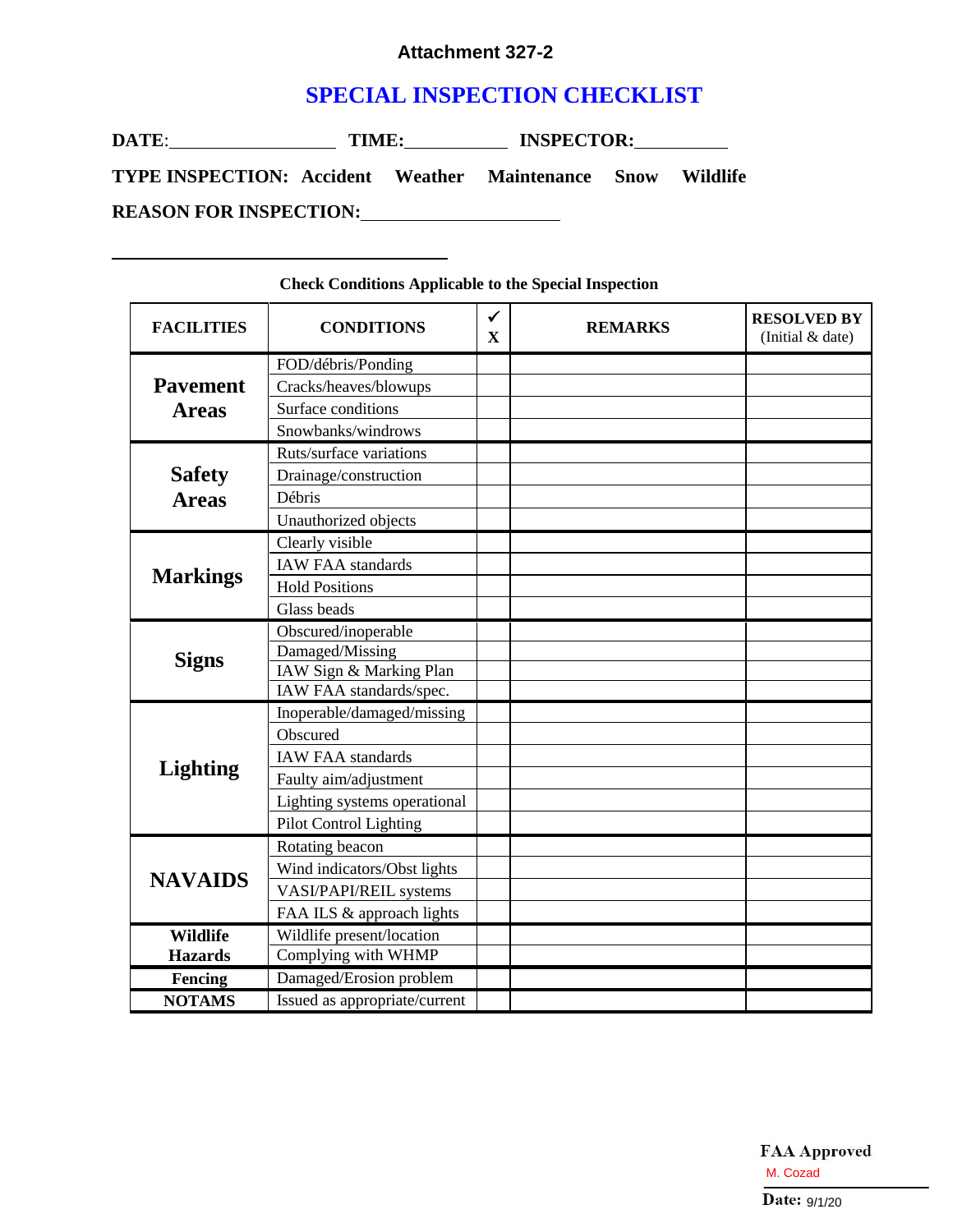**Attachment 327-2**

# SPECIAL INSPECTION CHECKLIST

**DATE**:__________________ **TIME:**___________ **INSPECTOR:**__________

**TYPE INSPECTION: Accident Weather Maintenance Snow Wildlife**

**REASON FOR INSPECTION:**______________________

______________________________________

**Check Conditions Applicable to the Special Inspection**

| FACILITIES | CONDITIONS | ✓ X | REMARKS | RESOLVED BY (Initial & date) |
|---|---|---|---|---|
| **Pavement Areas** | FOD/débris/Ponding | | | |
| | Cracks/heaves/blowups | | | |
| | Surface conditions | | | |
| | Snowbanks/windrows | | | |
| **Safety Areas** | Ruts/surface variations | | | |
| | Drainage/construction | | | |
| | Débris | | | |
| | Unauthorized objects | | | |
| **Markings** | Clearly visible | | | |
| | IAW FAA standards | | | |
| | Hold Positions | | | |
| | Glass beads | | | |
| **Signs** | Obscured/inoperable | | | |
| | Damaged/Missing | | | |
| | IAW Sign & Marking Plan | | | |
| | IAW FAA standards/spec. | | | |
| **Lighting** | Inoperable/damaged/missing | | | |
| | Obscured | | | |
| | IAW FAA standards | | | |
| | Faulty aim/adjustment | | | |
| | Lighting systems operational | | | |
| | Pilot Control Lighting | | | |
| **NAVAIDS** | Rotating beacon | | | |
| | Wind indicators/Obst lights | | | |
| | VASI/PAPI/REIL systems | | | |
| | FAA ILS & approach lights | | | |
| **Wildlife Hazards** | Wildlife present/location | | | |
| | Complying with WHMP | | | |
| **Fencing** | Damaged/Erosion problem | | | |
| **NOTAMS** | Issued as appropriate/current | | | |

**FAA Approved**
M. Cozad
**Date:** 9/1/20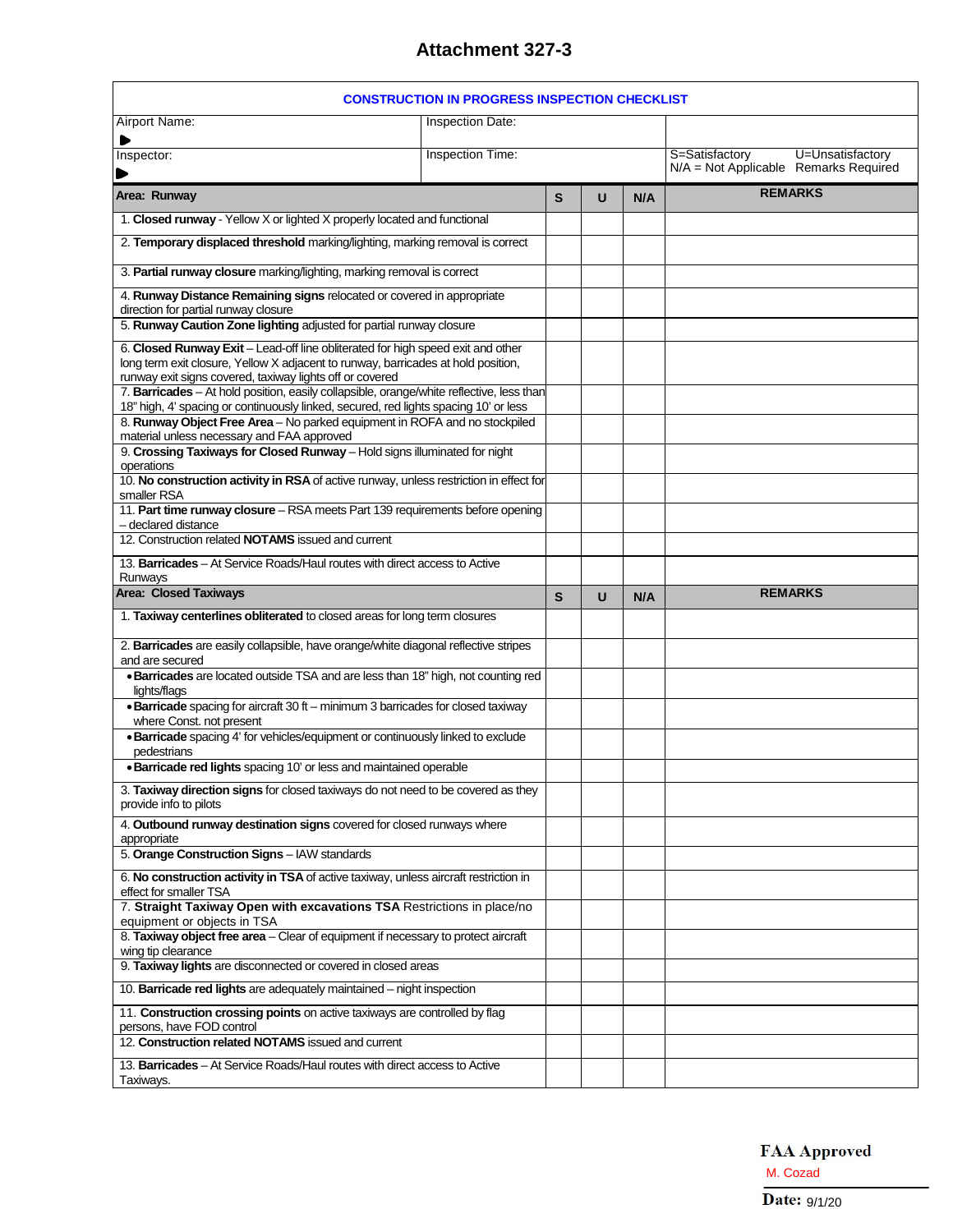# Attachment 327-3

**CONSTRUCTION IN PROGRESS INSPECTION CHECKLIST**

| Airport Name: | Inspection Date: | |
|---|---|---|
| Inspector: | Inspection Time: | S=Satisfactory U=Unsatisfactory N/A = Not Applicable Remarks Required |

| Area: Runway | S | U | N/A | REMARKS |
|---|---|---|---|---|
| 1. **Closed runway** - Yellow X or lighted X properly located and functional | | | | |
| 2. **Temporary displaced threshold** marking/lighting, marking removal is correct | | | | |
| 3. **Partial runway closure** marking/lighting, marking removal is correct | | | | |
| 4. **Runway Distance Remaining signs** relocated or covered in appropriate direction for partial runway closure | | | | |
| 5. **Runway Caution Zone lighting** adjusted for partial runway closure | | | | |
| 6. **Closed Runway Exit** – Lead-off line obliterated for high speed exit and other long term exit closure, Yellow X adjacent to runway, barricades at hold position, runway exit signs covered, taxiway lights off or covered | | | | |
| 7. **Barricades** – At hold position, easily collapsible, orange/white reflective, less than 18" high, 4' spacing or continuously linked, secured, red lights spacing 10' or less | | | | |
| 8. **Runway Object Free Area** – No parked equipment in ROFA and no stockpiled material unless necessary and FAA approved | | | | |
| 9. **Crossing Taxiways for Closed Runway** – Hold signs illuminated for night operations | | | | |
| 10. **No construction activity in RSA** of active runway, unless restriction in effect for smaller RSA | | | | |
| 11. **Part time runway closure** – RSA meets Part 139 requirements before opening – declared distance | | | | |
| 12. Construction related **NOTAMS** issued and current | | | | |
| 13. **Barricades** – At Service Roads/Haul routes with direct access to Active Runways | | | | |

| Area: Closed Taxiways | S | U | N/A | REMARKS |
|---|---|---|---|---|
| 1. **Taxiway centerlines obliterated** to closed areas for long term closures | | | | |
| 2. **Barricades** are easily collapsible, have orange/white diagonal reflective stripes and are secured | | | | |
| • **Barricades** are located outside TSA and are less than 18" high, not counting red lights/flags | | | | |
| • **Barricade** spacing for aircraft 30 ft – minimum 3 barricades for closed taxiway where Const. not present | | | | |
| • **Barricade** spacing 4' for vehicles/equipment or continuously linked to exclude pedestrians | | | | |
| • **Barricade red lights** spacing 10' or less and maintained operable | | | | |
| 3. **Taxiway direction signs** for closed taxiways do not need to be covered as they provide info to pilots | | | | |
| 4. **Outbound runway destination signs** covered for closed runways where appropriate | | | | |
| 5. **Orange Construction Signs** – IAW standards | | | | |
| 6. **No construction activity in TSA** of active taxiway, unless aircraft restriction in effect for smaller TSA | | | | |
| 7. **Straight Taxiway Open with excavations TSA** Restrictions in place/no equipment or objects in TSA | | | | |
| 8. **Taxiway object free area** – Clear of equipment if necessary to protect aircraft wing tip clearance | | | | |
| 9. **Taxiway lights** are disconnected or covered in closed areas | | | | |
| 10. **Barricade red lights** are adequately maintained – night inspection | | | | |
| 11. **Construction crossing points** on active taxiways are controlled by flag persons, have FOD control | | | | |
| 12. **Construction related NOTAMS** issued and current | | | | |
| 13. **Barricades** – At Service Roads/Haul routes with direct access to Active Taxiways. | | | | |

**FAA Approved**
M. Cozad
**Date:** 9/1/20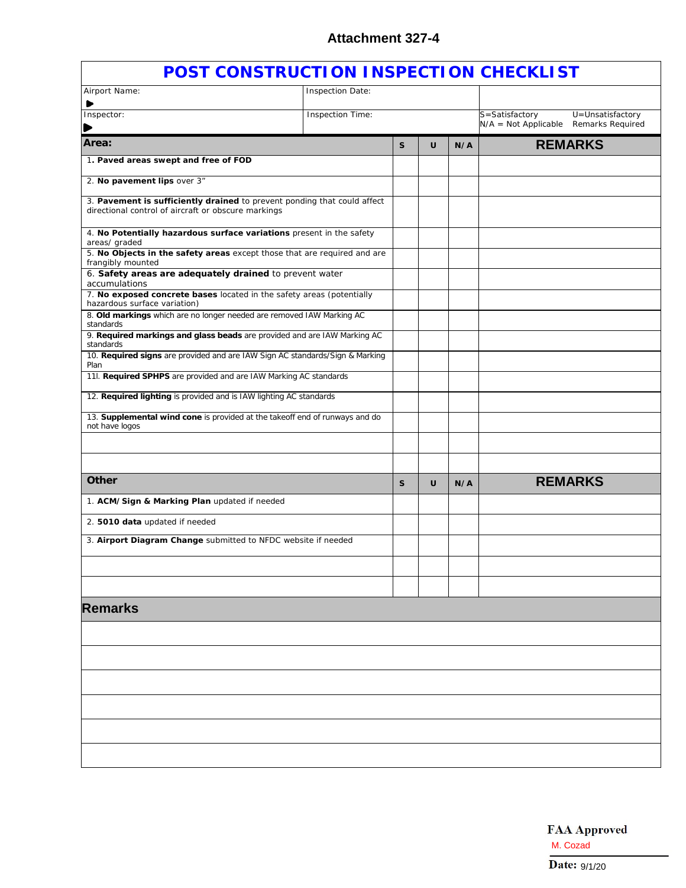**Attachment 327-4**

# POST CONSTRUCTION INSPECTION CHECKLIST

| Airport Name: | Inspection Date: | |
|---|---|---|
| Inspector: | Inspection Time: | S=Satisfactory U=Unsatisfactory N/A = Not Applicable Remarks Required |

| **Area:** | **S** | **U** | **N/A** | **REMARKS** |
|---|---|---|---|---|
| 1. **Paved areas swept and free of FOD** | | | | |
| 2. **No pavement lips** over 3" | | | | |
| 3. **Pavement is sufficiently drained** to prevent ponding that could affect directional control of aircraft or obscure markings | | | | |
| 4. **No Potentially hazardous surface variations** present in the safety areas/ graded | | | | |
| 5. **No Objects in the safety areas** except those that are required and are frangibly mounted | | | | |
| 6. **Safety areas are adequately drained** to prevent water accumulations | | | | |
| 7. **No exposed concrete bases** located in the safety areas (potentially hazardous surface variation) | | | | |
| 8. **Old markings** which are no longer needed are removed IAW Marking AC standards | | | | |
| 9. **Required markings and glass beads** are provided and are IAW Marking AC standards | | | | |
| 10. **Required signs** are provided and are IAW Sign AC standards/Sign & Marking Plan | | | | |
| 11l. **Required SPHPS** are provided and are IAW Marking AC standards | | | | |
| 12. **Required lighting** is provided and is IAW lighting AC standards | | | | |
| 13. **Supplemental wind cone** is provided at the takeoff end of runways and do not have logos | | | | |
| | | | | |
| | | | | |

| **Other** | **S** | **U** | **N/A** | **REMARKS** |
|---|---|---|---|---|
| 1. **ACM/Sign & Marking Plan** updated if needed | | | | |
| 2. **5010 data** updated if needed | | | | |
| 3. **Airport Diagram Change** submitted to NFDC website if needed | | | | |
| | | | | |
| | | | | |

## Remarks

FAA Approved
M. Cozad
Date: 9/1/20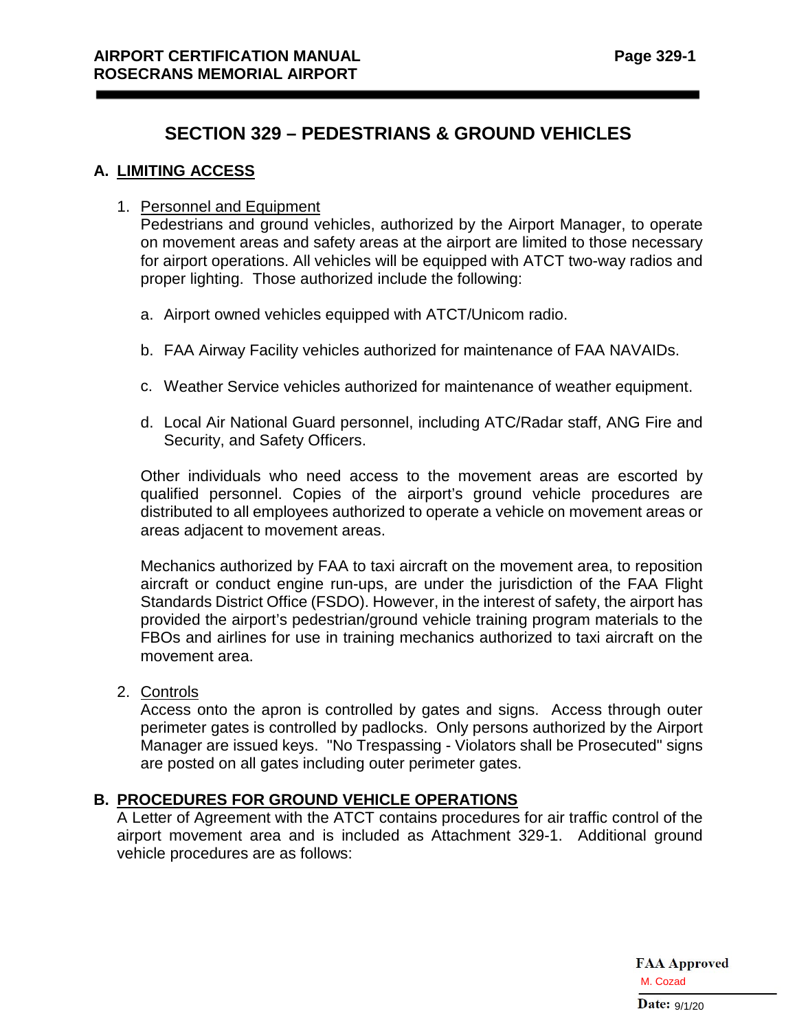# SECTION 329 – PEDESTRIANS & GROUND VEHICLES

## A. LIMITING ACCESS

1. Personnel and Equipment

   Pedestrians and ground vehicles, authorized by the Airport Manager, to operate on movement areas and safety areas at the airport are limited to those necessary for airport operations. All vehicles will be equipped with ATCT two-way radios and proper lighting. Those authorized include the following:

   a. Airport owned vehicles equipped with ATCT/Unicom radio.

   b. FAA Airway Facility vehicles authorized for maintenance of FAA NAVAIDs.

   c. Weather Service vehicles authorized for maintenance of weather equipment.

   d. Local Air National Guard personnel, including ATC/Radar staff, ANG Fire and Security, and Safety Officers.

   Other individuals who need access to the movement areas are escorted by qualified personnel. Copies of the airport's ground vehicle procedures are distributed to all employees authorized to operate a vehicle on movement areas or areas adjacent to movement areas.

   Mechanics authorized by FAA to taxi aircraft on the movement area, to reposition aircraft or conduct engine run-ups, are under the jurisdiction of the FAA Flight Standards District Office (FSDO). However, in the interest of safety, the airport has provided the airport's pedestrian/ground vehicle training program materials to the FBOs and airlines for use in training mechanics authorized to taxi aircraft on the movement area.

2. Controls

   Access onto the apron is controlled by gates and signs. Access through outer perimeter gates is controlled by padlocks. Only persons authorized by the Airport Manager are issued keys. "No Trespassing - Violators shall be Prosecuted" signs are posted on all gates including outer perimeter gates.

## B. PROCEDURES FOR GROUND VEHICLE OPERATIONS

A Letter of Agreement with the ATCT contains procedures for air traffic control of the airport movement area and is included as Attachment 329-1. Additional ground vehicle procedures are as follows:

FAA Approved
M. Cozad
Date: 9/1/20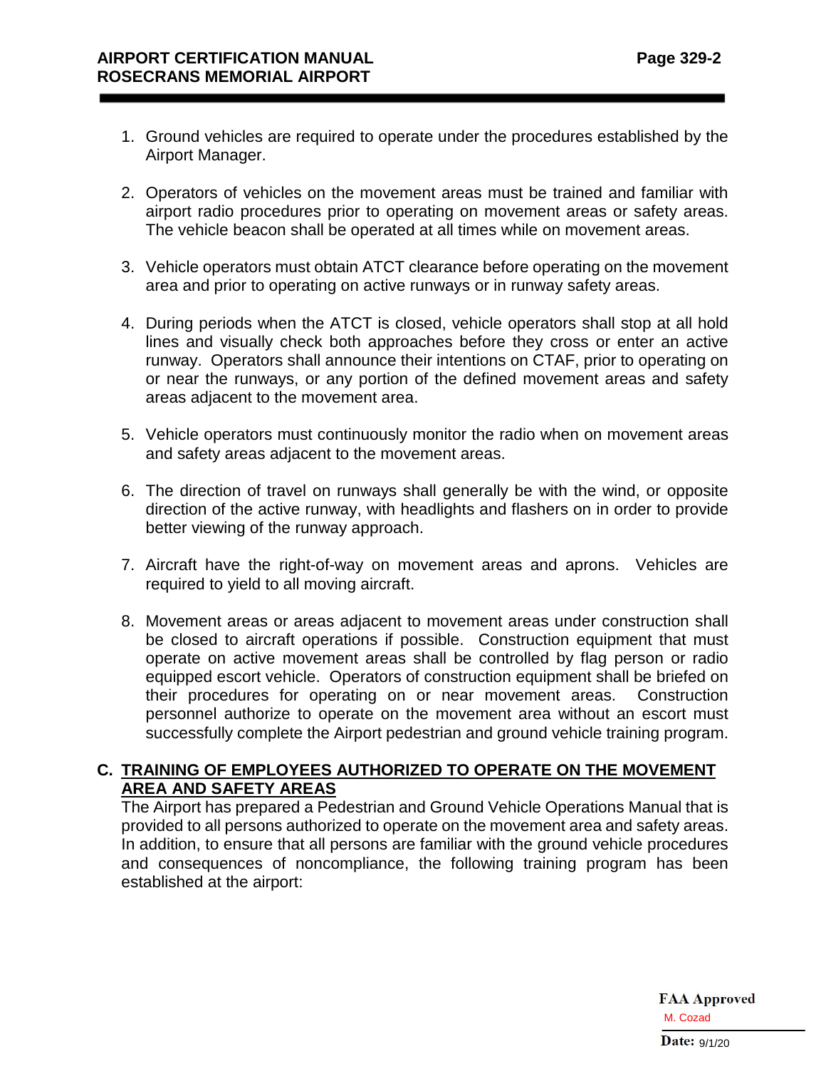1. Ground vehicles are required to operate under the procedures established by the Airport Manager.

2. Operators of vehicles on the movement areas must be trained and familiar with airport radio procedures prior to operating on movement areas or safety areas. The vehicle beacon shall be operated at all times while on movement areas.

3. Vehicle operators must obtain ATCT clearance before operating on the movement area and prior to operating on active runways or in runway safety areas.

4. During periods when the ATCT is closed, vehicle operators shall stop at all hold lines and visually check both approaches before they cross or enter an active runway. Operators shall announce their intentions on CTAF, prior to operating on or near the runways, or any portion of the defined movement areas and safety areas adjacent to the movement area.

5. Vehicle operators must continuously monitor the radio when on movement areas and safety areas adjacent to the movement areas.

6. The direction of travel on runways shall generally be with the wind, or opposite direction of the active runway, with headlights and flashers on in order to provide better viewing of the runway approach.

7. Aircraft have the right-of-way on movement areas and aprons. Vehicles are required to yield to all moving aircraft.

8. Movement areas or areas adjacent to movement areas under construction shall be closed to aircraft operations if possible. Construction equipment that must operate on active movement areas shall be controlled by flag person or radio equipped escort vehicle. Operators of construction equipment shall be briefed on their procedures for operating on or near movement areas. Construction personnel authorize to operate on the movement area without an escort must successfully complete the Airport pedestrian and ground vehicle training program.

## C. TRAINING OF EMPLOYEES AUTHORIZED TO OPERATE ON THE MOVEMENT AREA AND SAFETY AREAS

The Airport has prepared a Pedestrian and Ground Vehicle Operations Manual that is provided to all persons authorized to operate on the movement area and safety areas. In addition, to ensure that all persons are familiar with the ground vehicle procedures and consequences of noncompliance, the following training program has been established at the airport:

**FAA Approved**
M. Cozad
**Date:** 9/1/20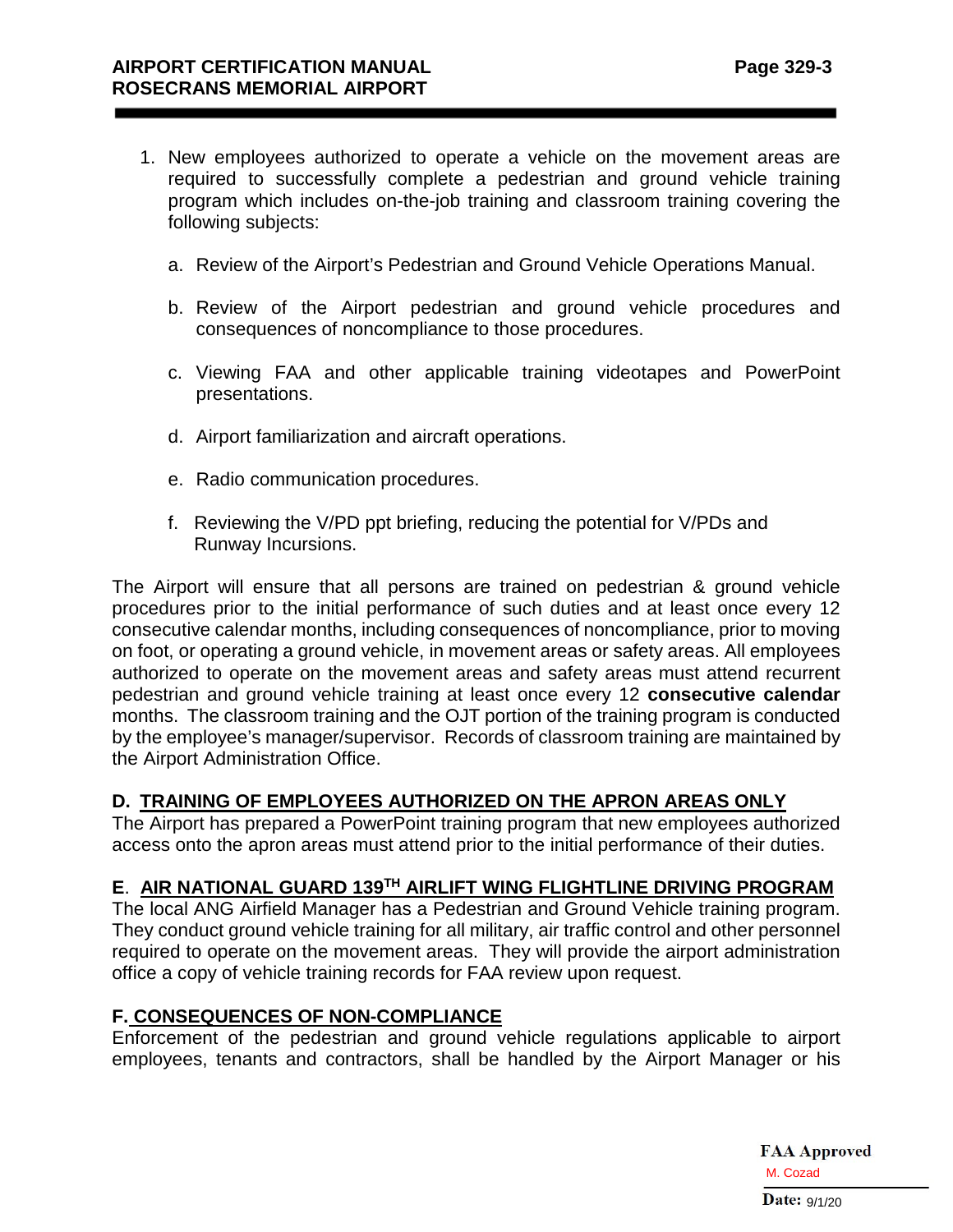1. New employees authorized to operate a vehicle on the movement areas are required to successfully complete a pedestrian and ground vehicle training program which includes on-the-job training and classroom training covering the following subjects:

   a. Review of the Airport's Pedestrian and Ground Vehicle Operations Manual.

   b. Review of the Airport pedestrian and ground vehicle procedures and consequences of noncompliance to those procedures.

   c. Viewing FAA and other applicable training videotapes and PowerPoint presentations.

   d. Airport familiarization and aircraft operations.

   e. Radio communication procedures.

   f. Reviewing the V/PD ppt briefing, reducing the potential for V/PDs and Runway Incursions.

The Airport will ensure that all persons are trained on pedestrian & ground vehicle procedures prior to the initial performance of such duties and at least once every 12 consecutive calendar months, including consequences of noncompliance, prior to moving on foot, or operating a ground vehicle, in movement areas or safety areas. All employees authorized to operate on the movement areas and safety areas must attend recurrent pedestrian and ground vehicle training at least once every 12 **consecutive calendar** months. The classroom training and the OJT portion of the training program is conducted by the employee's manager/supervisor. Records of classroom training are maintained by the Airport Administration Office.

**D. TRAINING OF EMPLOYEES AUTHORIZED ON THE APRON AREAS ONLY**
The Airport has prepared a PowerPoint training program that new employees authorized access onto the apron areas must attend prior to the initial performance of their duties.

**E. AIR NATIONAL GUARD 139TH AIRLIFT WING FLIGHTLINE DRIVING PROGRAM**
The local ANG Airfield Manager has a Pedestrian and Ground Vehicle training program. They conduct ground vehicle training for all military, air traffic control and other personnel required to operate on the movement areas. They will provide the airport administration office a copy of vehicle training records for FAA review upon request.

**F. CONSEQUENCES OF NON-COMPLIANCE**
Enforcement of the pedestrian and ground vehicle regulations applicable to airport employees, tenants and contractors, shall be handled by the Airport Manager or his

FAA Approved
M. Cozad
Date: 9/1/20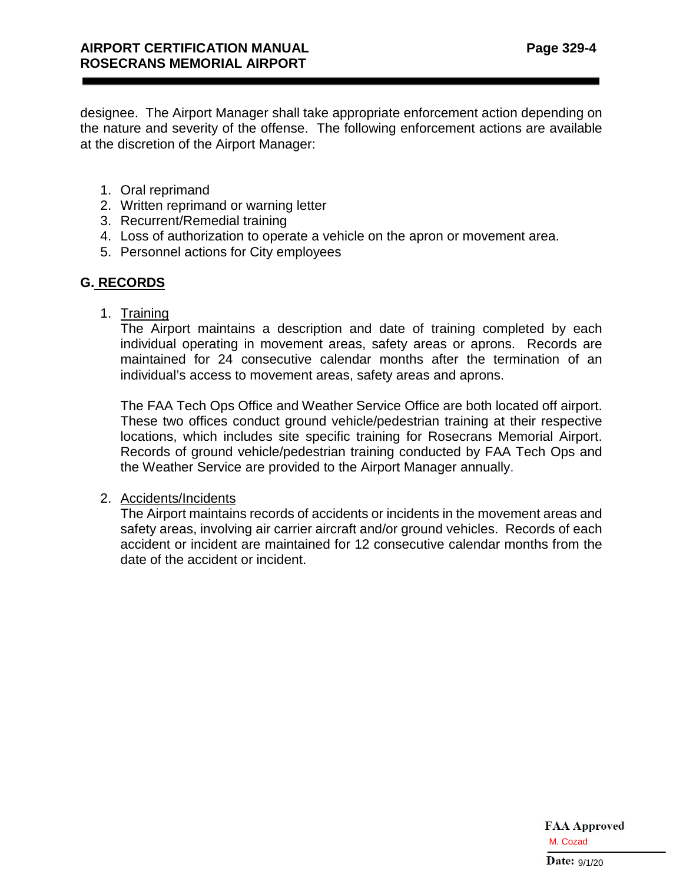designee. The Airport Manager shall take appropriate enforcement action depending on the nature and severity of the offense. The following enforcement actions are available at the discretion of the Airport Manager:

1. Oral reprimand
2. Written reprimand or warning letter
3. Recurrent/Remedial training
4. Loss of authorization to operate a vehicle on the apron or movement area.
5. Personnel actions for City employees

## G. RECORDS

1. Training

   The Airport maintains a description and date of training completed by each individual operating in movement areas, safety areas or aprons. Records are maintained for 24 consecutive calendar months after the termination of an individual's access to movement areas, safety areas and aprons.

   The FAA Tech Ops Office and Weather Service Office are both located off airport. These two offices conduct ground vehicle/pedestrian training at their respective locations, which includes site specific training for Rosecrans Memorial Airport. Records of ground vehicle/pedestrian training conducted by FAA Tech Ops and the Weather Service are provided to the Airport Manager annually.

2. Accidents/Incidents

   The Airport maintains records of accidents or incidents in the movement areas and safety areas, involving air carrier aircraft and/or ground vehicles. Records of each accident or incident are maintained for 12 consecutive calendar months from the date of the accident or incident.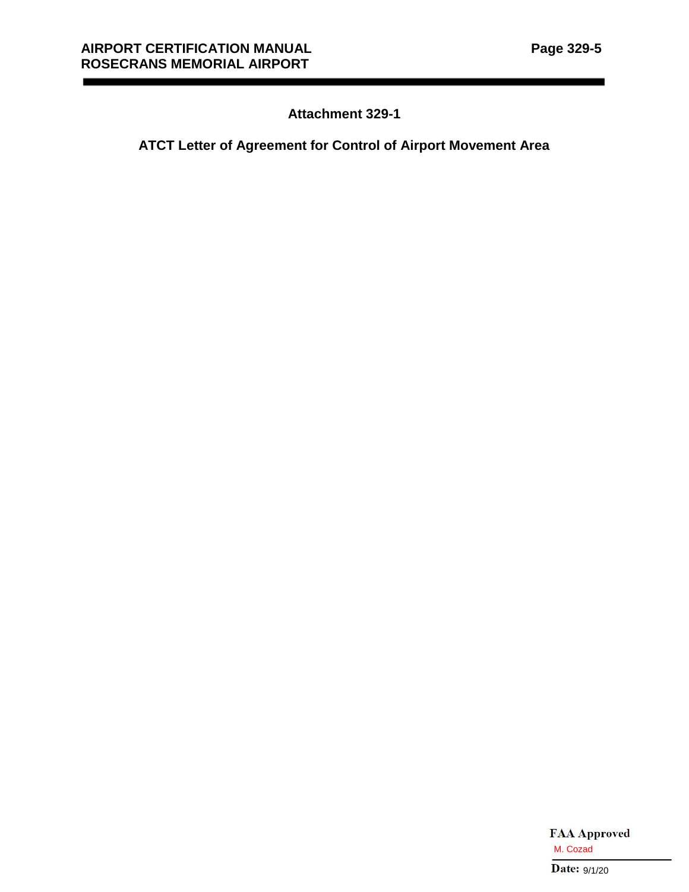## Attachment 329-1

## ATCT Letter of Agreement for Control of Airport Movement Area

**FAA Approved**
M. Cozad

**Date:** 9/1/20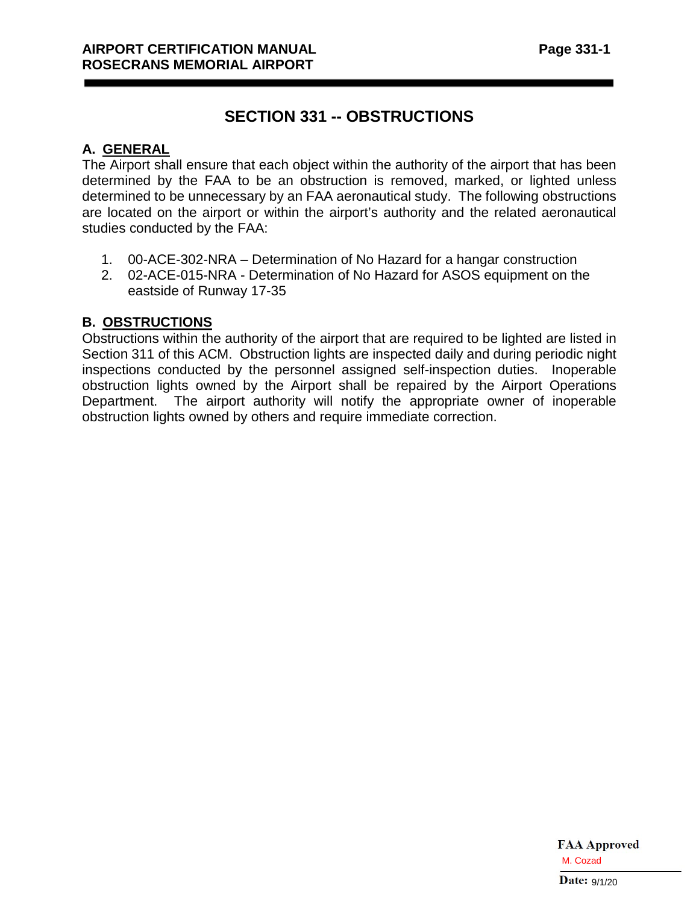# SECTION 331 -- OBSTRUCTIONS

## A. GENERAL

The Airport shall ensure that each object within the authority of the airport that has been determined by the FAA to be an obstruction is removed, marked, or lighted unless determined to be unnecessary by an FAA aeronautical study. The following obstructions are located on the airport or within the airport's authority and the related aeronautical studies conducted by the FAA:

1. 00-ACE-302-NRA – Determination of No Hazard for a hangar construction
2. 02-ACE-015-NRA - Determination of No Hazard for ASOS equipment on the eastside of Runway 17-35

## B. OBSTRUCTIONS

Obstructions within the authority of the airport that are required to be lighted are listed in Section 311 of this ACM. Obstruction lights are inspected daily and during periodic night inspections conducted by the personnel assigned self-inspection duties. Inoperable obstruction lights owned by the Airport shall be repaired by the Airport Operations Department. The airport authority will notify the appropriate owner of inoperable obstruction lights owned by others and require immediate correction.

FAA Approved
M. Cozad
Date: 9/1/20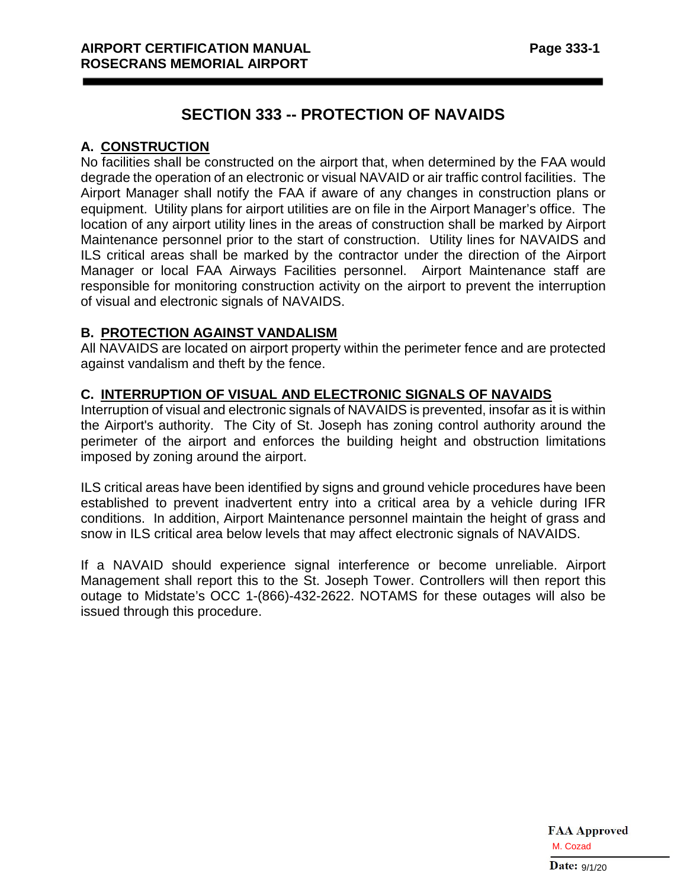# SECTION 333 -- PROTECTION OF NAVAIDS

## A. CONSTRUCTION

No facilities shall be constructed on the airport that, when determined by the FAA would degrade the operation of an electronic or visual NAVAID or air traffic control facilities. The Airport Manager shall notify the FAA if aware of any changes in construction plans or equipment. Utility plans for airport utilities are on file in the Airport Manager's office. The location of any airport utility lines in the areas of construction shall be marked by Airport Maintenance personnel prior to the start of construction. Utility lines for NAVAIDS and ILS critical areas shall be marked by the contractor under the direction of the Airport Manager or local FAA Airways Facilities personnel. Airport Maintenance staff are responsible for monitoring construction activity on the airport to prevent the interruption of visual and electronic signals of NAVAIDS.

## B. PROTECTION AGAINST VANDALISM

All NAVAIDS are located on airport property within the perimeter fence and are protected against vandalism and theft by the fence.

## C. INTERRUPTION OF VISUAL AND ELECTRONIC SIGNALS OF NAVAIDS

Interruption of visual and electronic signals of NAVAIDS is prevented, insofar as it is within the Airport's authority. The City of St. Joseph has zoning control authority around the perimeter of the airport and enforces the building height and obstruction limitations imposed by zoning around the airport.

ILS critical areas have been identified by signs and ground vehicle procedures have been established to prevent inadvertent entry into a critical area by a vehicle during IFR conditions. In addition, Airport Maintenance personnel maintain the height of grass and snow in ILS critical area below levels that may affect electronic signals of NAVAIDS.

If a NAVAID should experience signal interference or become unreliable. Airport Management shall report this to the St. Joseph Tower. Controllers will then report this outage to Midstate's OCC 1-(866)-432-2622. NOTAMS for these outages will also be issued through this procedure.

**FAA Approved**
M. Cozad
**Date:** 9/1/20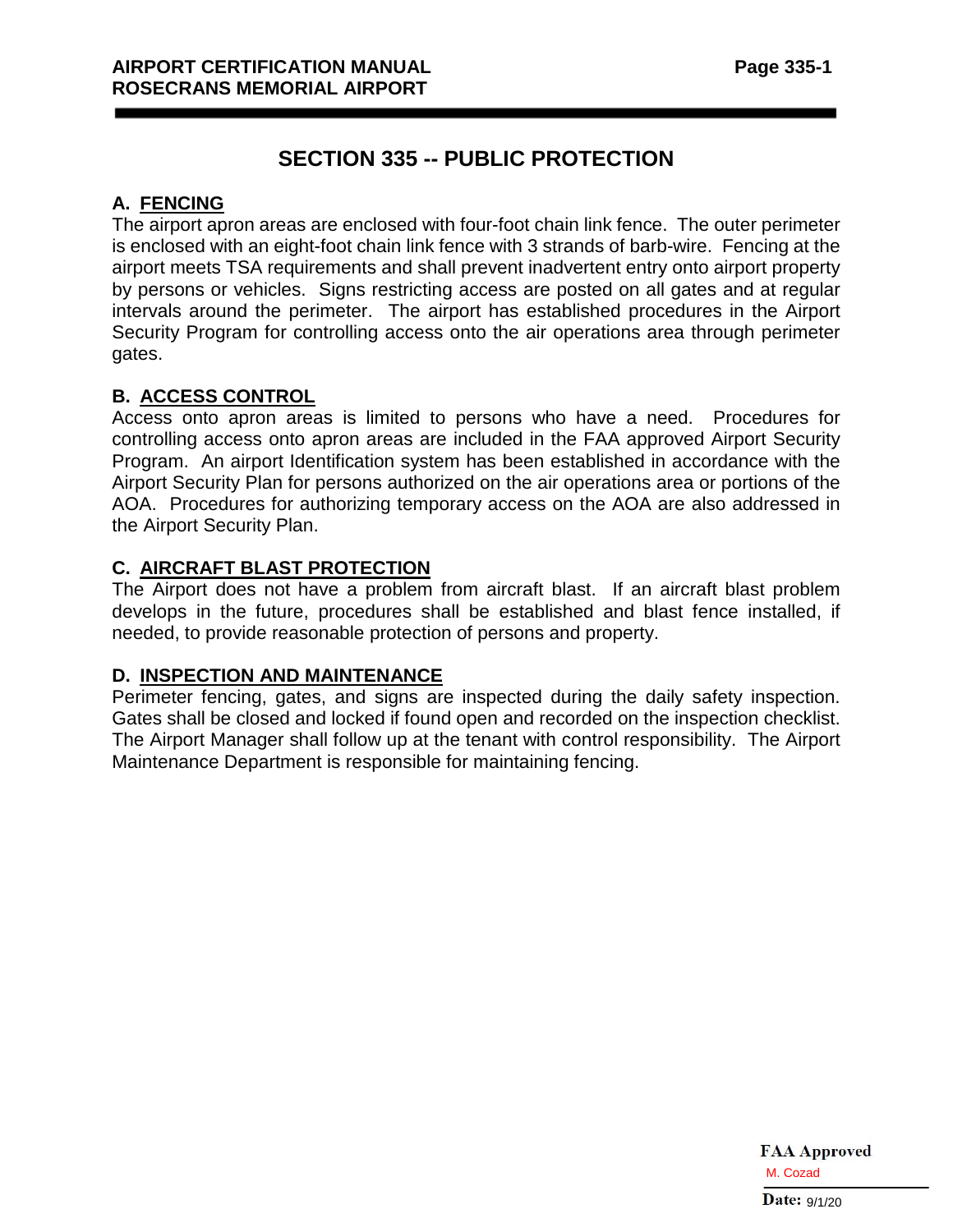# SECTION 335 -- PUBLIC PROTECTION

## A. FENCING

The airport apron areas are enclosed with four-foot chain link fence. The outer perimeter is enclosed with an eight-foot chain link fence with 3 strands of barb-wire. Fencing at the airport meets TSA requirements and shall prevent inadvertent entry onto airport property by persons or vehicles. Signs restricting access are posted on all gates and at regular intervals around the perimeter. The airport has established procedures in the Airport Security Program for controlling access onto the air operations area through perimeter gates.

## B. ACCESS CONTROL

Access onto apron areas is limited to persons who have a need. Procedures for controlling access onto apron areas are included in the FAA approved Airport Security Program. An airport Identification system has been established in accordance with the Airport Security Plan for persons authorized on the air operations area or portions of the AOA. Procedures for authorizing temporary access on the AOA are also addressed in the Airport Security Plan.

## C. AIRCRAFT BLAST PROTECTION

The Airport does not have a problem from aircraft blast. If an aircraft blast problem develops in the future, procedures shall be established and blast fence installed, if needed, to provide reasonable protection of persons and property.

## D. INSPECTION AND MAINTENANCE

Perimeter fencing, gates, and signs are inspected during the daily safety inspection. Gates shall be closed and locked if found open and recorded on the inspection checklist. The Airport Manager shall follow up at the tenant with control responsibility. The Airport Maintenance Department is responsible for maintaining fencing.

**FAA Approved**
M. Cozad
**Date:** 9/1/20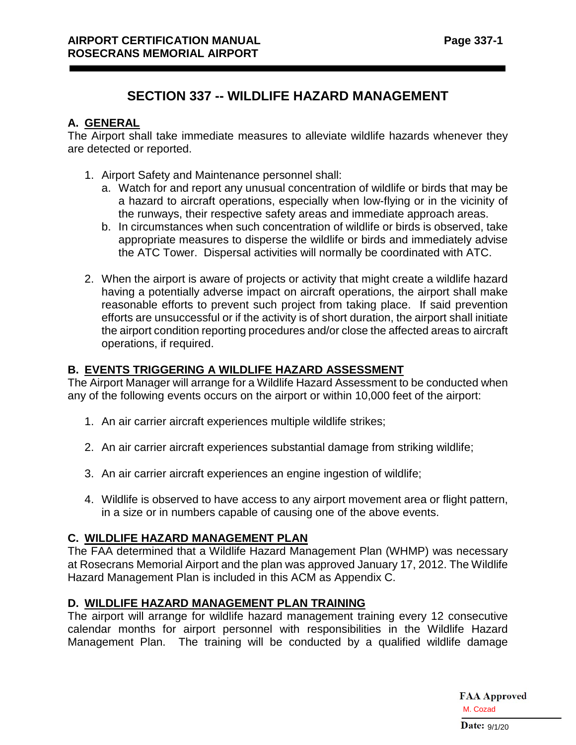# SECTION 337 -- WILDLIFE HAZARD MANAGEMENT

## A. GENERAL

The Airport shall take immediate measures to alleviate wildlife hazards whenever they are detected or reported.

1. Airport Safety and Maintenance personnel shall:
   a. Watch for and report any unusual concentration of wildlife or birds that may be a hazard to aircraft operations, especially when low-flying or in the vicinity of the runways, their respective safety areas and immediate approach areas.
   b. In circumstances when such concentration of wildlife or birds is observed, take appropriate measures to disperse the wildlife or birds and immediately advise the ATC Tower. Dispersal activities will normally be coordinated with ATC.

2. When the airport is aware of projects or activity that might create a wildlife hazard having a potentially adverse impact on aircraft operations, the airport shall make reasonable efforts to prevent such project from taking place. If said prevention efforts are unsuccessful or if the activity is of short duration, the airport shall initiate the airport condition reporting procedures and/or close the affected areas to aircraft operations, if required.

## B. EVENTS TRIGGERING A WILDLIFE HAZARD ASSESSMENT

The Airport Manager will arrange for a Wildlife Hazard Assessment to be conducted when any of the following events occurs on the airport or within 10,000 feet of the airport:

1. An air carrier aircraft experiences multiple wildlife strikes;

2. An air carrier aircraft experiences substantial damage from striking wildlife;

3. An air carrier aircraft experiences an engine ingestion of wildlife;

4. Wildlife is observed to have access to any airport movement area or flight pattern, in a size or in numbers capable of causing one of the above events.

## C. WILDLIFE HAZARD MANAGEMENT PLAN

The FAA determined that a Wildlife Hazard Management Plan (WHMP) was necessary at Rosecrans Memorial Airport and the plan was approved January 17, 2012. The Wildlife Hazard Management Plan is included in this ACM as Appendix C.

## D. WILDLIFE HAZARD MANAGEMENT PLAN TRAINING

The airport will arrange for wildlife hazard management training every 12 consecutive calendar months for airport personnel with responsibilities in the Wildlife Hazard Management Plan. The training will be conducted by a qualified wildlife damage

**FAA Approved**
M. Cozad
**Date:** 9/1/20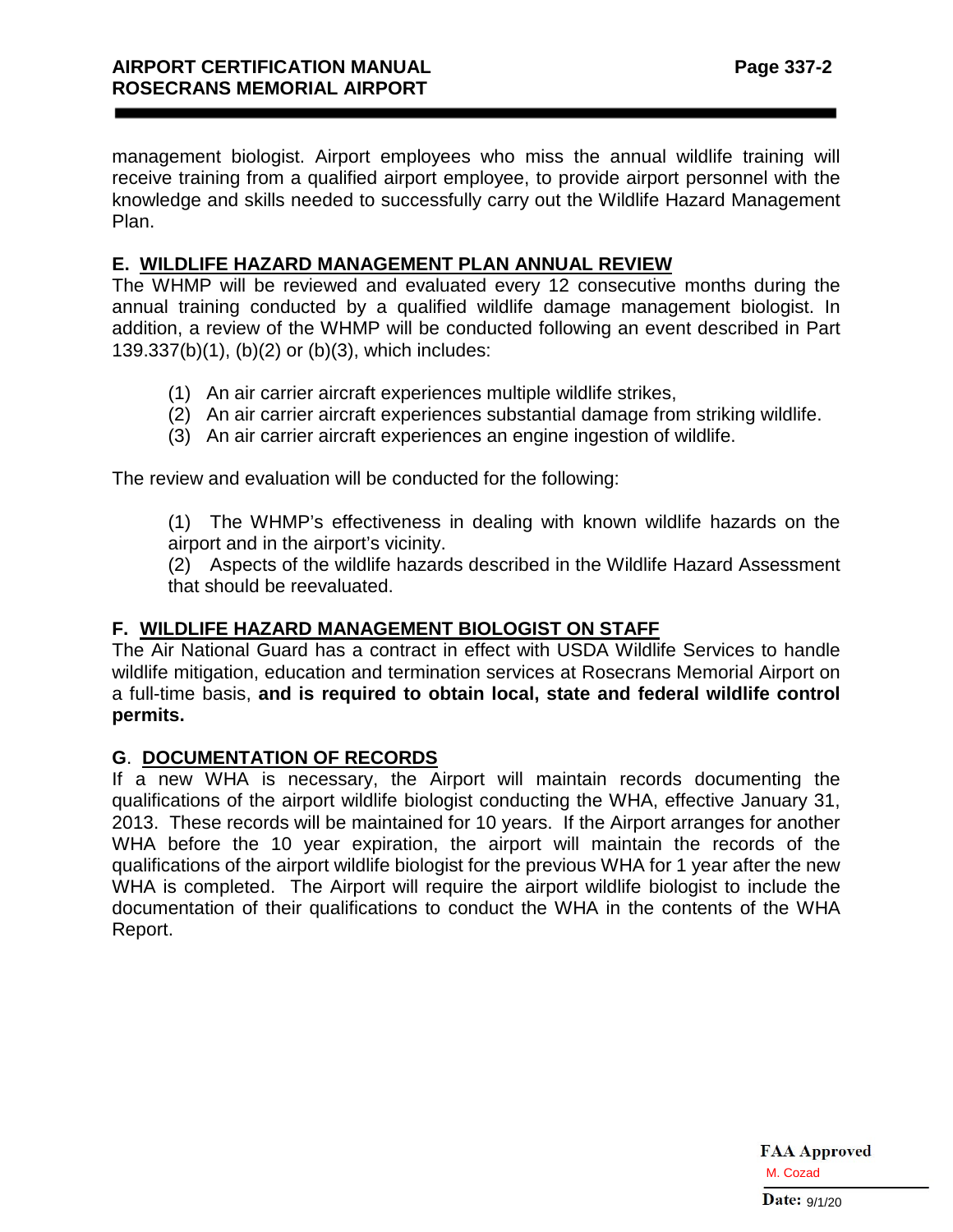management biologist. Airport employees who miss the annual wildlife training will receive training from a qualified airport employee, to provide airport personnel with the knowledge and skills needed to successfully carry out the Wildlife Hazard Management Plan.

## E. WILDLIFE HAZARD MANAGEMENT PLAN ANNUAL REVIEW

The WHMP will be reviewed and evaluated every 12 consecutive months during the annual training conducted by a qualified wildlife damage management biologist. In addition, a review of the WHMP will be conducted following an event described in Part 139.337(b)(1), (b)(2) or (b)(3), which includes:

(1) An air carrier aircraft experiences multiple wildlife strikes,
(2) An air carrier aircraft experiences substantial damage from striking wildlife.
(3) An air carrier aircraft experiences an engine ingestion of wildlife.

The review and evaluation will be conducted for the following:

(1) The WHMP's effectiveness in dealing with known wildlife hazards on the airport and in the airport's vicinity.
(2) Aspects of the wildlife hazards described in the Wildlife Hazard Assessment that should be reevaluated.

## F. WILDLIFE HAZARD MANAGEMENT BIOLOGIST ON STAFF

The Air National Guard has a contract in effect with USDA Wildlife Services to handle wildlife mitigation, education and termination services at Rosecrans Memorial Airport on a full-time basis, **and is required to obtain local, state and federal wildlife control permits.**

## G. DOCUMENTATION OF RECORDS

If a new WHA is necessary, the Airport will maintain records documenting the qualifications of the airport wildlife biologist conducting the WHA, effective January 31, 2013. These records will be maintained for 10 years. If the Airport arranges for another WHA before the 10 year expiration, the airport will maintain the records of the qualifications of the airport wildlife biologist for the previous WHA for 1 year after the new WHA is completed. The Airport will require the airport wildlife biologist to include the documentation of their qualifications to conduct the WHA in the contents of the WHA Report.

**FAA Approved**
M. Cozad
**Date:** 9/1/20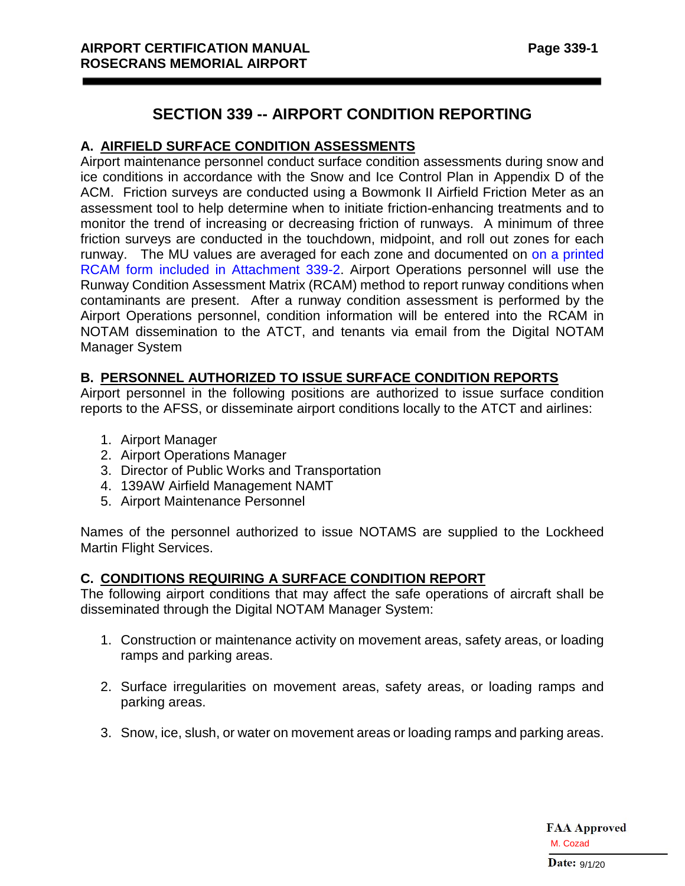# SECTION 339 -- AIRPORT CONDITION REPORTING

## A. AIRFIELD SURFACE CONDITION ASSESSMENTS

Airport maintenance personnel conduct surface condition assessments during snow and ice conditions in accordance with the Snow and Ice Control Plan in Appendix D of the ACM. Friction surveys are conducted using a Bowmonk II Airfield Friction Meter as an assessment tool to help determine when to initiate friction-enhancing treatments and to monitor the trend of increasing or decreasing friction of runways. A minimum of three friction surveys are conducted in the touchdown, midpoint, and roll out zones for each runway. The MU values are averaged for each zone and documented on on a printed RCAM form included in Attachment 339-2. Airport Operations personnel will use the Runway Condition Assessment Matrix (RCAM) method to report runway conditions when contaminants are present. After a runway condition assessment is performed by the Airport Operations personnel, condition information will be entered into the RCAM in NOTAM dissemination to the ATCT, and tenants via email from the Digital NOTAM Manager System

## B. PERSONNEL AUTHORIZED TO ISSUE SURFACE CONDITION REPORTS

Airport personnel in the following positions are authorized to issue surface condition reports to the AFSS, or disseminate airport conditions locally to the ATCT and airlines:

1. Airport Manager
2. Airport Operations Manager
3. Director of Public Works and Transportation
4. 139AW Airfield Management NAMT
5. Airport Maintenance Personnel

Names of the personnel authorized to issue NOTAMS are supplied to the Lockheed Martin Flight Services.

## C. CONDITIONS REQUIRING A SURFACE CONDITION REPORT

The following airport conditions that may affect the safe operations of aircraft shall be disseminated through the Digital NOTAM Manager System:

1. Construction or maintenance activity on movement areas, safety areas, or loading ramps and parking areas.
2. Surface irregularities on movement areas, safety areas, or loading ramps and parking areas.
3. Snow, ice, slush, or water on movement areas or loading ramps and parking areas.

FAA Approved
M. Cozad
Date: 9/1/20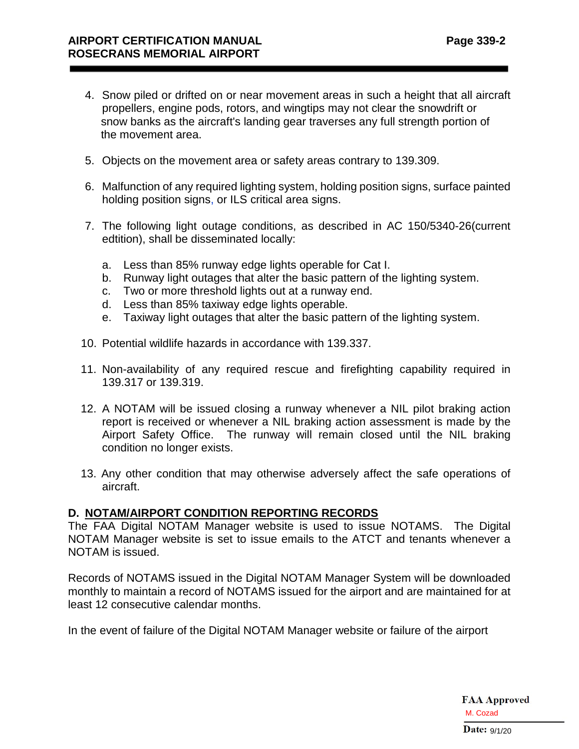4. Snow piled or drifted on or near movement areas in such a height that all aircraft propellers, engine pods, rotors, and wingtips may not clear the snowdrift or snow banks as the aircraft's landing gear traverses any full strength portion of the movement area.

5. Objects on the movement area or safety areas contrary to 139.309.

6. Malfunction of any required lighting system, holding position signs, surface painted holding position signs, or ILS critical area signs.

7. The following light outage conditions, as described in AC 150/5340-26(current edtition), shall be disseminated locally:

   a. Less than 85% runway edge lights operable for Cat I.
   b. Runway light outages that alter the basic pattern of the lighting system.
   c. Two or more threshold lights out at a runway end.
   d. Less than 85% taxiway edge lights operable.
   e. Taxiway light outages that alter the basic pattern of the lighting system.

10. Potential wildlife hazards in accordance with 139.337.

11. Non-availability of any required rescue and firefighting capability required in 139.317 or 139.319.

12. A NOTAM will be issued closing a runway whenever a NIL pilot braking action report is received or whenever a NIL braking action assessment is made by the Airport Safety Office. The runway will remain closed until the NIL braking condition no longer exists.

13. Any other condition that may otherwise adversely affect the safe operations of aircraft.

**D. NOTAM/AIRPORT CONDITION REPORTING RECORDS**

The FAA Digital NOTAM Manager website is used to issue NOTAMS. The Digital NOTAM Manager website is set to issue emails to the ATCT and tenants whenever a NOTAM is issued.

Records of NOTAMS issued in the Digital NOTAM Manager System will be downloaded monthly to maintain a record of NOTAMS issued for the airport and are maintained for at least 12 consecutive calendar months.

In the event of failure of the Digital NOTAM Manager website or failure of the airport

FAA Approved
M. Cozad
Date: 9/1/20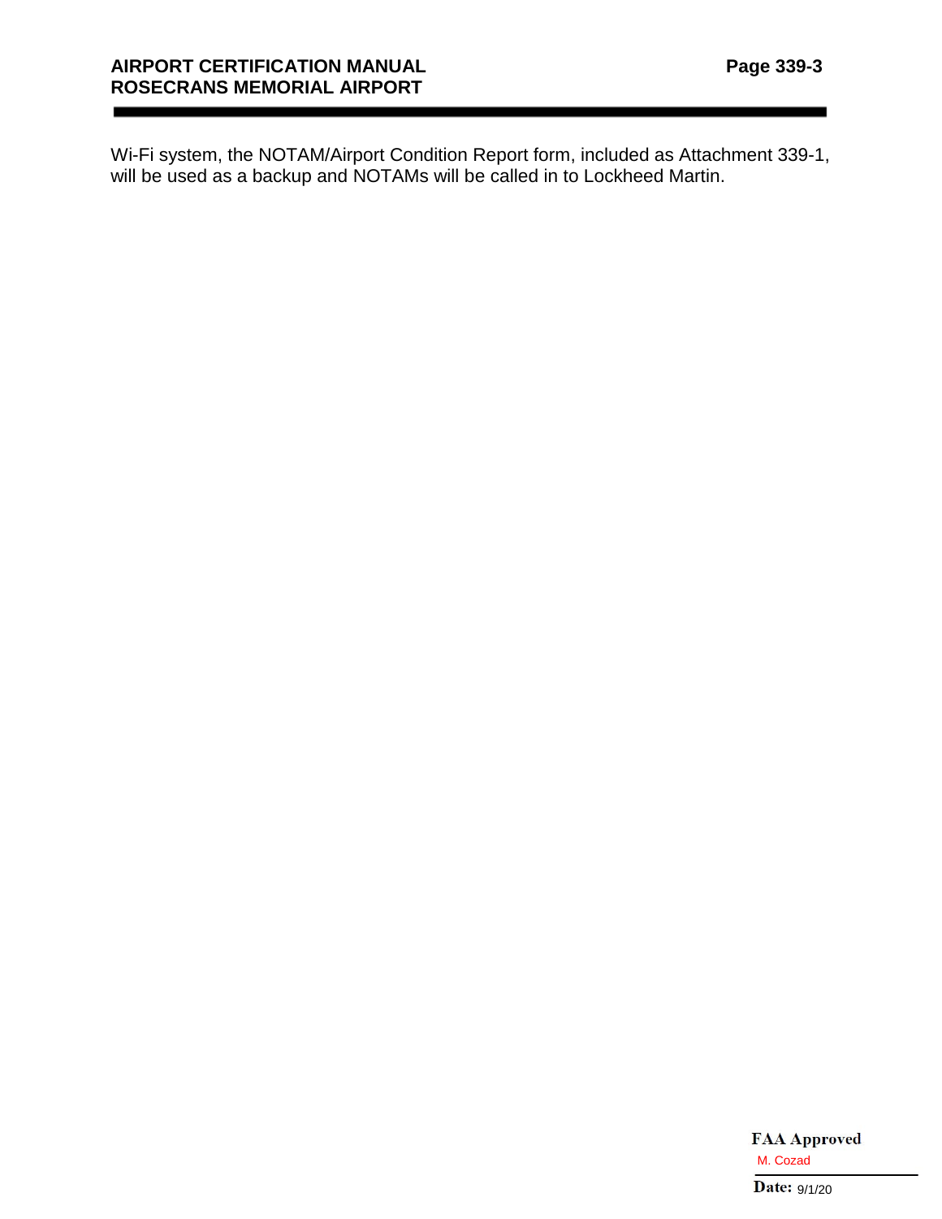Wi-Fi system, the NOTAM/Airport Condition Report form, included as Attachment 339-1, will be used as a backup and NOTAMs will be called in to Lockheed Martin.

FAA Approved
M. Cozad
Date: 9/1/20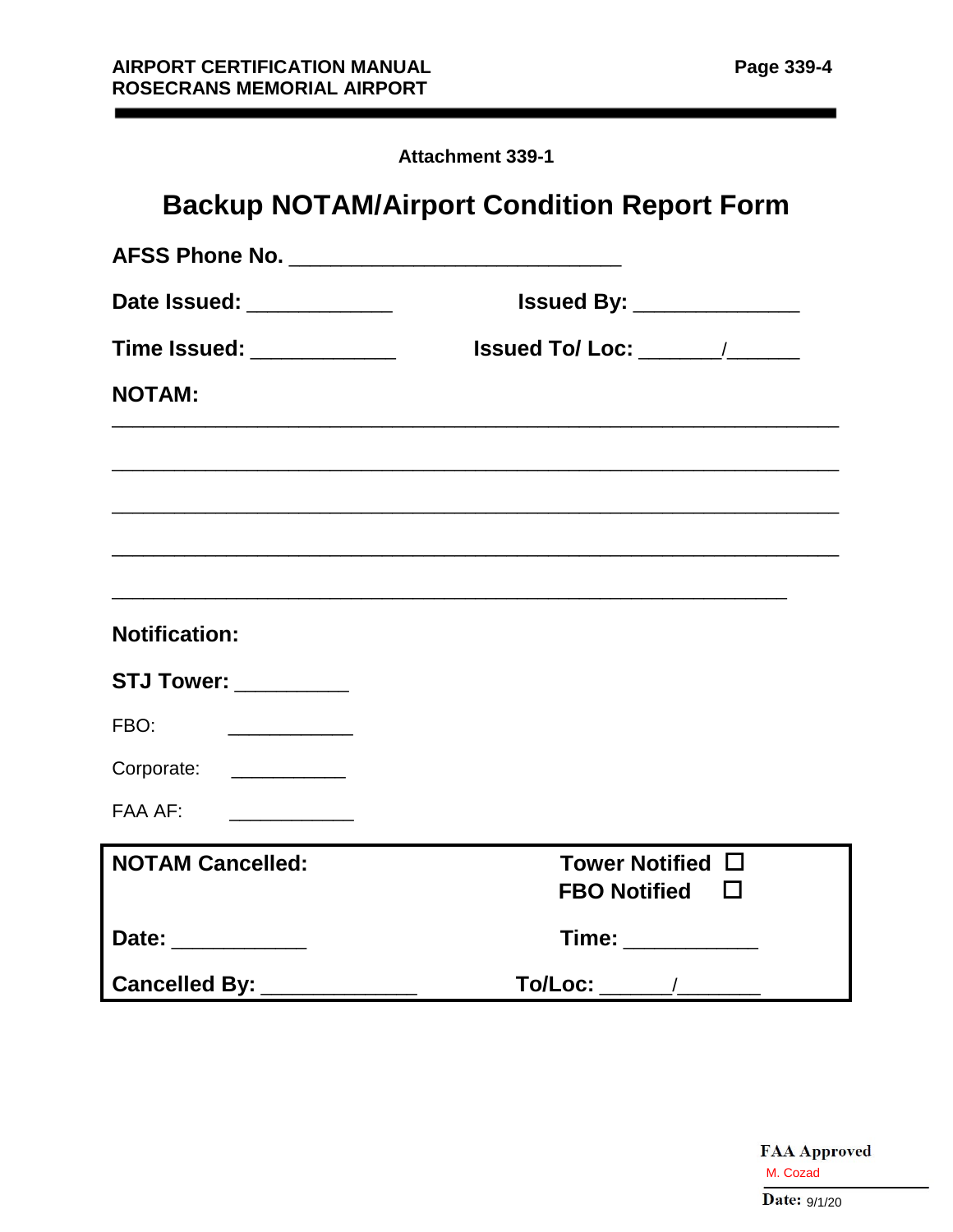Attachment 339-1

# Backup NOTAM/Airport Condition Report Form

**AFSS Phone No.** ____________________________

**Date Issued:** ____________ **Issued By:** ______________

**Time Issued:** ____________ **Issued To/ Loc:** _______/______

**NOTAM:**

_______________________________________________________________

_______________________________________________________________

_______________________________________________________________

_______________________________________________________________

_______________________________________________________________

**Notification:**

**STJ Tower:** __________

FBO: ____________

Corporate: ___________

FAA AF: ____________

**NOTAM Cancelled:** **Tower Notified** ☐ **FBO Notified** ☐

**Date:** ____________ **Time:** ___________

**Cancelled By:** _____________ **To/Loc:** ______/_______

FAA Approved
M. Cozad
Date: 9/1/20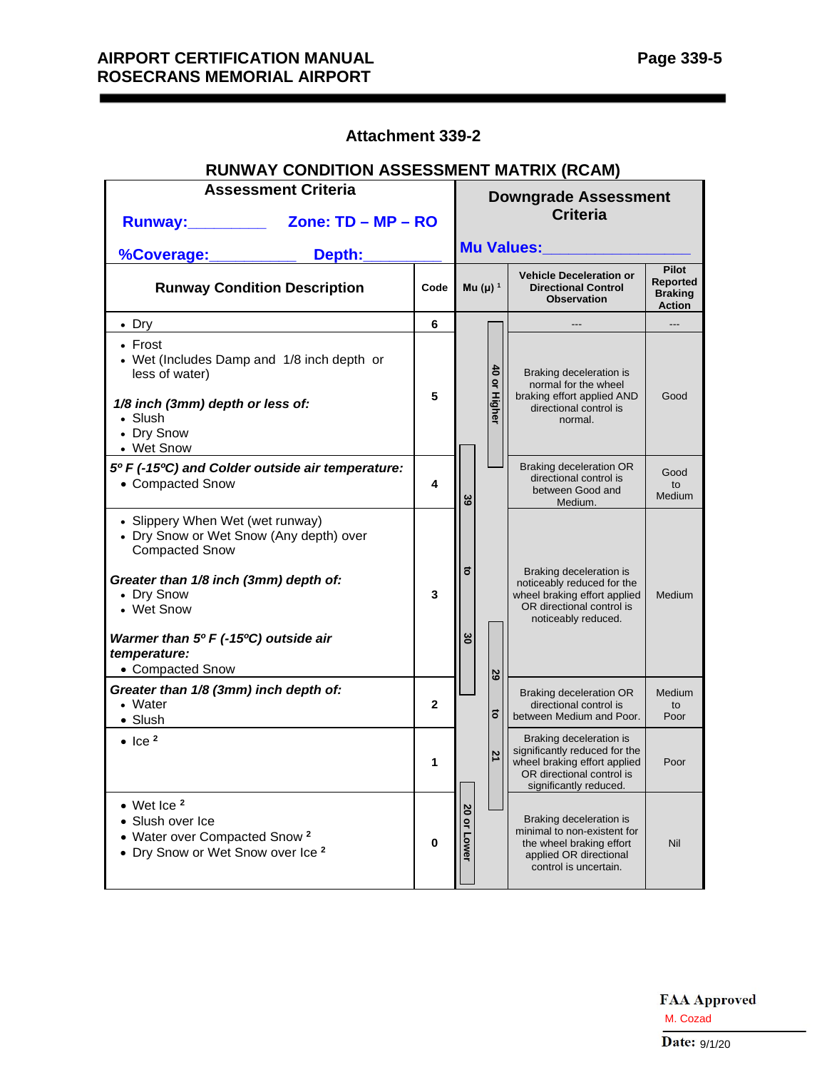## Attachment 339-2

### RUNWAY CONDITION ASSESSMENT MATRIX (RCAM)

| Assessment Criteria | | Downgrade Assessment Criteria | | |
|---|---|---|---|---|
| **Runway:**_________ **Zone: TD – MP – RO** **%Coverage:**__________ **Depth:**_________ | | **Mu Values:**________________ | | |
| **Runway Condition Description** | **Code** | **Mu (μ)** [1] | **Vehicle Deceleration or Directional Control Observation** | **Pilot Reported Braking Action** |
| • Dry | 6 | | --- | --- |
| • Frost<br>• Wet (Includes Damp and 1/8 inch depth or less of water)<br><br>*1/8 inch (3mm) depth or less of:*<br>• Slush<br>• Dry Snow<br>• Wet Snow | 5 | 40 or Higher | Braking deceleration is normal for the wheel braking effort applied AND directional control is normal. | Good |
| ***5º F (-15ºC) and Colder outside air temperature:***<br>• Compacted Snow | 4 | 39 to 30 | Braking deceleration OR directional control is between Good and Medium. | Good to Medium |
| • Slippery When Wet (wet runway)<br>• Dry Snow or Wet Snow (Any depth) over Compacted Snow<br><br>***Greater than 1/8 inch (3mm) depth of:***<br>• Dry Snow<br>• Wet Snow<br><br>***Warmer than 5º F (-15ºC) outside air temperature:***<br>• Compacted Snow | 3 | 39 to 30 | Braking deceleration is noticeably reduced for the wheel braking effort applied OR directional control is noticeably reduced. | Medium |
| ***Greater than 1/8 (3mm) inch depth of:***<br>• Water<br>• Slush | 2 | 29 to 21 | Braking deceleration OR directional control is between Medium and Poor. | Medium to Poor |
| • Ice [2] | 1 | 29 to 21 | Braking deceleration is significantly reduced for the wheel braking effort applied OR directional control is significantly reduced. | Poor |
| • Wet Ice [2]<br>• Slush over Ice<br>• Water over Compacted Snow [2]<br>• Dry Snow or Wet Snow over Ice [2] | 0 | 20 or Lower | Braking deceleration is minimal to non-existent for the wheel braking effort applied OR directional control is uncertain. | Nil |

**FAA Approved**
M. Cozad
**Date:** 9/1/20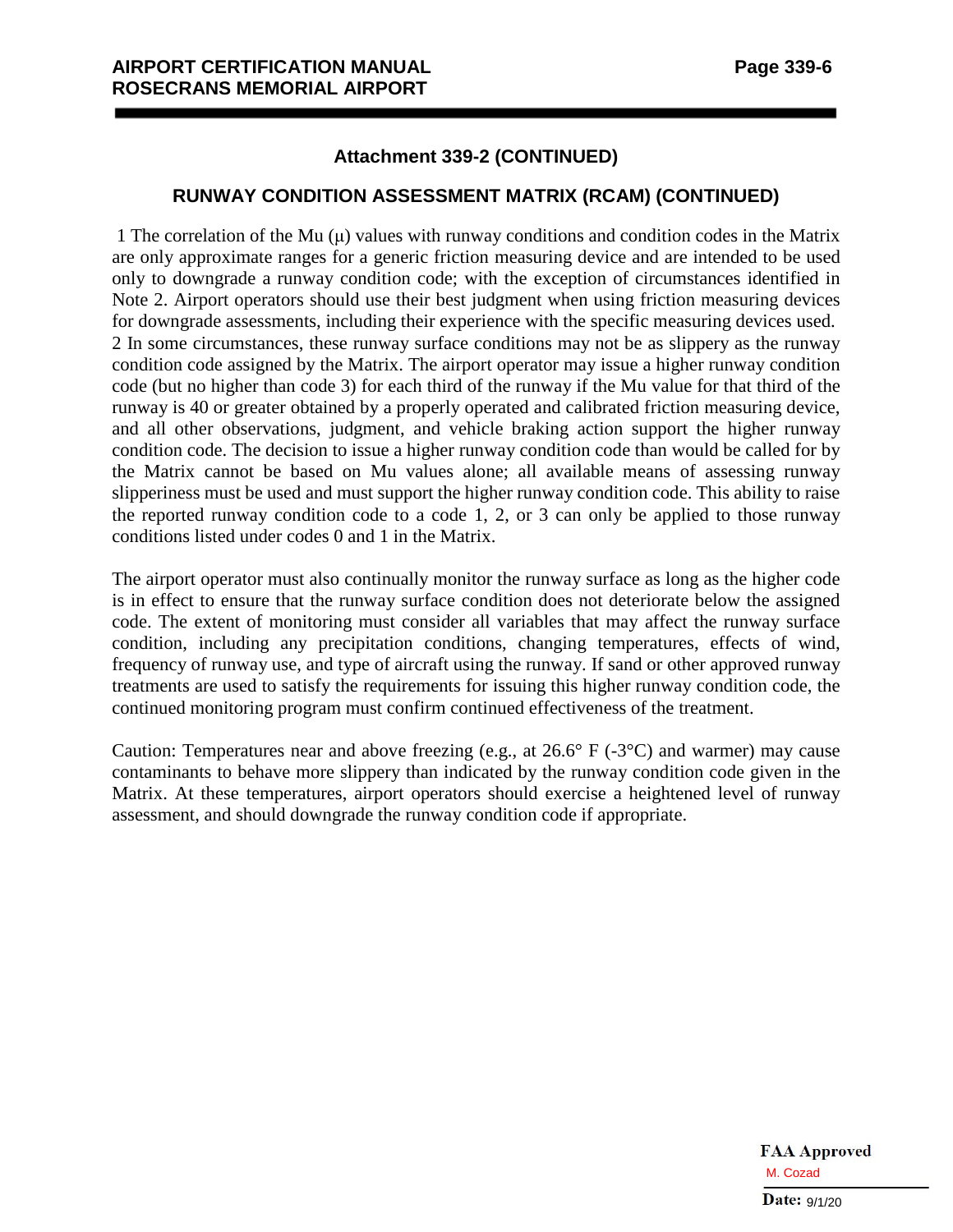## Attachment 339-2 (CONTINUED)

## RUNWAY CONDITION ASSESSMENT MATRIX (RCAM) (CONTINUED)

1 The correlation of the Mu (μ) values with runway conditions and condition codes in the Matrix are only approximate ranges for a generic friction measuring device and are intended to be used only to downgrade a runway condition code; with the exception of circumstances identified in Note 2. Airport operators should use their best judgment when using friction measuring devices for downgrade assessments, including their experience with the specific measuring devices used.

2 In some circumstances, these runway surface conditions may not be as slippery as the runway condition code assigned by the Matrix. The airport operator may issue a higher runway condition code (but no higher than code 3) for each third of the runway if the Mu value for that third of the runway is 40 or greater obtained by a properly operated and calibrated friction measuring device, and all other observations, judgment, and vehicle braking action support the higher runway condition code. The decision to issue a higher runway condition code than would be called for by the Matrix cannot be based on Mu values alone; all available means of assessing runway slipperiness must be used and must support the higher runway condition code. This ability to raise the reported runway condition code to a code 1, 2, or 3 can only be applied to those runway conditions listed under codes 0 and 1 in the Matrix.

The airport operator must also continually monitor the runway surface as long as the higher code is in effect to ensure that the runway surface condition does not deteriorate below the assigned code. The extent of monitoring must consider all variables that may affect the runway surface condition, including any precipitation conditions, changing temperatures, effects of wind, frequency of runway use, and type of aircraft using the runway. If sand or other approved runway treatments are used to satisfy the requirements for issuing this higher runway condition code, the continued monitoring program must confirm continued effectiveness of the treatment.

Caution: Temperatures near and above freezing (e.g., at 26.6° F (-3°C) and warmer) may cause contaminants to behave more slippery than indicated by the runway condition code given in the Matrix. At these temperatures, airport operators should exercise a heightened level of runway assessment, and should downgrade the runway condition code if appropriate.

**FAA Approved**
M. Cozad
**Date:** 9/1/20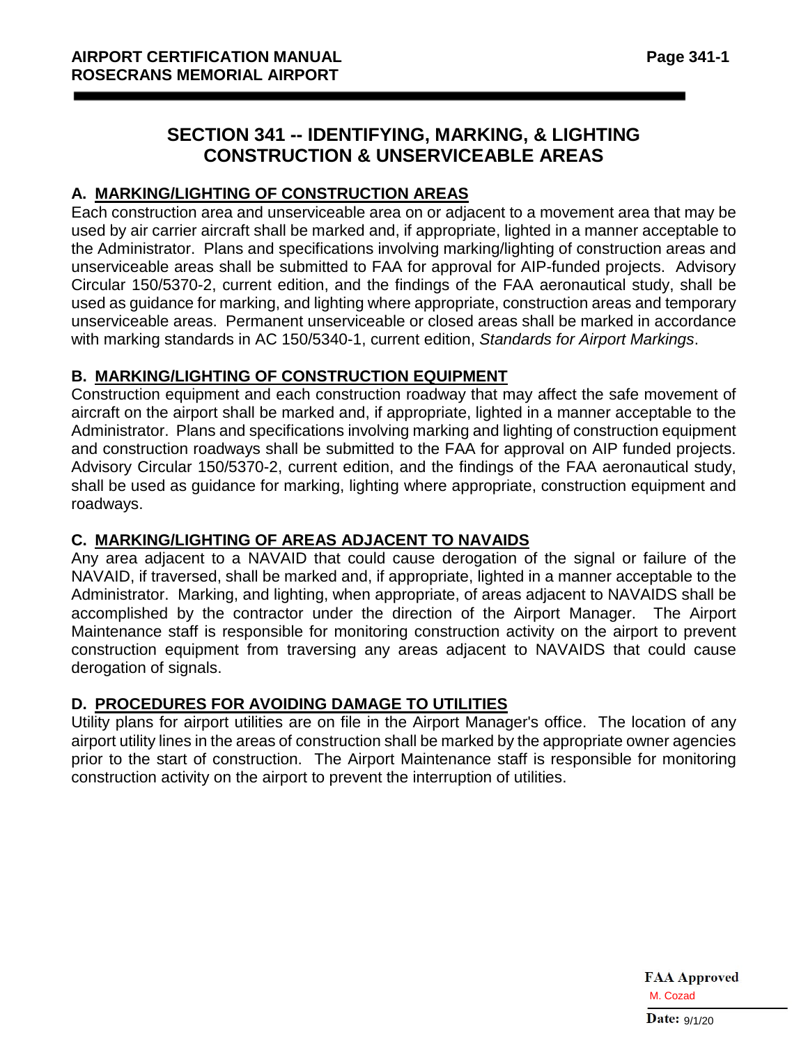# SECTION 341 -- IDENTIFYING, MARKING, & LIGHTING CONSTRUCTION & UNSERVICEABLE AREAS

## A. MARKING/LIGHTING OF CONSTRUCTION AREAS

Each construction area and unserviceable area on or adjacent to a movement area that may be used by air carrier aircraft shall be marked and, if appropriate, lighted in a manner acceptable to the Administrator. Plans and specifications involving marking/lighting of construction areas and unserviceable areas shall be submitted to FAA for approval for AIP-funded projects. Advisory Circular 150/5370-2, current edition, and the findings of the FAA aeronautical study, shall be used as guidance for marking, and lighting where appropriate, construction areas and temporary unserviceable areas. Permanent unserviceable or closed areas shall be marked in accordance with marking standards in AC 150/5340-1, current edition, *Standards for Airport Markings*.

## B. MARKING/LIGHTING OF CONSTRUCTION EQUIPMENT

Construction equipment and each construction roadway that may affect the safe movement of aircraft on the airport shall be marked and, if appropriate, lighted in a manner acceptable to the Administrator. Plans and specifications involving marking and lighting of construction equipment and construction roadways shall be submitted to the FAA for approval on AIP funded projects. Advisory Circular 150/5370-2, current edition, and the findings of the FAA aeronautical study, shall be used as guidance for marking, lighting where appropriate, construction equipment and roadways.

## C. MARKING/LIGHTING OF AREAS ADJACENT TO NAVAIDS

Any area adjacent to a NAVAID that could cause derogation of the signal or failure of the NAVAID, if traversed, shall be marked and, if appropriate, lighted in a manner acceptable to the Administrator. Marking, and lighting, when appropriate, of areas adjacent to NAVAIDS shall be accomplished by the contractor under the direction of the Airport Manager. The Airport Maintenance staff is responsible for monitoring construction activity on the airport to prevent construction equipment from traversing any areas adjacent to NAVAIDS that could cause derogation of signals.

## D. PROCEDURES FOR AVOIDING DAMAGE TO UTILITIES

Utility plans for airport utilities are on file in the Airport Manager's office. The location of any airport utility lines in the areas of construction shall be marked by the appropriate owner agencies prior to the start of construction. The Airport Maintenance staff is responsible for monitoring construction activity on the airport to prevent the interruption of utilities.

**FAA Approved**
M. Cozad
**Date:** 9/1/20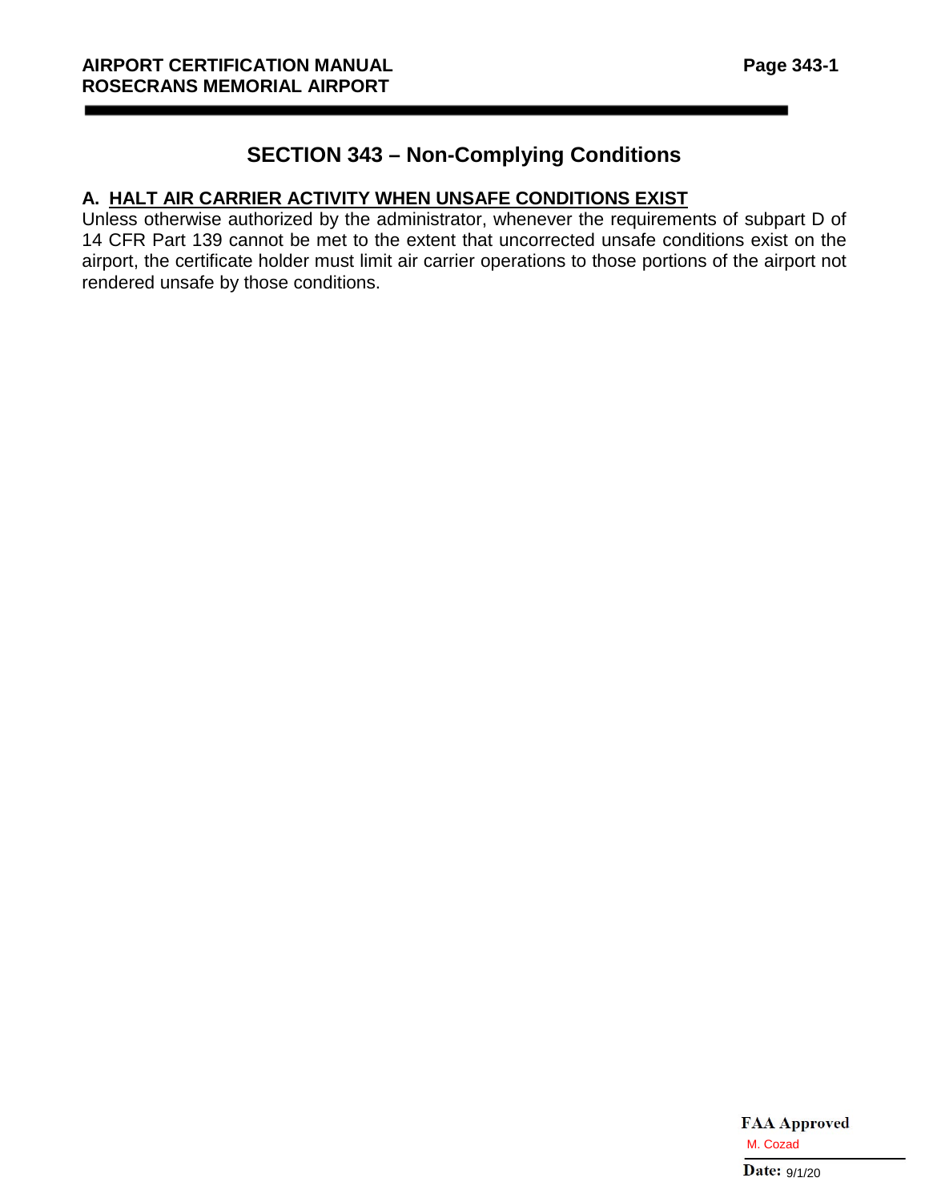# SECTION 343 – Non-Complying Conditions

## A. HALT AIR CARRIER ACTIVITY WHEN UNSAFE CONDITIONS EXIST

Unless otherwise authorized by the administrator, whenever the requirements of subpart D of 14 CFR Part 139 cannot be met to the extent that uncorrected unsafe conditions exist on the airport, the certificate holder must limit air carrier operations to those portions of the airport not rendered unsafe by those conditions.

**FAA Approved**

M. Cozad

**Date:** 9/1/20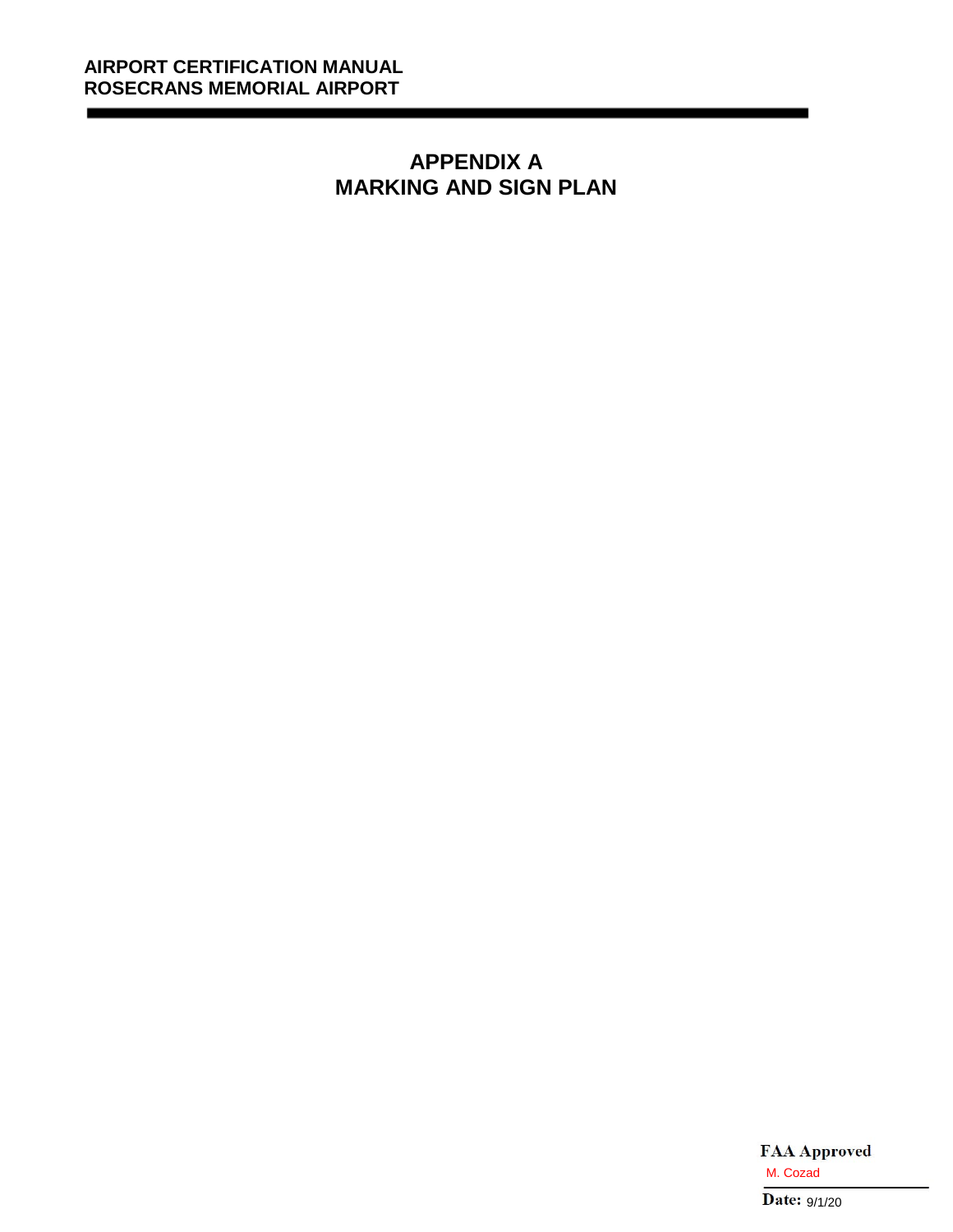# APPENDIX A
# MARKING AND SIGN PLAN

**FAA Approved**
M. Cozad

**Date:** 9/1/20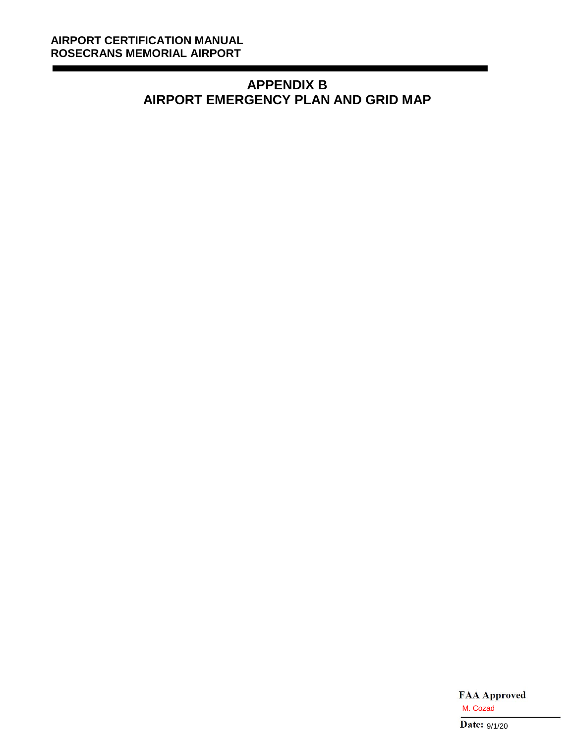# APPENDIX B
# AIRPORT EMERGENCY PLAN AND GRID MAP

**FAA Approved**

M. Cozad

**Date:** 9/1/20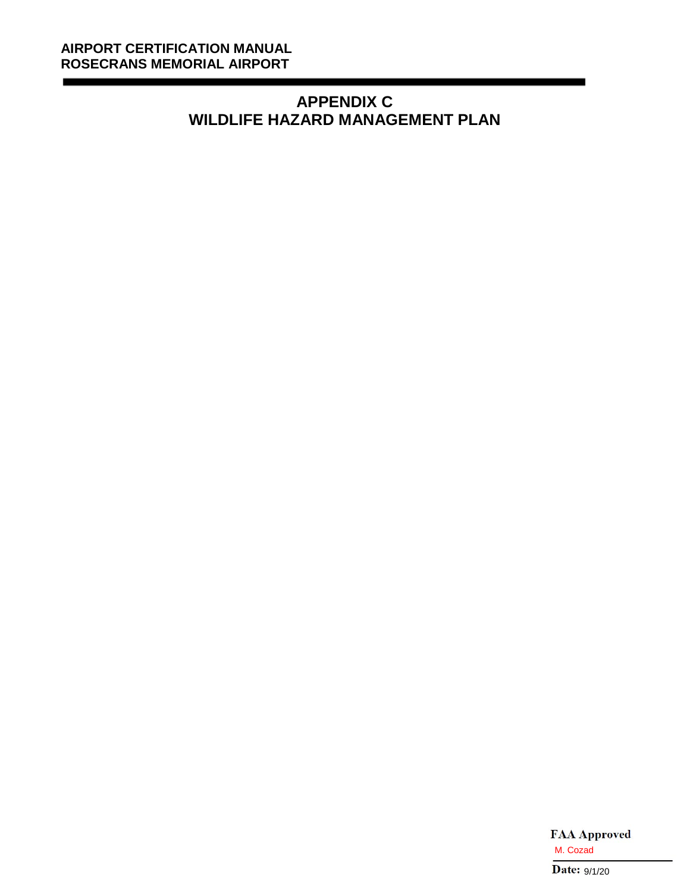# APPENDIX C
# WILDLIFE HAZARD MANAGEMENT PLAN

**FAA Approved**

M. Cozad

**Date:** 9/1/20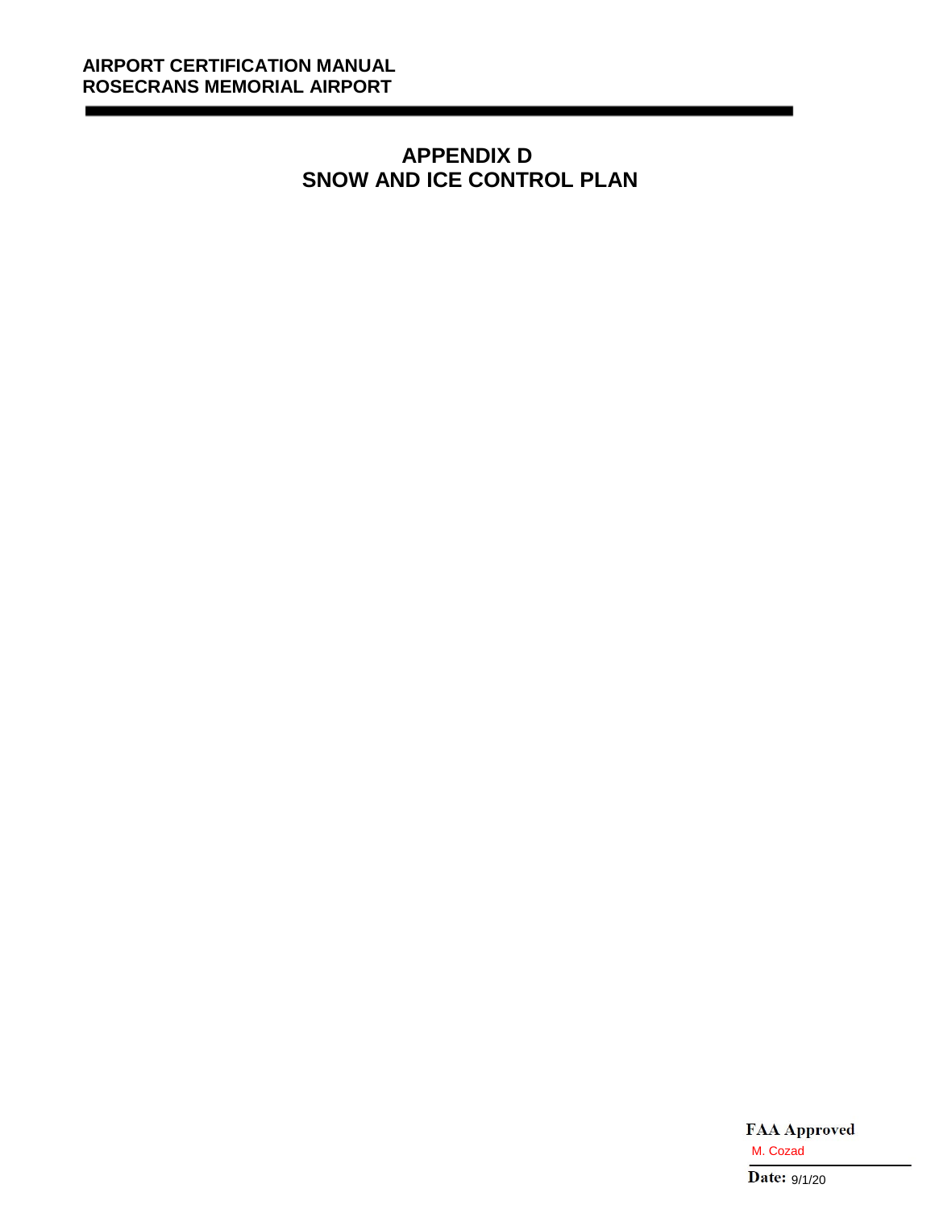# APPENDIX D
# SNOW AND ICE CONTROL PLAN

**FAA Approved**
M. Cozad

**Date:** 9/1/20